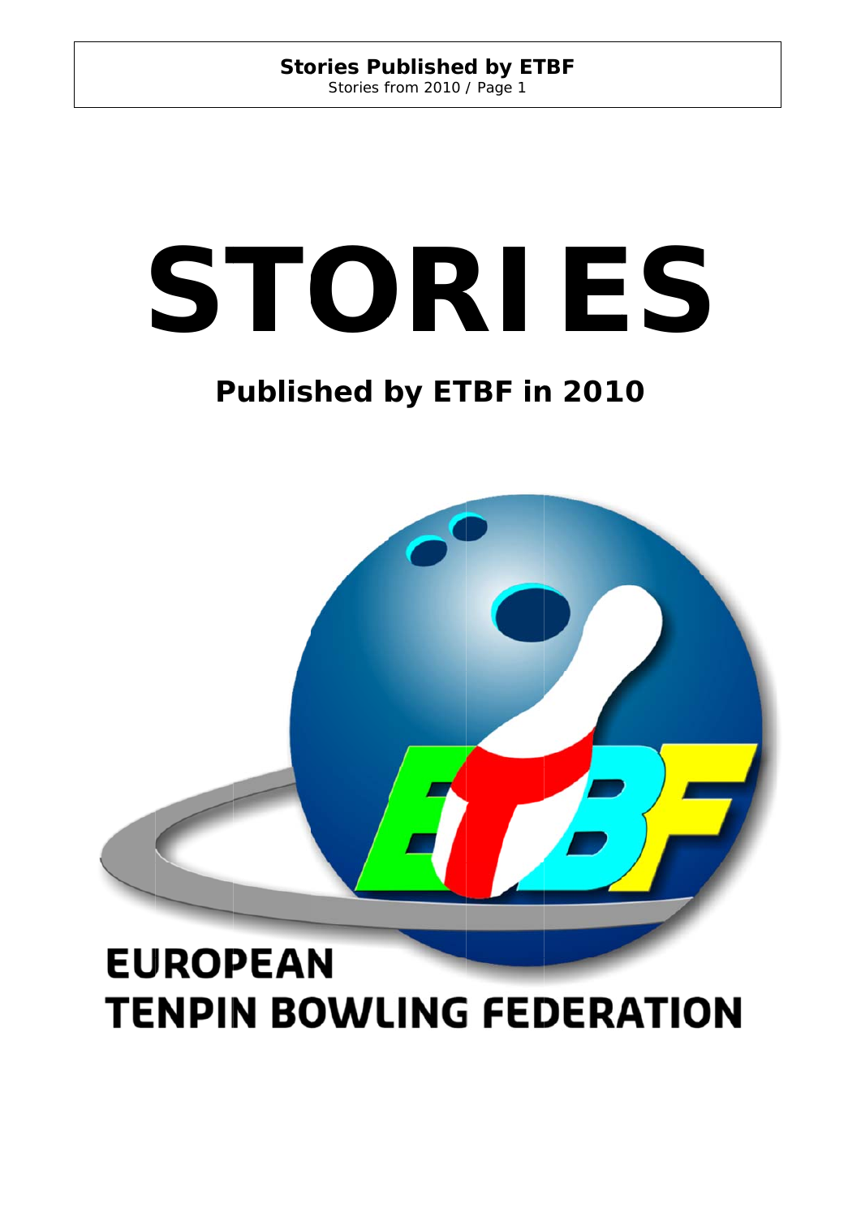# STORIES

## Published by ETBF in 2010

EUROPEAN
TENPIN BOWLING FEDERATION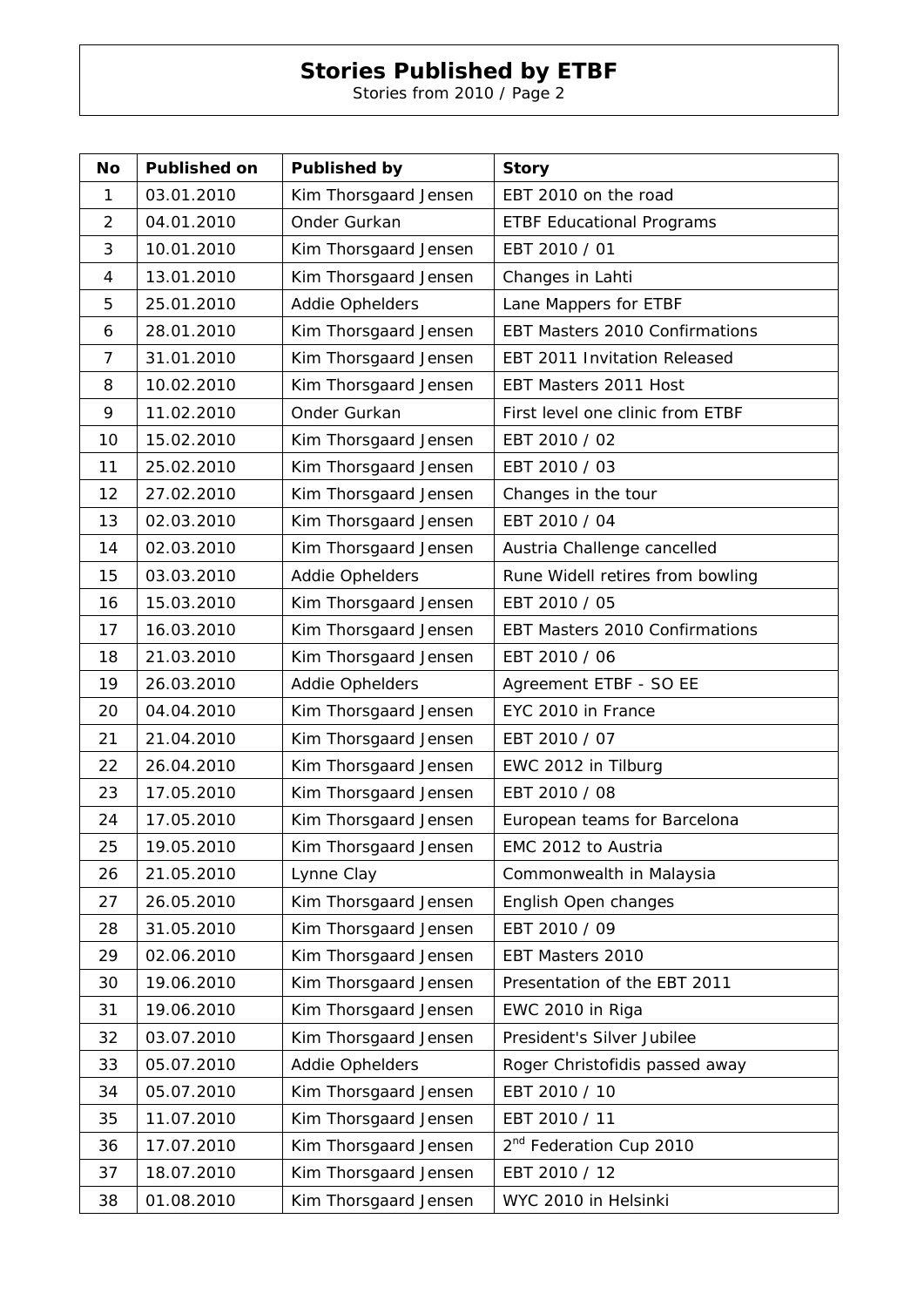# Stories Published by ETBF

Stories from 2010 / Page 2

| No | Published on | Published by | Story |
|---|---|---|---|
| 1 | 03.01.2010 | Kim Thorsgaard Jensen | EBT 2010 on the road |
| 2 | 04.01.2010 | Onder Gurkan | ETBF Educational Programs |
| 3 | 10.01.2010 | Kim Thorsgaard Jensen | EBT 2010 / 01 |
| 4 | 13.01.2010 | Kim Thorsgaard Jensen | Changes in Lahti |
| 5 | 25.01.2010 | Addie Ophelders | Lane Mappers for ETBF |
| 6 | 28.01.2010 | Kim Thorsgaard Jensen | EBT Masters 2010 Confirmations |
| 7 | 31.01.2010 | Kim Thorsgaard Jensen | EBT 2011 Invitation Released |
| 8 | 10.02.2010 | Kim Thorsgaard Jensen | EBT Masters 2011 Host |
| 9 | 11.02.2010 | Onder Gurkan | First level one clinic from ETBF |
| 10 | 15.02.2010 | Kim Thorsgaard Jensen | EBT 2010 / 02 |
| 11 | 25.02.2010 | Kim Thorsgaard Jensen | EBT 2010 / 03 |
| 12 | 27.02.2010 | Kim Thorsgaard Jensen | Changes in the tour |
| 13 | 02.03.2010 | Kim Thorsgaard Jensen | EBT 2010 / 04 |
| 14 | 02.03.2010 | Kim Thorsgaard Jensen | Austria Challenge cancelled |
| 15 | 03.03.2010 | Addie Ophelders | Rune Widell retires from bowling |
| 16 | 15.03.2010 | Kim Thorsgaard Jensen | EBT 2010 / 05 |
| 17 | 16.03.2010 | Kim Thorsgaard Jensen | EBT Masters 2010 Confirmations |
| 18 | 21.03.2010 | Kim Thorsgaard Jensen | EBT 2010 / 06 |
| 19 | 26.03.2010 | Addie Ophelders | Agreement ETBF - SO EE |
| 20 | 04.04.2010 | Kim Thorsgaard Jensen | EYC 2010 in France |
| 21 | 21.04.2010 | Kim Thorsgaard Jensen | EBT 2010 / 07 |
| 22 | 26.04.2010 | Kim Thorsgaard Jensen | EWC 2012 in Tilburg |
| 23 | 17.05.2010 | Kim Thorsgaard Jensen | EBT 2010 / 08 |
| 24 | 17.05.2010 | Kim Thorsgaard Jensen | European teams for Barcelona |
| 25 | 19.05.2010 | Kim Thorsgaard Jensen | EMC 2012 to Austria |
| 26 | 21.05.2010 | Lynne Clay | Commonwealth in Malaysia |
| 27 | 26.05.2010 | Kim Thorsgaard Jensen | English Open changes |
| 28 | 31.05.2010 | Kim Thorsgaard Jensen | EBT 2010 / 09 |
| 29 | 02.06.2010 | Kim Thorsgaard Jensen | EBT Masters 2010 |
| 30 | 19.06.2010 | Kim Thorsgaard Jensen | Presentation of the EBT 2011 |
| 31 | 19.06.2010 | Kim Thorsgaard Jensen | EWC 2010 in Riga |
| 32 | 03.07.2010 | Kim Thorsgaard Jensen | President's Silver Jubilee |
| 33 | 05.07.2010 | Addie Ophelders | Roger Christofidis passed away |
| 34 | 05.07.2010 | Kim Thorsgaard Jensen | EBT 2010 / 10 |
| 35 | 11.07.2010 | Kim Thorsgaard Jensen | EBT 2010 / 11 |
| 36 | 17.07.2010 | Kim Thorsgaard Jensen | 2nd Federation Cup 2010 |
| 37 | 18.07.2010 | Kim Thorsgaard Jensen | EBT 2010 / 12 |
| 38 | 01.08.2010 | Kim Thorsgaard Jensen | WYC 2010 in Helsinki |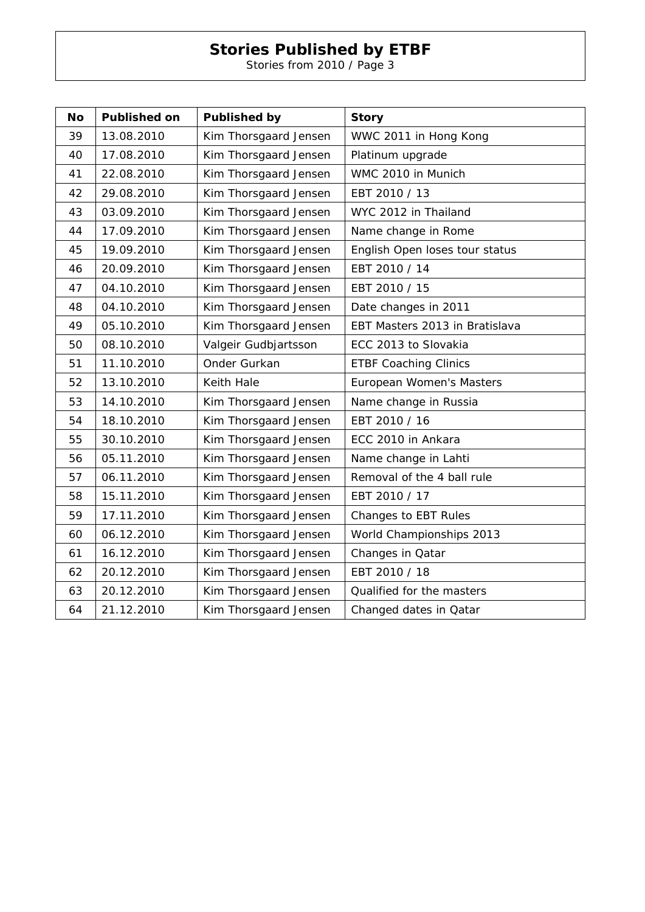# Stories Published by ETBF

Stories from 2010 / Page 3

| No | Published on | Published by | Story |
|---|---|---|---|
| 39 | 13.08.2010 | Kim Thorsgaard Jensen | WWC 2011 in Hong Kong |
| 40 | 17.08.2010 | Kim Thorsgaard Jensen | Platinum upgrade |
| 41 | 22.08.2010 | Kim Thorsgaard Jensen | WMC 2010 in Munich |
| 42 | 29.08.2010 | Kim Thorsgaard Jensen | EBT 2010 / 13 |
| 43 | 03.09.2010 | Kim Thorsgaard Jensen | WYC 2012 in Thailand |
| 44 | 17.09.2010 | Kim Thorsgaard Jensen | Name change in Rome |
| 45 | 19.09.2010 | Kim Thorsgaard Jensen | English Open loses tour status |
| 46 | 20.09.2010 | Kim Thorsgaard Jensen | EBT 2010 / 14 |
| 47 | 04.10.2010 | Kim Thorsgaard Jensen | EBT 2010 / 15 |
| 48 | 04.10.2010 | Kim Thorsgaard Jensen | Date changes in 2011 |
| 49 | 05.10.2010 | Kim Thorsgaard Jensen | EBT Masters 2013 in Bratislava |
| 50 | 08.10.2010 | Valgeir Gudbjartsson | ECC 2013 to Slovakia |
| 51 | 11.10.2010 | Onder Gurkan | ETBF Coaching Clinics |
| 52 | 13.10.2010 | Keith Hale | European Women's Masters |
| 53 | 14.10.2010 | Kim Thorsgaard Jensen | Name change in Russia |
| 54 | 18.10.2010 | Kim Thorsgaard Jensen | EBT 2010 / 16 |
| 55 | 30.10.2010 | Kim Thorsgaard Jensen | ECC 2010 in Ankara |
| 56 | 05.11.2010 | Kim Thorsgaard Jensen | Name change in Lahti |
| 57 | 06.11.2010 | Kim Thorsgaard Jensen | Removal of the 4 ball rule |
| 58 | 15.11.2010 | Kim Thorsgaard Jensen | EBT 2010 / 17 |
| 59 | 17.11.2010 | Kim Thorsgaard Jensen | Changes to EBT Rules |
| 60 | 06.12.2010 | Kim Thorsgaard Jensen | World Championships 2013 |
| 61 | 16.12.2010 | Kim Thorsgaard Jensen | Changes in Qatar |
| 62 | 20.12.2010 | Kim Thorsgaard Jensen | EBT 2010 / 18 |
| 63 | 20.12.2010 | Kim Thorsgaard Jensen | Qualified for the masters |
| 64 | 21.12.2010 | Kim Thorsgaard Jensen | Changed dates in Qatar |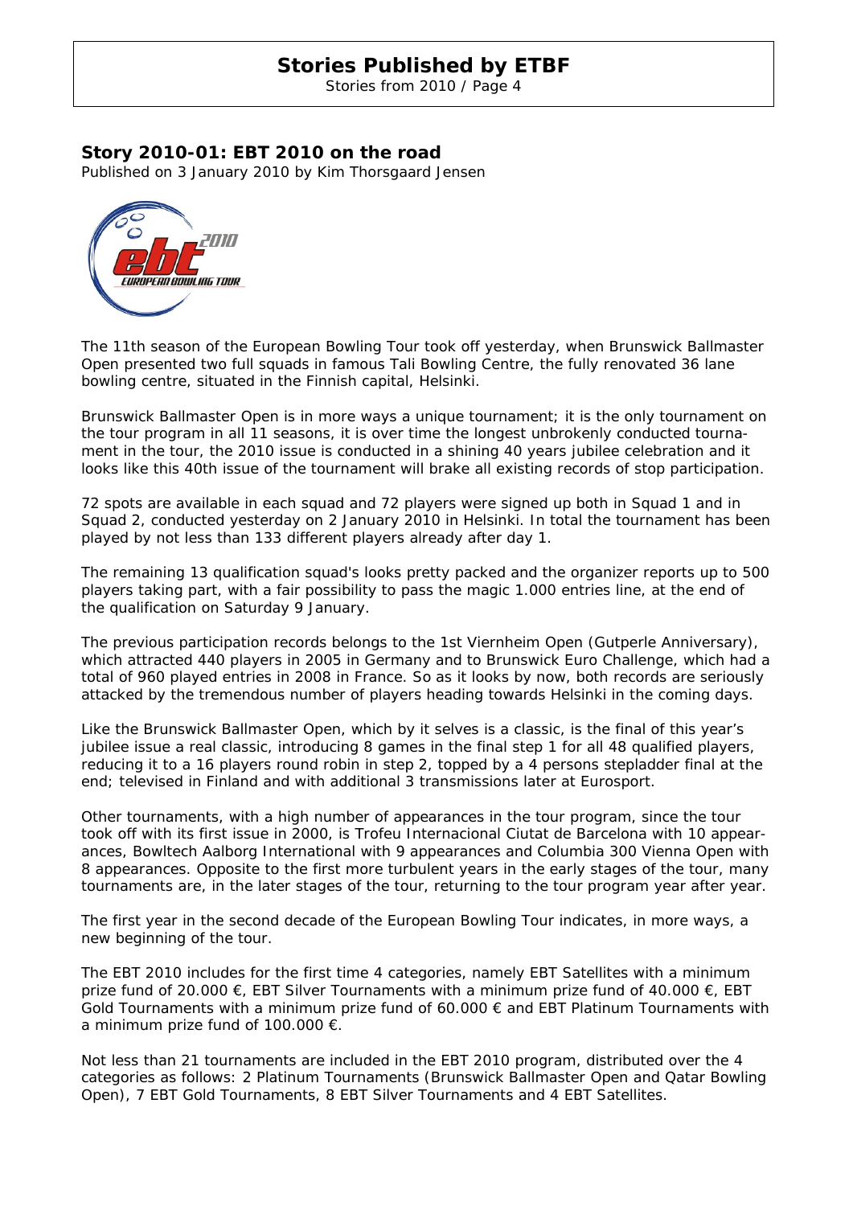## Story 2010-01: EBT 2010 on the road

Published on 3 January 2010 by Kim Thorsgaard Jensen

The 11th season of the European Bowling Tour took off yesterday, when Brunswick Ballmaster Open presented two full squads in famous Tali Bowling Centre, the fully renovated 36 lane bowling centre, situated in the Finnish capital, Helsinki.

Brunswick Ballmaster Open is in more ways a unique tournament; it is the only tournament on the tour program in all 11 seasons, it is over time the longest unbrokenly conducted tournament in the tour, the 2010 issue is conducted in a shining 40 years jubilee celebration and it looks like this 40th issue of the tournament will brake all existing records of stop participation.

72 spots are available in each squad and 72 players were signed up both in Squad 1 and in Squad 2, conducted yesterday on 2 January 2010 in Helsinki. In total the tournament has been played by not less than 133 different players already after day 1.

The remaining 13 qualification squad's looks pretty packed and the organizer reports up to 500 players taking part, with a fair possibility to pass the magic 1.000 entries line, at the end of the qualification on Saturday 9 January.

The previous participation records belongs to the 1st Viernheim Open (Gutperle Anniversary), which attracted 440 players in 2005 in Germany and to Brunswick Euro Challenge, which had a total of 960 played entries in 2008 in France. So as it looks by now, both records are seriously attacked by the tremendous number of players heading towards Helsinki in the coming days.

Like the Brunswick Ballmaster Open, which by it selves is a classic, is the final of this year's jubilee issue a real classic, introducing 8 games in the final step 1 for all 48 qualified players, reducing it to a 16 players round robin in step 2, topped by a 4 persons stepladder final at the end; televised in Finland and with additional 3 transmissions later at Eurosport.

Other tournaments, with a high number of appearances in the tour program, since the tour took off with its first issue in 2000, is Trofeu Internacional Ciutat de Barcelona with 10 appearances, Bowltech Aalborg International with 9 appearances and Columbia 300 Vienna Open with 8 appearances. Opposite to the first more turbulent years in the early stages of the tour, many tournaments are, in the later stages of the tour, returning to the tour program year after year.

The first year in the second decade of the European Bowling Tour indicates, in more ways, a new beginning of the tour.

The EBT 2010 includes for the first time 4 categories, namely EBT Satellites with a minimum prize fund of 20.000 €, EBT Silver Tournaments with a minimum prize fund of 40.000 €, EBT Gold Tournaments with a minimum prize fund of 60.000 € and EBT Platinum Tournaments with a minimum prize fund of 100.000 €.

Not less than 21 tournaments are included in the EBT 2010 program, distributed over the 4 categories as follows: 2 Platinum Tournaments (Brunswick Ballmaster Open and Qatar Bowling Open), 7 EBT Gold Tournaments, 8 EBT Silver Tournaments and 4 EBT Satellites.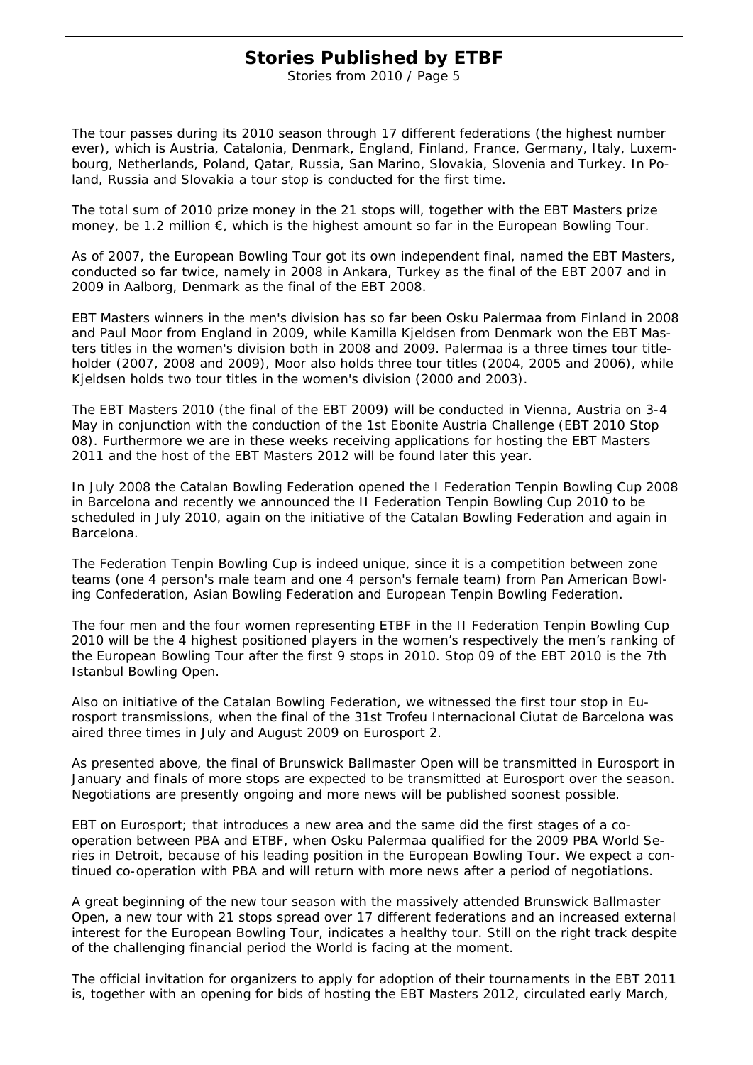The tour passes during its 2010 season through 17 different federations (the highest number ever), which is Austria, Catalonia, Denmark, England, Finland, France, Germany, Italy, Luxembourg, Netherlands, Poland, Qatar, Russia, San Marino, Slovakia, Slovenia and Turkey. In Poland, Russia and Slovakia a tour stop is conducted for the first time.

The total sum of 2010 prize money in the 21 stops will, together with the EBT Masters prize money, be 1.2 million €, which is the highest amount so far in the European Bowling Tour.

As of 2007, the European Bowling Tour got its own independent final, named the EBT Masters, conducted so far twice, namely in 2008 in Ankara, Turkey as the final of the EBT 2007 and in 2009 in Aalborg, Denmark as the final of the EBT 2008.

EBT Masters winners in the men's division has so far been Osku Palermaa from Finland in 2008 and Paul Moor from England in 2009, while Kamilla Kjeldsen from Denmark won the EBT Masters titles in the women's division both in 2008 and 2009. Palermaa is a three times tour titleholder (2007, 2008 and 2009), Moor also holds three tour titles (2004, 2005 and 2006), while Kjeldsen holds two tour titles in the women's division (2000 and 2003).

The EBT Masters 2010 (the final of the EBT 2009) will be conducted in Vienna, Austria on 3-4 May in conjunction with the conduction of the 1st Ebonite Austria Challenge (EBT 2010 Stop 08). Furthermore we are in these weeks receiving applications for hosting the EBT Masters 2011 and the host of the EBT Masters 2012 will be found later this year.

In July 2008 the Catalan Bowling Federation opened the I Federation Tenpin Bowling Cup 2008 in Barcelona and recently we announced the II Federation Tenpin Bowling Cup 2010 to be scheduled in July 2010, again on the initiative of the Catalan Bowling Federation and again in Barcelona.

The Federation Tenpin Bowling Cup is indeed unique, since it is a competition between zone teams (one 4 person's male team and one 4 person's female team) from Pan American Bowling Confederation, Asian Bowling Federation and European Tenpin Bowling Federation.

The four men and the four women representing ETBF in the II Federation Tenpin Bowling Cup 2010 will be the 4 highest positioned players in the women's respectively the men's ranking of the European Bowling Tour after the first 9 stops in 2010. Stop 09 of the EBT 2010 is the 7th Istanbul Bowling Open.

Also on initiative of the Catalan Bowling Federation, we witnessed the first tour stop in Eurosport transmissions, when the final of the 31st Trofeu Internacional Ciutat de Barcelona was aired three times in July and August 2009 on Eurosport 2.

As presented above, the final of Brunswick Ballmaster Open will be transmitted in Eurosport in January and finals of more stops are expected to be transmitted at Eurosport over the season. Negotiations are presently ongoing and more news will be published soonest possible.

EBT on Eurosport; that introduces a new area and the same did the first stages of a co-operation between PBA and ETBF, when Osku Palermaa qualified for the 2009 PBA World Series in Detroit, because of his leading position in the European Bowling Tour. We expect a continued co-operation with PBA and will return with more news after a period of negotiations.

A great beginning of the new tour season with the massively attended Brunswick Ballmaster Open, a new tour with 21 stops spread over 17 different federations and an increased external interest for the European Bowling Tour, indicates a healthy tour. Still on the right track despite of the challenging financial period the World is facing at the moment.

The official invitation for organizers to apply for adoption of their tournaments in the EBT 2011 is, together with an opening for bids of hosting the EBT Masters 2012, circulated early March,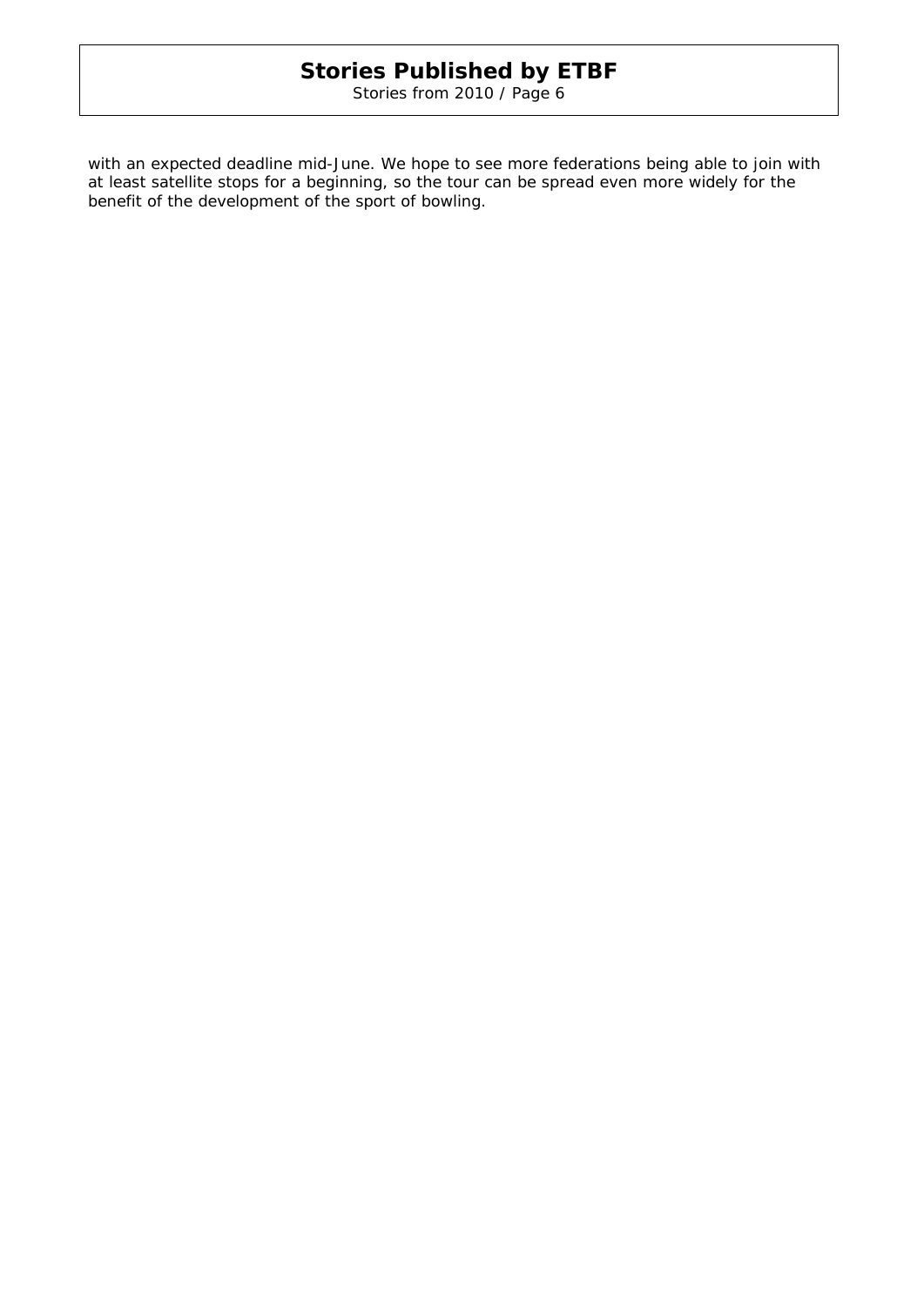with an expected deadline mid-June. We hope to see more federations being able to join with at least satellite stops for a beginning, so the tour can be spread even more widely for the benefit of the development of the sport of bowling.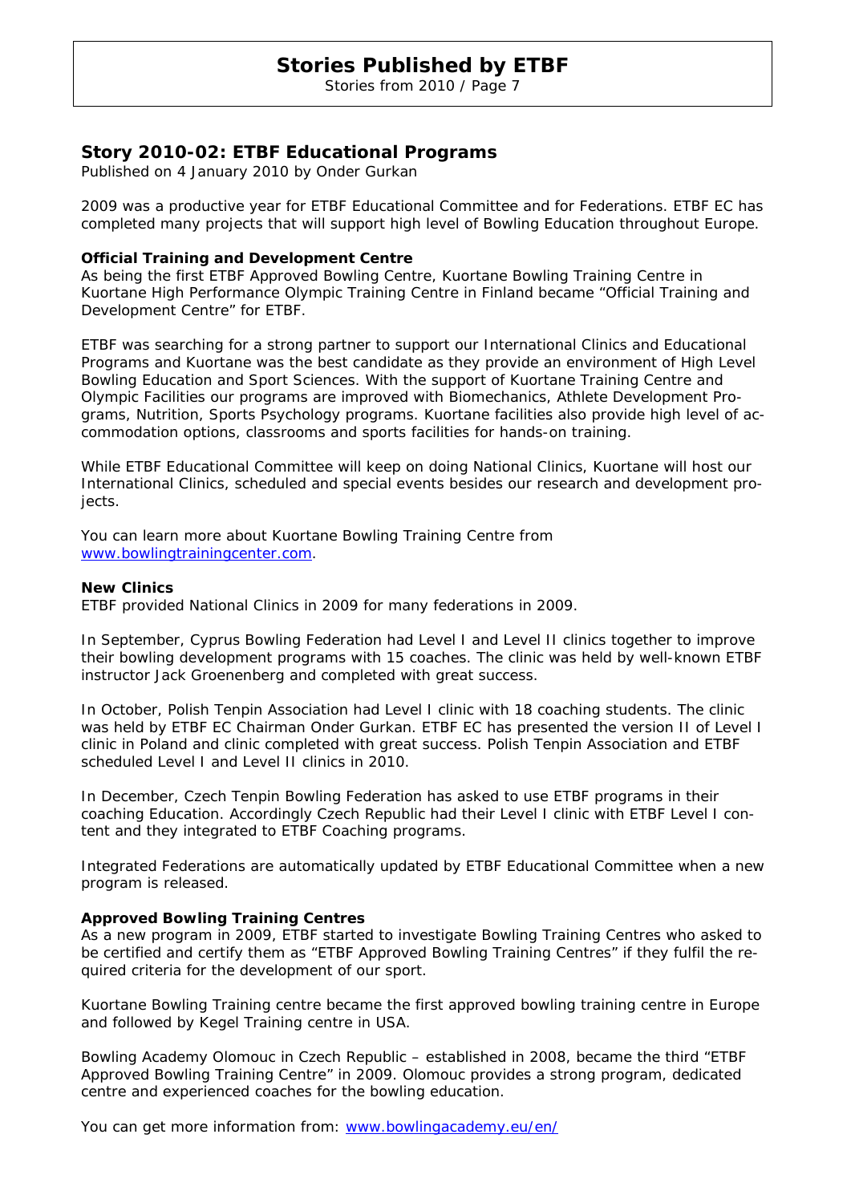## Story 2010-02: ETBF Educational Programs

*Published on 4 January 2010 by Onder Gurkan*

*2009 was a productive year for ETBF Educational Committee and for Federations. ETBF EC has completed many projects that will support high level of Bowling Education throughout Europe.*

### Official Training and Development Centre

*As being the first ETBF Approved Bowling Centre, Kuortane Bowling Training Centre in Kuortane High Performance Olympic Training Centre in Finland became "Official Training and Development Centre" for ETBF.*

*ETBF was searching for a strong partner to support our International Clinics and Educational Programs and Kuortane was the best candidate as they provide an environment of High Level Bowling Education and Sport Sciences. With the support of Kuortane Training Centre and Olympic Facilities our programs are improved with Biomechanics, Athlete Development Programs, Nutrition, Sports Psychology programs. Kuortane facilities also provide high level of accommodation options, classrooms and sports facilities for hands-on training.*

*While ETBF Educational Committee will keep on doing National Clinics, Kuortane will host our International Clinics, scheduled and special events besides our research and development projects.*

*You can learn more about Kuortane Bowling Training Centre from [www.bowlingtrainingcenter.com](http://www.bowlingtrainingcenter.com).*

### New Clinics

*ETBF provided National Clinics in 2009 for many federations in 2009.*

*In September, Cyprus Bowling Federation had Level I and Level II clinics together to improve their bowling development programs with 15 coaches. The clinic was held by well-known ETBF instructor Jack Groenenberg and completed with great success.*

*In October, Polish Tenpin Association had Level I clinic with 18 coaching students. The clinic was held by ETBF EC Chairman Onder Gurkan. ETBF EC has presented the version II of Level I clinic in Poland and clinic completed with great success. Polish Tenpin Association and ETBF scheduled Level I and Level II clinics in 2010.*

*In December, Czech Tenpin Bowling Federation has asked to use ETBF programs in their coaching Education. Accordingly Czech Republic had their Level I clinic with ETBF Level I content and they integrated to ETBF Coaching programs.*

*Integrated Federations are automatically updated by ETBF Educational Committee when a new program is released.*

### Approved Bowling Training Centres

*As a new program in 2009, ETBF started to investigate Bowling Training Centres who asked to be certified and certify them as "ETBF Approved Bowling Training Centres" if they fulfil the required criteria for the development of our sport.*

*Kuortane Bowling Training centre became the first approved bowling training centre in Europe and followed by Kegel Training centre in USA.*

*Bowling Academy Olomouc in Czech Republic – established in 2008, became the third "ETBF Approved Bowling Training Centre" in 2009. Olomouc provides a strong program, dedicated centre and experienced coaches for the bowling education.*

*You can get more information from: [www.bowlingacademy.eu/en/](http://www.bowlingacademy.eu/en/)*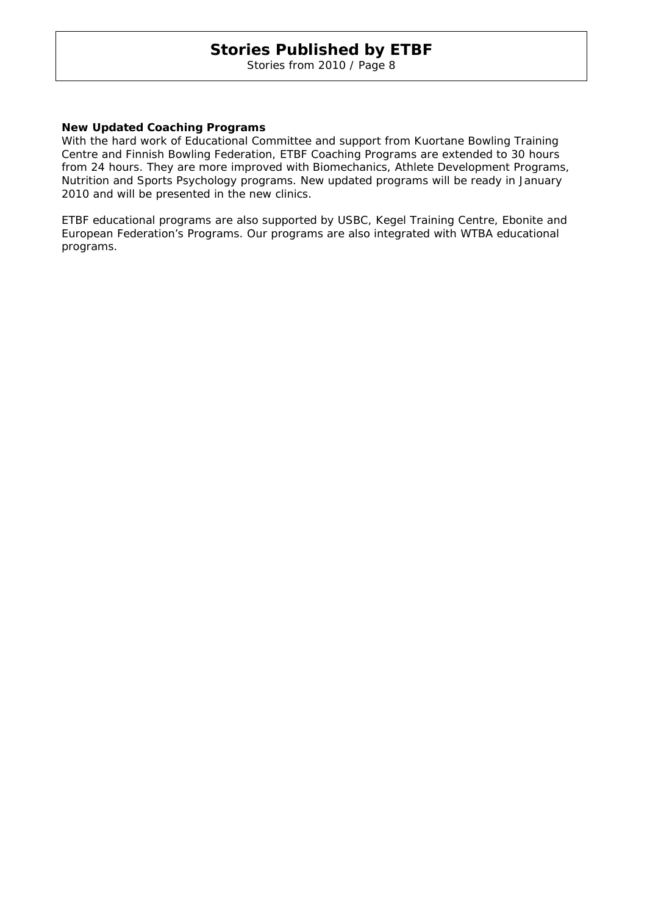**New Updated Coaching Programs**

With the hard work of Educational Committee and support from Kuortane Bowling Training Centre and Finnish Bowling Federation, ETBF Coaching Programs are extended to 30 hours from 24 hours. They are more improved with Biomechanics, Athlete Development Programs, Nutrition and Sports Psychology programs. New updated programs will be ready in January 2010 and will be presented in the new clinics.

ETBF educational programs are also supported by USBC, Kegel Training Centre, Ebonite and European Federation's Programs. Our programs are also integrated with WTBA educational programs.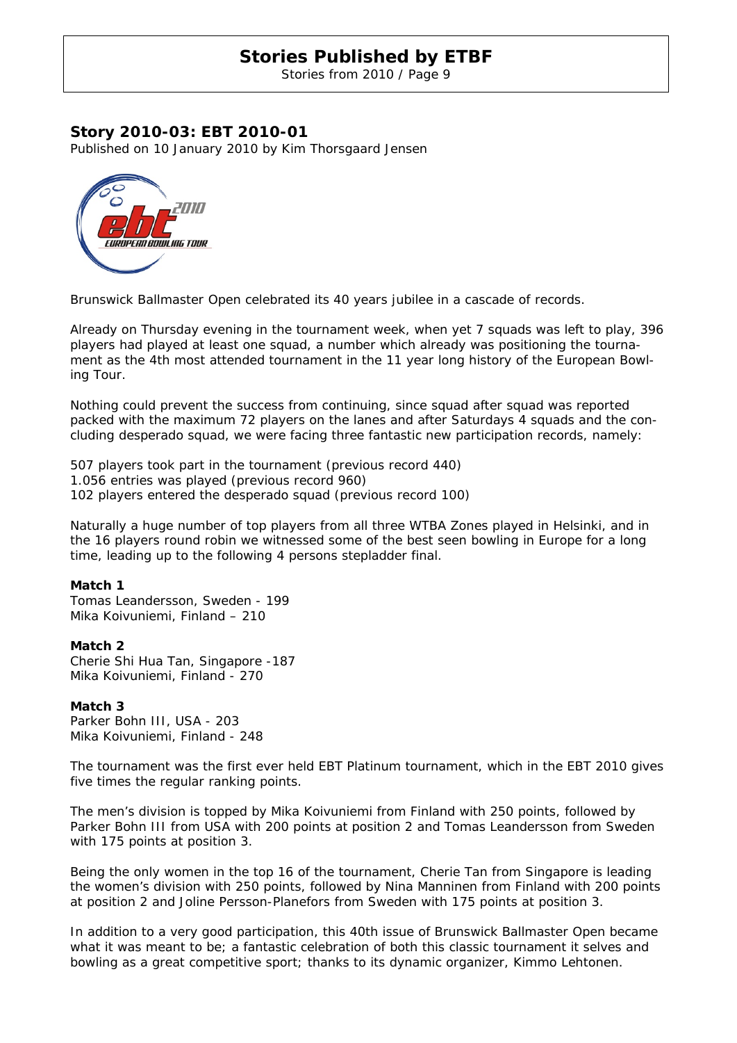## Story 2010-03: EBT 2010-01

Published on 10 January 2010 by Kim Thorsgaard Jensen

Brunswick Ballmaster Open celebrated its 40 years jubilee in a cascade of records.

Already on Thursday evening in the tournament week, when yet 7 squads was left to play, 396 players had played at least one squad, a number which already was positioning the tournament as the 4th most attended tournament in the 11 year long history of the European Bowling Tour.

Nothing could prevent the success from continuing, since squad after squad was reported packed with the maximum 72 players on the lanes and after Saturdays 4 squads and the concluding desperado squad, we were facing three fantastic new participation records, namely:

507 players took part in the tournament (previous record 440)
1.056 entries was played (previous record 960)
102 players entered the desperado squad (previous record 100)

Naturally a huge number of top players from all three WTBA Zones played in Helsinki, and in the 16 players round robin we witnessed some of the best seen bowling in Europe for a long time, leading up to the following 4 persons stepladder final.

**Match 1**
Tomas Leandersson, Sweden - 199
Mika Koivuniemi, Finland – 210

**Match 2**
Cherie Shi Hua Tan, Singapore -187
Mika Koivuniemi, Finland - 270

**Match 3**
Parker Bohn III, USA - 203
Mika Koivuniemi, Finland - 248

The tournament was the first ever held EBT Platinum tournament, which in the EBT 2010 gives five times the regular ranking points.

The men's division is topped by Mika Koivuniemi from Finland with 250 points, followed by Parker Bohn III from USA with 200 points at position 2 and Tomas Leandersson from Sweden with 175 points at position 3.

Being the only women in the top 16 of the tournament, Cherie Tan from Singapore is leading the women's division with 250 points, followed by Nina Manninen from Finland with 200 points at position 2 and Joline Persson-Planefors from Sweden with 175 points at position 3.

In addition to a very good participation, this 40th issue of Brunswick Ballmaster Open became what it was meant to be; a fantastic celebration of both this classic tournament it selves and bowling as a great competitive sport; thanks to its dynamic organizer, Kimmo Lehtonen.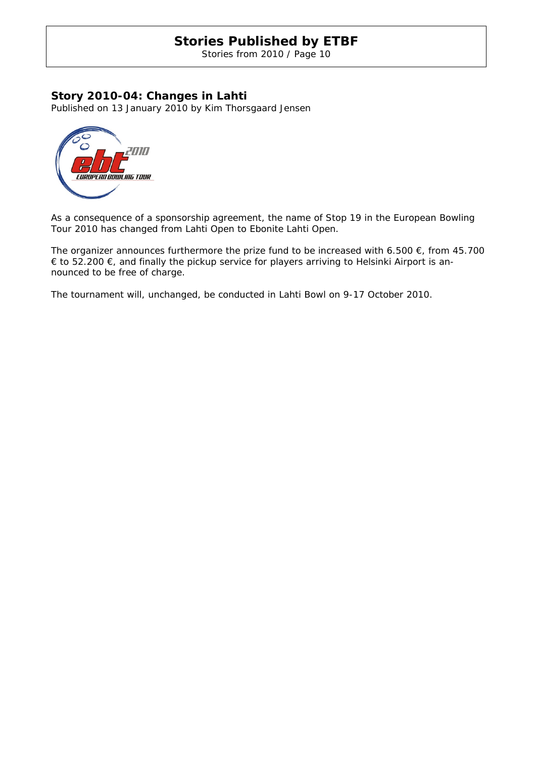## Story 2010-04: Changes in Lahti

Published on 13 January 2010 by Kim Thorsgaard Jensen

As a consequence of a sponsorship agreement, the name of Stop 19 in the European Bowling Tour 2010 has changed from Lahti Open to Ebonite Lahti Open.

The organizer announces furthermore the prize fund to be increased with 6.500 €, from 45.700 € to 52.200 €, and finally the pickup service for players arriving to Helsinki Airport is announced to be free of charge.

The tournament will, unchanged, be conducted in Lahti Bowl on 9-17 October 2010.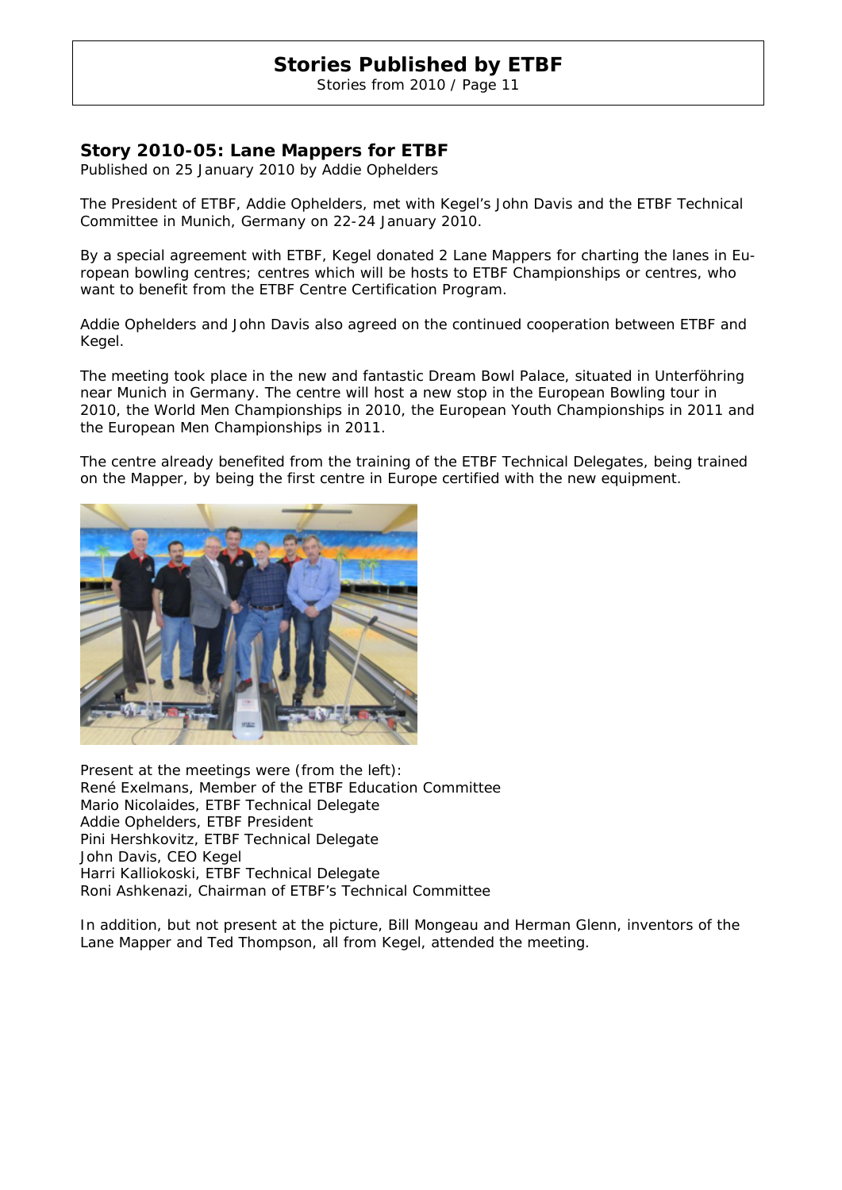## Story 2010-05: Lane Mappers for ETBF

Published on 25 January 2010 by Addie Ophelders

The President of ETBF, Addie Ophelders, met with Kegel's John Davis and the ETBF Technical Committee in Munich, Germany on 22-24 January 2010.

By a special agreement with ETBF, Kegel donated 2 Lane Mappers for charting the lanes in European bowling centres; centres which will be hosts to ETBF Championships or centres, who want to benefit from the ETBF Centre Certification Program.

Addie Ophelders and John Davis also agreed on the continued cooperation between ETBF and Kegel.

The meeting took place in the new and fantastic Dream Bowl Palace, situated in Unterföhring near Munich in Germany. The centre will host a new stop in the European Bowling tour in 2010, the World Men Championships in 2010, the European Youth Championships in 2011 and the European Men Championships in 2011.

The centre already benefited from the training of the ETBF Technical Delegates, being trained on the Mapper, by being the first centre in Europe certified with the new equipment.

Present at the meetings were (from the left):
René Exelmans, Member of the ETBF Education Committee
Mario Nicolaides, ETBF Technical Delegate
Addie Ophelders, ETBF President
Pini Hershkovitz, ETBF Technical Delegate
John Davis, CEO Kegel
Harri Kalliokoski, ETBF Technical Delegate
Roni Ashkenazi, Chairman of ETBF's Technical Committee

In addition, but not present at the picture, Bill Mongeau and Herman Glenn, inventors of the Lane Mapper and Ted Thompson, all from Kegel, attended the meeting.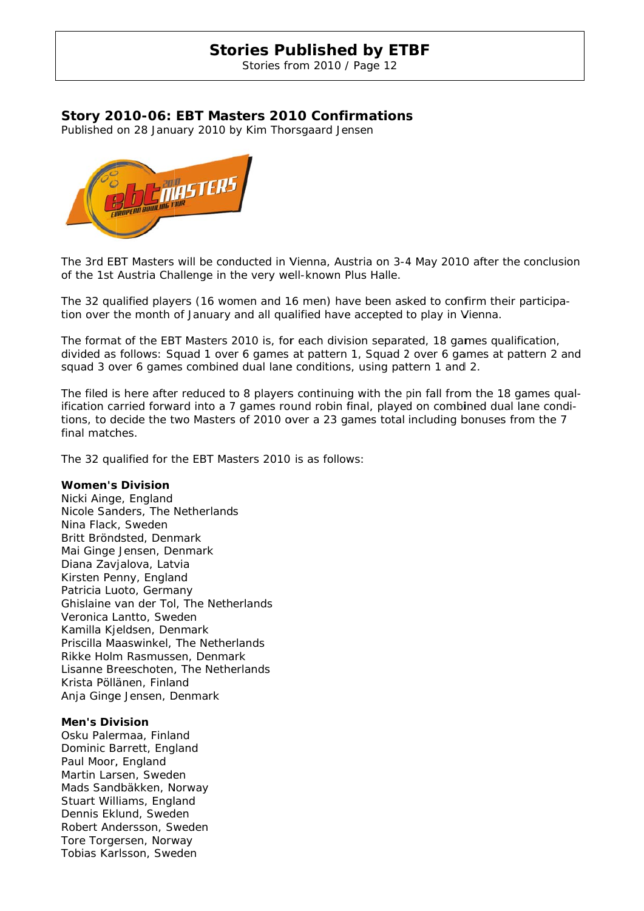## Story 2010-06: EBT Masters 2010 Confirmations

Published on 28 January 2010 by Kim Thorsgaard Jensen

The 3rd EBT Masters will be conducted in Vienna, Austria on 3-4 May 2010 after the conclusion of the 1st Austria Challenge in the very well-known Plus Halle.

The 32 qualified players (16 women and 16 men) have been asked to confirm their participation over the month of January and all qualified have accepted to play in Vienna.

The format of the EBT Masters 2010 is, for each division separated, 18 games qualification, divided as follows: Squad 1 over 6 games at pattern 1, Squad 2 over 6 games at pattern 2 and squad 3 over 6 games combined dual lane conditions, using pattern 1 and 2.

The filed is here after reduced to 8 players continuing with the pin fall from the 18 games qualification carried forward into a 7 games round robin final, played on combined dual lane conditions, to decide the two Masters of 2010 over a 23 games total including bonuses from the 7 final matches.

The 32 qualified for the EBT Masters 2010 is as follows:

**Women's Division**
Nicki Ainge, England
Nicole Sanders, The Netherlands
Nina Flack, Sweden
Britt Bröndsted, Denmark
Mai Ginge Jensen, Denmark
Diana Zavjalova, Latvia
Kirsten Penny, England
Patricia Luoto, Germany
Ghislaine van der Tol, The Netherlands
Veronica Lantto, Sweden
Kamilla Kjeldsen, Denmark
Priscilla Maaswinkel, The Netherlands
Rikke Holm Rasmussen, Denmark
Lisanne Breeschoten, The Netherlands
Krista Pöllänen, Finland
Anja Ginge Jensen, Denmark

**Men's Division**
Osku Palermaa, Finland
Dominic Barrett, England
Paul Moor, England
Martin Larsen, Sweden
Mads Sandbäkken, Norway
Stuart Williams, England
Dennis Eklund, Sweden
Robert Andersson, Sweden
Tore Torgersen, Norway
Tobias Karlsson, Sweden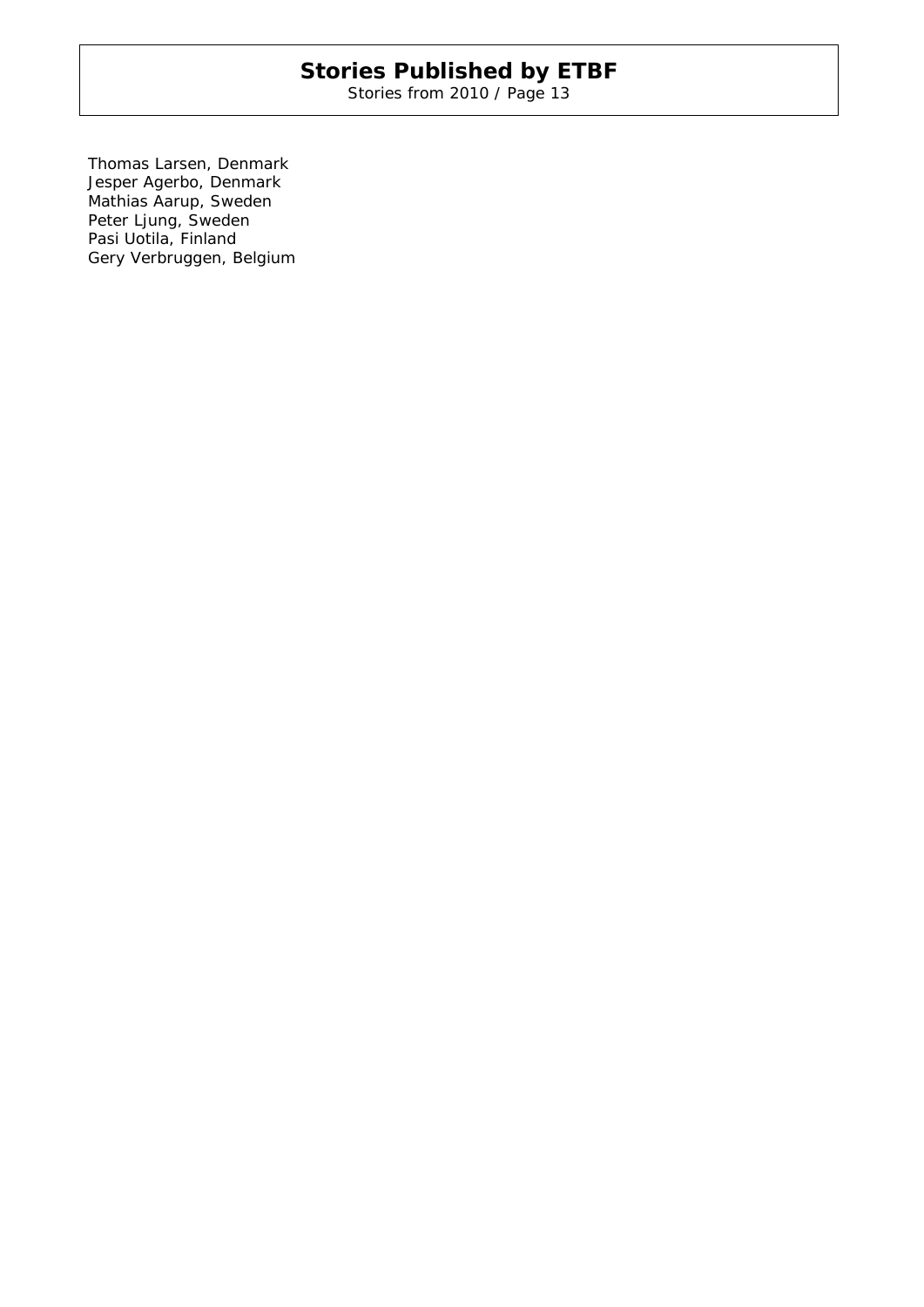Thomas Larsen, Denmark
Jesper Agerbo, Denmark
Mathias Aarup, Sweden
Peter Ljung, Sweden
Pasi Uotila, Finland
Gery Verbruggen, Belgium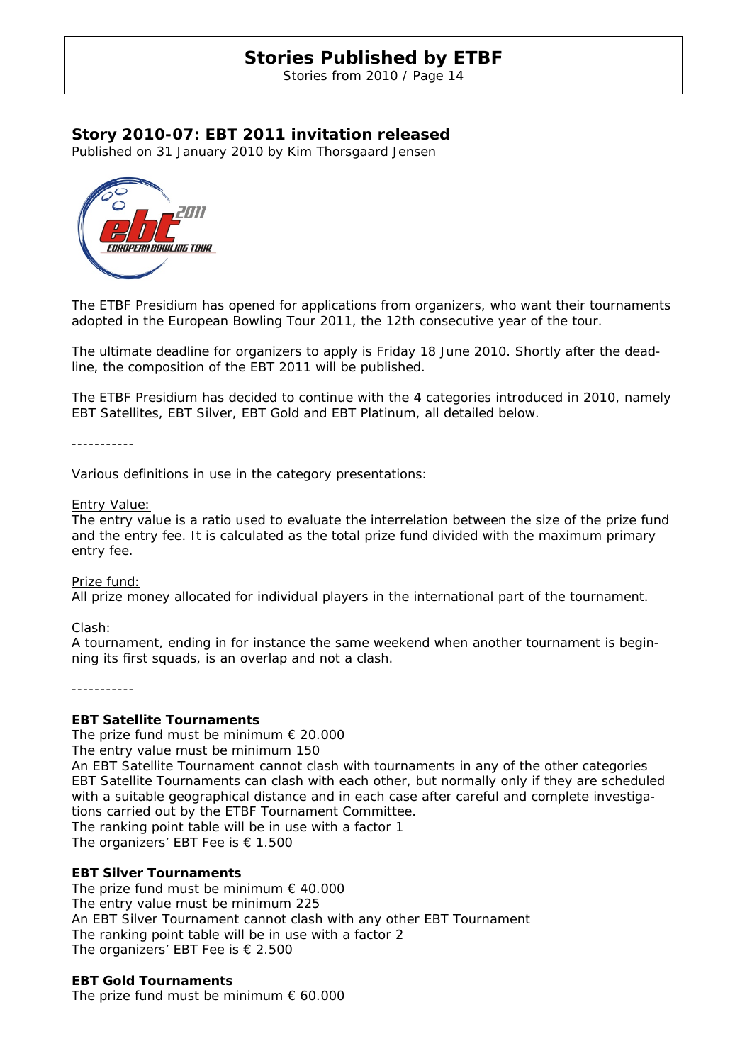## Story 2010-07: EBT 2011 invitation released

Published on 31 January 2010 by Kim Thorsgaard Jensen

The ETBF Presidium has opened for applications from organizers, who want their tournaments adopted in the European Bowling Tour 2011, the 12th consecutive year of the tour.

The ultimate deadline for organizers to apply is Friday 18 June 2010. Shortly after the deadline, the composition of the EBT 2011 will be published.

The ETBF Presidium has decided to continue with the 4 categories introduced in 2010, namely EBT Satellites, EBT Silver, EBT Gold and EBT Platinum, all detailed below.

-----------

Various definitions in use in the category presentations:

Entry Value:
The entry value is a ratio used to evaluate the interrelation between the size of the prize fund and the entry fee. It is calculated as the total prize fund divided with the maximum primary entry fee.

Prize fund:
All prize money allocated for individual players in the international part of the tournament.

Clash:
A tournament, ending in for instance the same weekend when another tournament is beginning its first squads, is an overlap and not a clash.

-----------

**EBT Satellite Tournaments**
The prize fund must be minimum € 20.000
The entry value must be minimum 150
An EBT Satellite Tournament cannot clash with tournaments in any of the other categories
EBT Satellite Tournaments can clash with each other, but normally only if they are scheduled with a suitable geographical distance and in each case after careful and complete investigations carried out by the ETBF Tournament Committee.
The ranking point table will be in use with a factor 1
The organizers' EBT Fee is € 1.500

**EBT Silver Tournaments**
The prize fund must be minimum € 40.000
The entry value must be minimum 225
An EBT Silver Tournament cannot clash with any other EBT Tournament
The ranking point table will be in use with a factor 2
The organizers' EBT Fee is € 2.500

**EBT Gold Tournaments**
The prize fund must be minimum € 60.000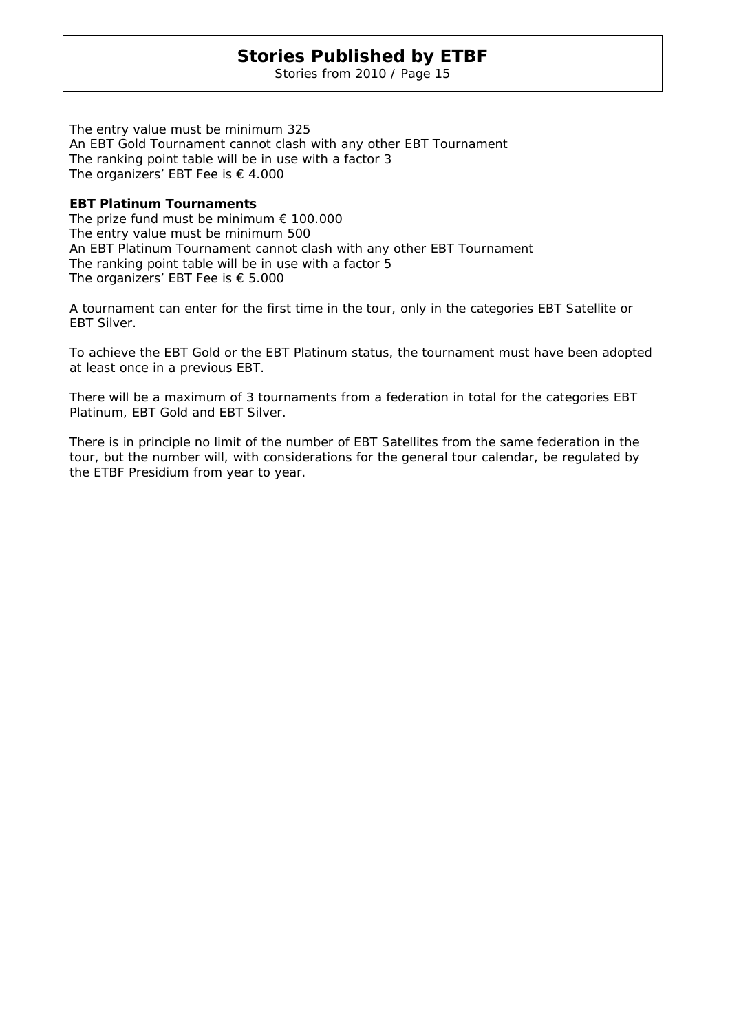The entry value must be minimum 325
An EBT Gold Tournament cannot clash with any other EBT Tournament
The ranking point table will be in use with a factor 3
The organizers' EBT Fee is € 4.000

**EBT Platinum Tournaments**
The prize fund must be minimum € 100.000
The entry value must be minimum 500
An EBT Platinum Tournament cannot clash with any other EBT Tournament
The ranking point table will be in use with a factor 5
The organizers' EBT Fee is € 5.000

A tournament can enter for the first time in the tour, only in the categories EBT Satellite or EBT Silver.

To achieve the EBT Gold or the EBT Platinum status, the tournament must have been adopted at least once in a previous EBT.

There will be a maximum of 3 tournaments from a federation in total for the categories EBT Platinum, EBT Gold and EBT Silver.

There is in principle no limit of the number of EBT Satellites from the same federation in the tour, but the number will, with considerations for the general tour calendar, be regulated by the ETBF Presidium from year to year.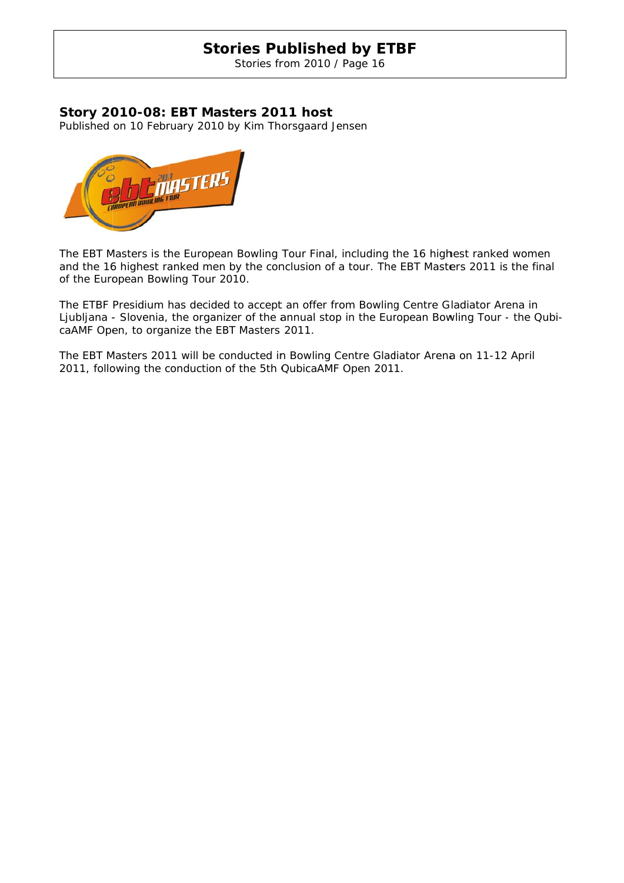## Story 2010-08: EBT Masters 2011 host

Published on 10 February 2010 by Kim Thorsgaard Jensen

The EBT Masters is the European Bowling Tour Final, including the 16 highest ranked women and the 16 highest ranked men by the conclusion of a tour. The EBT Masters 2011 is the final of the European Bowling Tour 2010.

The ETBF Presidium has decided to accept an offer from Bowling Centre Gladiator Arena in Ljubljana - Slovenia, the organizer of the annual stop in the European Bowling Tour - the QubicaAMF Open, to organize the EBT Masters 2011.

The EBT Masters 2011 will be conducted in Bowling Centre Gladiator Arena on 11-12 April 2011, following the conduction of the 5th QubicaAMF Open 2011.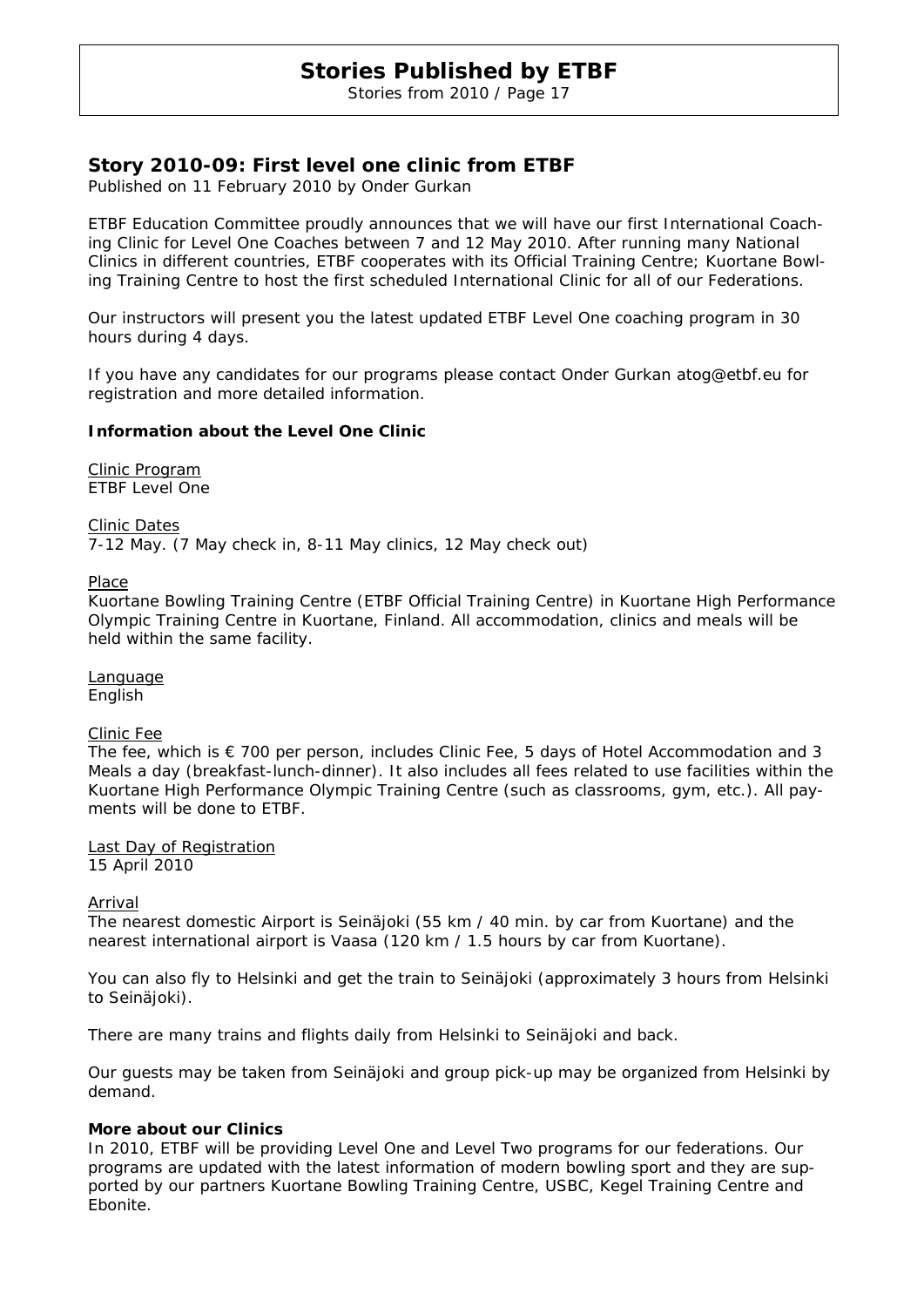## Story 2010-09: First level one clinic from ETBF

Published on 11 February 2010 by Onder Gurkan

ETBF Education Committee proudly announces that we will have our first International Coaching Clinic for Level One Coaches between 7 and 12 May 2010. After running many National Clinics in different countries, ETBF cooperates with its Official Training Centre; Kuortane Bowling Training Centre to host the first scheduled International Clinic for all of our Federations.

Our instructors will present you the latest updated ETBF Level One coaching program in 30 hours during 4 days.

If you have any candidates for our programs please contact Onder Gurkan atog@etbf.eu for registration and more detailed information.

**Information about the Level One Clinic**

Clinic Program
ETBF Level One

Clinic Dates
7-12 May. (7 May check in, 8-11 May clinics, 12 May check out)

Place
Kuortane Bowling Training Centre (ETBF Official Training Centre) in Kuortane High Performance Olympic Training Centre in Kuortane, Finland. All accommodation, clinics and meals will be held within the same facility.

Language
English

Clinic Fee
The fee, which is € 700 per person, includes Clinic Fee, 5 days of Hotel Accommodation and 3 Meals a day (breakfast-lunch-dinner). It also includes all fees related to use facilities within the Kuortane High Performance Olympic Training Centre (such as classrooms, gym, etc.). All payments will be done to ETBF.

Last Day of Registration
15 April 2010

Arrival
The nearest domestic Airport is Seinäjoki (55 km / 40 min. by car from Kuortane) and the nearest international airport is Vaasa (120 km / 1.5 hours by car from Kuortane).

You can also fly to Helsinki and get the train to Seinäjoki (approximately 3 hours from Helsinki to Seinäjoki).

There are many trains and flights daily from Helsinki to Seinäjoki and back.

Our guests may be taken from Seinäjoki and group pick-up may be organized from Helsinki by demand.

**More about our Clinics**
In 2010, ETBF will be providing Level One and Level Two programs for our federations. Our programs are updated with the latest information of modern bowling sport and they are supported by our partners Kuortane Bowling Training Centre, USBC, Kegel Training Centre and Ebonite.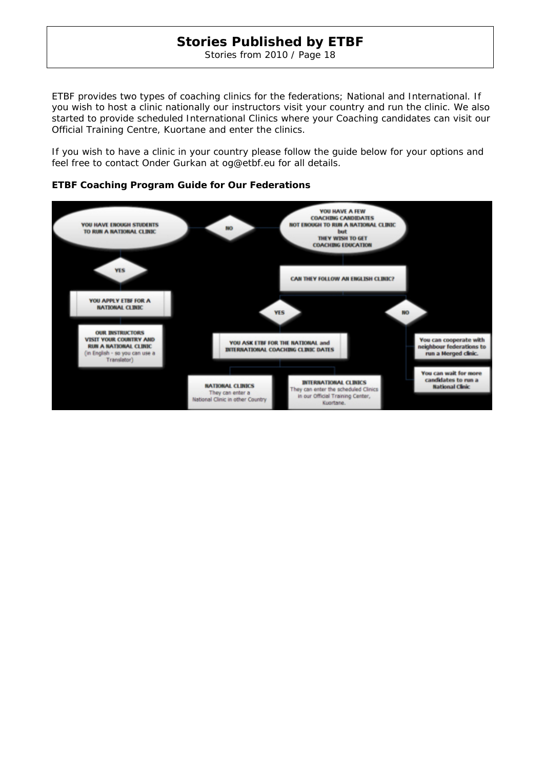ETBF provides two types of coaching clinics for the federations; National and International. If you wish to host a clinic nationally our instructors visit your country and run the clinic. We also started to provide scheduled International Clinics where your Coaching candidates can visit our Official Training Centre, Kuortane and enter the clinics.

If you wish to have a clinic in your country please follow the guide below for your options and feel free to contact Onder Gurkan at og@etbf.eu for all details.

**ETBF Coaching Program Guide for Our Federations**

YOU HAVE ENOUGH STUDENTS TO RUN A NATIONAL CLINIC

NO

YOU HAVE A FEW COACHING CANDIDATES NOT ENOUGH TO RUN A NATIONAL CLINIC but THEY WISH TO GET COACHING EDUCATION

YES

CAN THEY FOLLOW AN ENGLISH CLINIC?

YOU APPLY ETBF FOR A NATIONAL CLINIC

YES

NO

OUR INSTRUCTORS VISIT YOUR COUNTRY AND RUN A NATIONAL CLINIC (in English - so you can use a Translator)

YOU ASK ETBF FOR THE NATIONAL and INTERNATIONAL COACHING CLINIC DATES

You can cooperate with neighbour federations to run a Merged clinic.

You can wait for more candidates to run a National Clinic

NATIONAL CLINICS They can enter a National Clinic in other Country

INTERNATIONAL CLINICS They can enter the scheduled Clinics in our Official Training Center, Kuortane.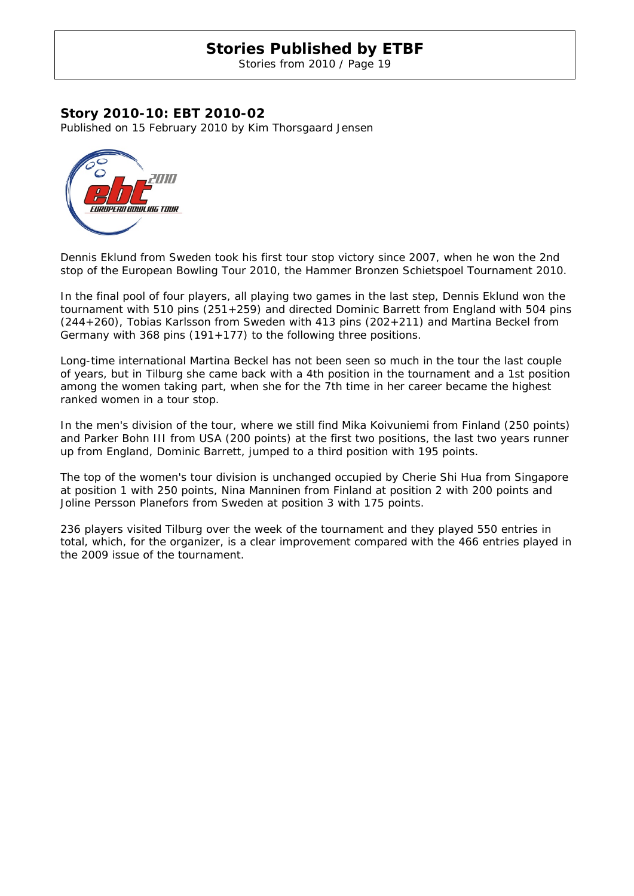## Story 2010-10: EBT 2010-02

Published on 15 February 2010 by Kim Thorsgaard Jensen

Dennis Eklund from Sweden took his first tour stop victory since 2007, when he won the 2nd stop of the European Bowling Tour 2010, the Hammer Bronzen Schietspoel Tournament 2010.

In the final pool of four players, all playing two games in the last step, Dennis Eklund won the tournament with 510 pins (251+259) and directed Dominic Barrett from England with 504 pins (244+260), Tobias Karlsson from Sweden with 413 pins (202+211) and Martina Beckel from Germany with 368 pins (191+177) to the following three positions.

Long-time international Martina Beckel has not been seen so much in the tour the last couple of years, but in Tilburg she came back with a 4th position in the tournament and a 1st position among the women taking part, when she for the 7th time in her career became the highest ranked women in a tour stop.

In the men's division of the tour, where we still find Mika Koivuniemi from Finland (250 points) and Parker Bohn III from USA (200 points) at the first two positions, the last two years runner up from England, Dominic Barrett, jumped to a third position with 195 points.

The top of the women's tour division is unchanged occupied by Cherie Shi Hua from Singapore at position 1 with 250 points, Nina Manninen from Finland at position 2 with 200 points and Joline Persson Planefors from Sweden at position 3 with 175 points.

236 players visited Tilburg over the week of the tournament and they played 550 entries in total, which, for the organizer, is a clear improvement compared with the 466 entries played in the 2009 issue of the tournament.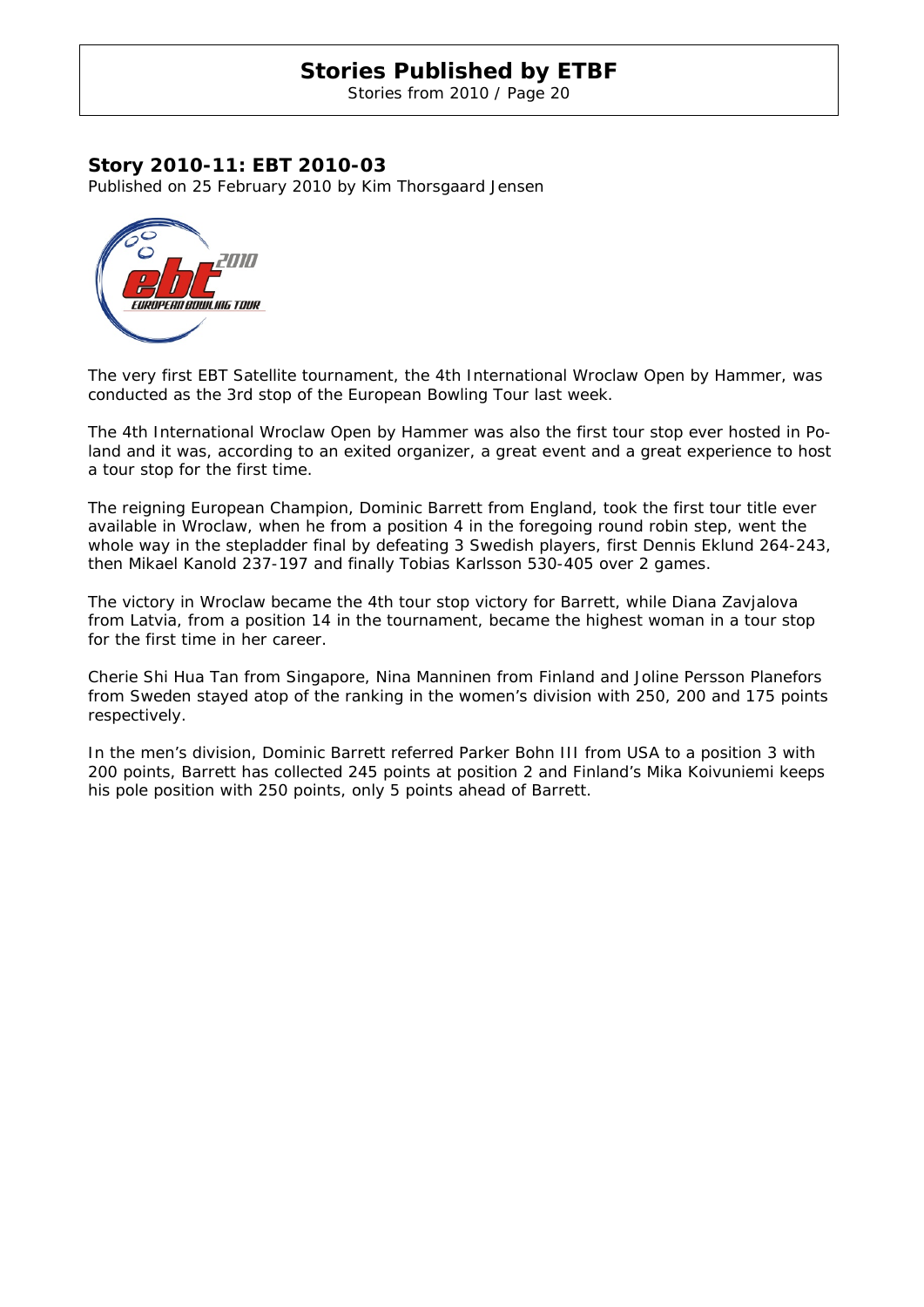## Story 2010-11: EBT 2010-03

Published on 25 February 2010 by Kim Thorsgaard Jensen

The very first EBT Satellite tournament, the 4th International Wroclaw Open by Hammer, was conducted as the 3rd stop of the European Bowling Tour last week.

The 4th International Wroclaw Open by Hammer was also the first tour stop ever hosted in Poland and it was, according to an exited organizer, a great event and a great experience to host a tour stop for the first time.

The reigning European Champion, Dominic Barrett from England, took the first tour title ever available in Wroclaw, when he from a position 4 in the foregoing round robin step, went the whole way in the stepladder final by defeating 3 Swedish players, first Dennis Eklund 264-243, then Mikael Kanold 237-197 and finally Tobias Karlsson 530-405 over 2 games.

The victory in Wroclaw became the 4th tour stop victory for Barrett, while Diana Zavjalova from Latvia, from a position 14 in the tournament, became the highest woman in a tour stop for the first time in her career.

Cherie Shi Hua Tan from Singapore, Nina Manninen from Finland and Joline Persson Planefors from Sweden stayed atop of the ranking in the women's division with 250, 200 and 175 points respectively.

In the men's division, Dominic Barrett referred Parker Bohn III from USA to a position 3 with 200 points, Barrett has collected 245 points at position 2 and Finland's Mika Koivuniemi keeps his pole position with 250 points, only 5 points ahead of Barrett.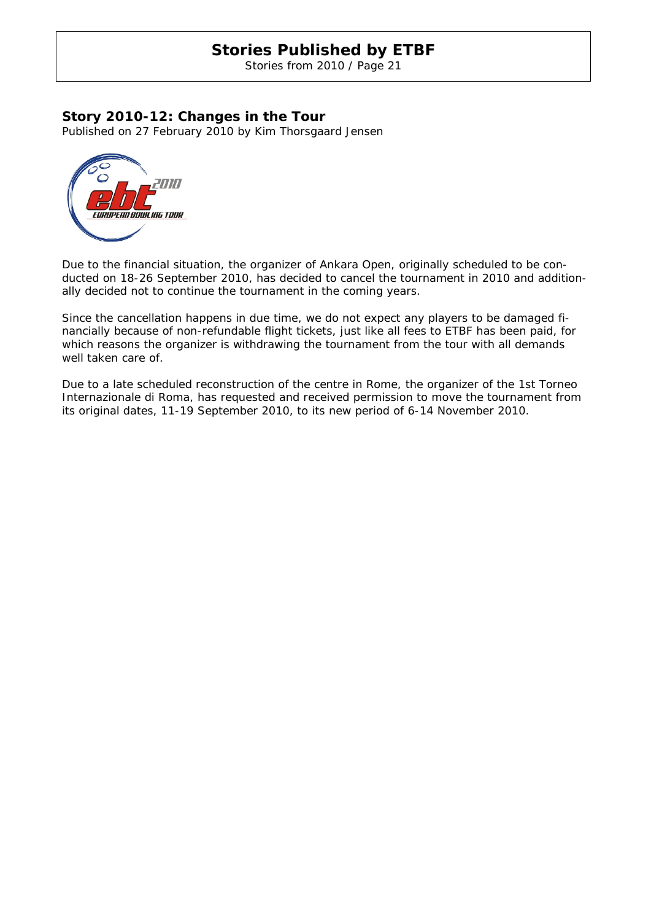## Story 2010-12: Changes in the Tour

Published on 27 February 2010 by Kim Thorsgaard Jensen

Due to the financial situation, the organizer of Ankara Open, originally scheduled to be conducted on 18-26 September 2010, has decided to cancel the tournament in 2010 and additionally decided not to continue the tournament in the coming years.

Since the cancellation happens in due time, we do not expect any players to be damaged financially because of non-refundable flight tickets, just like all fees to ETBF has been paid, for which reasons the organizer is withdrawing the tournament from the tour with all demands well taken care of.

Due to a late scheduled reconstruction of the centre in Rome, the organizer of the 1st Torneo Internazionale di Roma, has requested and received permission to move the tournament from its original dates, 11-19 September 2010, to its new period of 6-14 November 2010.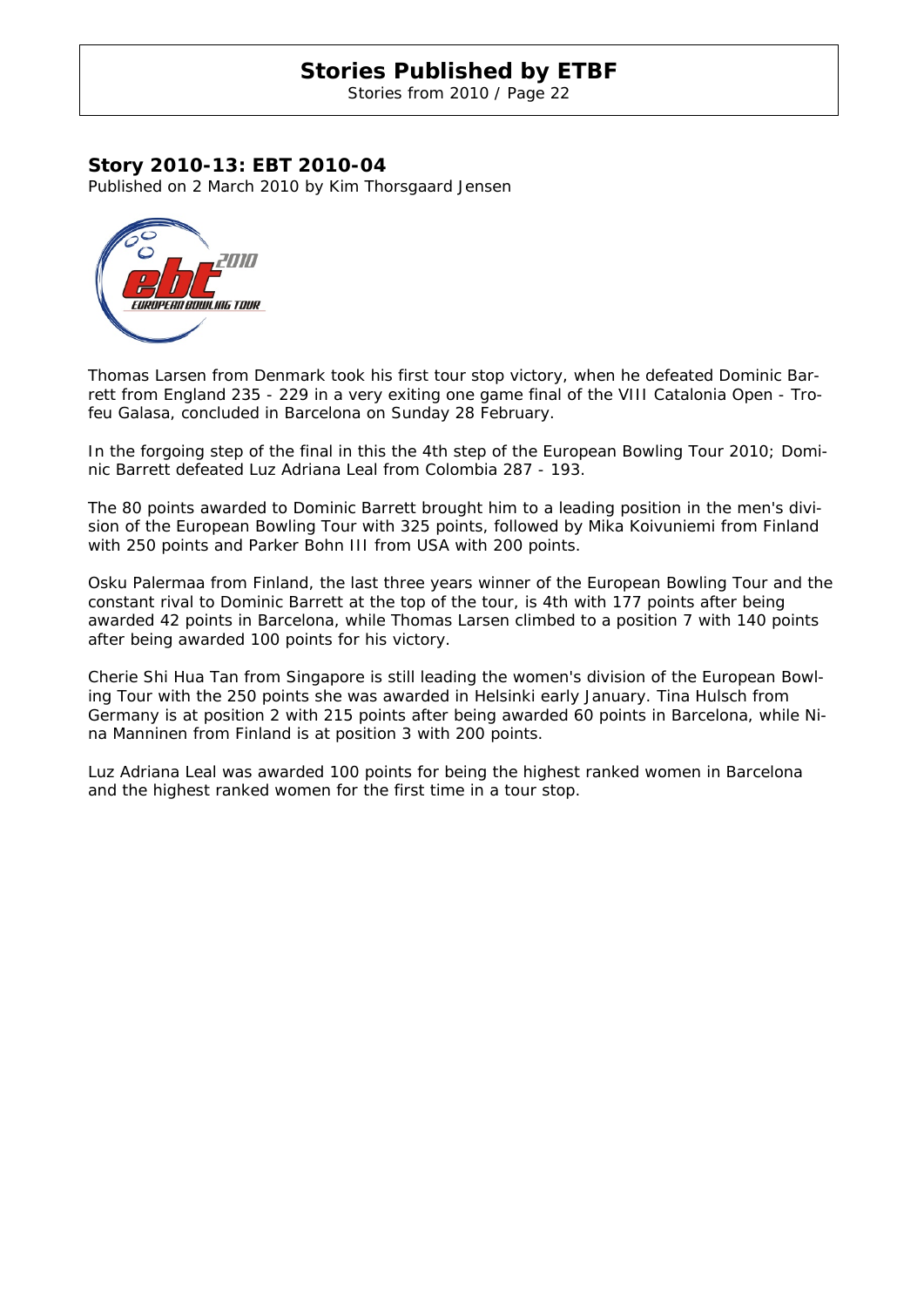## Story 2010-13: EBT 2010-04

Published on 2 March 2010 by Kim Thorsgaard Jensen

Thomas Larsen from Denmark took his first tour stop victory, when he defeated Dominic Barrett from England 235 - 229 in a very exiting one game final of the VIII Catalonia Open - Trofeu Galasa, concluded in Barcelona on Sunday 28 February.

In the forgoing step of the final in this the 4th step of the European Bowling Tour 2010; Dominic Barrett defeated Luz Adriana Leal from Colombia 287 - 193.

The 80 points awarded to Dominic Barrett brought him to a leading position in the men's division of the European Bowling Tour with 325 points, followed by Mika Koivuniemi from Finland with 250 points and Parker Bohn III from USA with 200 points.

Osku Palermaa from Finland, the last three years winner of the European Bowling Tour and the constant rival to Dominic Barrett at the top of the tour, is 4th with 177 points after being awarded 42 points in Barcelona, while Thomas Larsen climbed to a position 7 with 140 points after being awarded 100 points for his victory.

Cherie Shi Hua Tan from Singapore is still leading the women's division of the European Bowling Tour with the 250 points she was awarded in Helsinki early January. Tina Hulsch from Germany is at position 2 with 215 points after being awarded 60 points in Barcelona, while Nina Manninen from Finland is at position 3 with 200 points.

Luz Adriana Leal was awarded 100 points for being the highest ranked women in Barcelona and the highest ranked women for the first time in a tour stop.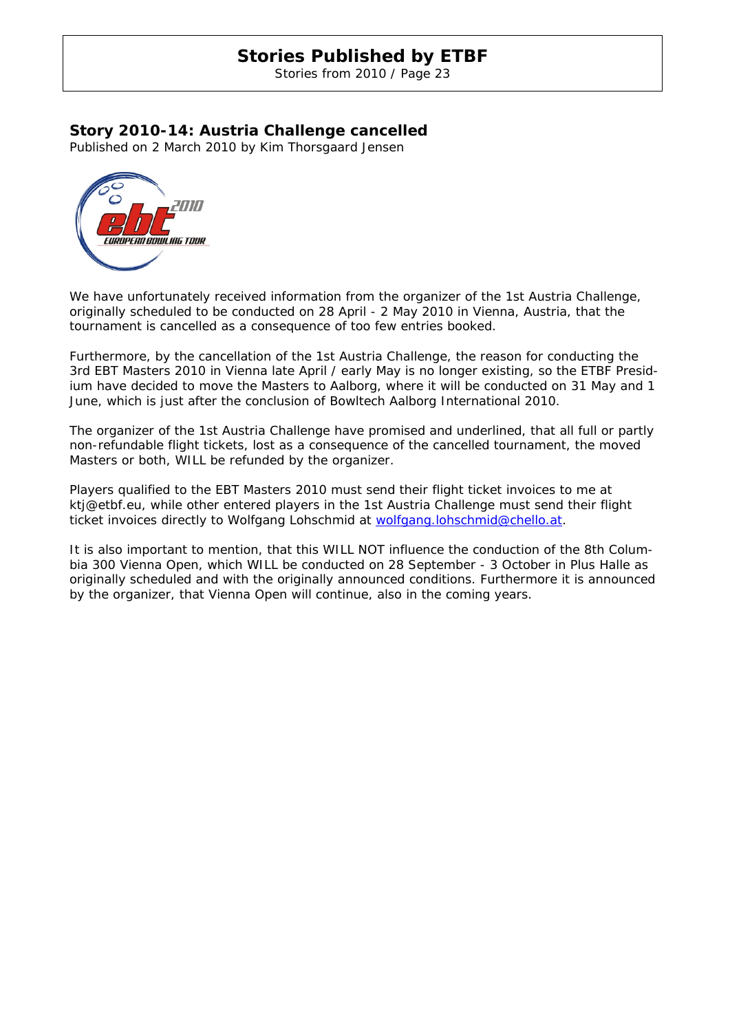## Story 2010-14: Austria Challenge cancelled

Published on 2 March 2010 by Kim Thorsgaard Jensen

We have unfortunately received information from the organizer of the 1st Austria Challenge, originally scheduled to be conducted on 28 April - 2 May 2010 in Vienna, Austria, that the tournament is cancelled as a consequence of too few entries booked.

Furthermore, by the cancellation of the 1st Austria Challenge, the reason for conducting the 3rd EBT Masters 2010 in Vienna late April / early May is no longer existing, so the ETBF Presidium have decided to move the Masters to Aalborg, where it will be conducted on 31 May and 1 June, which is just after the conclusion of Bowltech Aalborg International 2010.

The organizer of the 1st Austria Challenge have promised and underlined, that all full or partly non-refundable flight tickets, lost as a consequence of the cancelled tournament, the moved Masters or both, WILL be refunded by the organizer.

Players qualified to the EBT Masters 2010 must send their flight ticket invoices to me at ktj@etbf.eu, while other entered players in the 1st Austria Challenge must send their flight ticket invoices directly to Wolfgang Lohschmid at wolfgang.lohschmid@chello.at.

It is also important to mention, that this WILL NOT influence the conduction of the 8th Columbia 300 Vienna Open, which WILL be conducted on 28 September - 3 October in Plus Halle as originally scheduled and with the originally announced conditions. Furthermore it is announced by the organizer, that Vienna Open will continue, also in the coming years.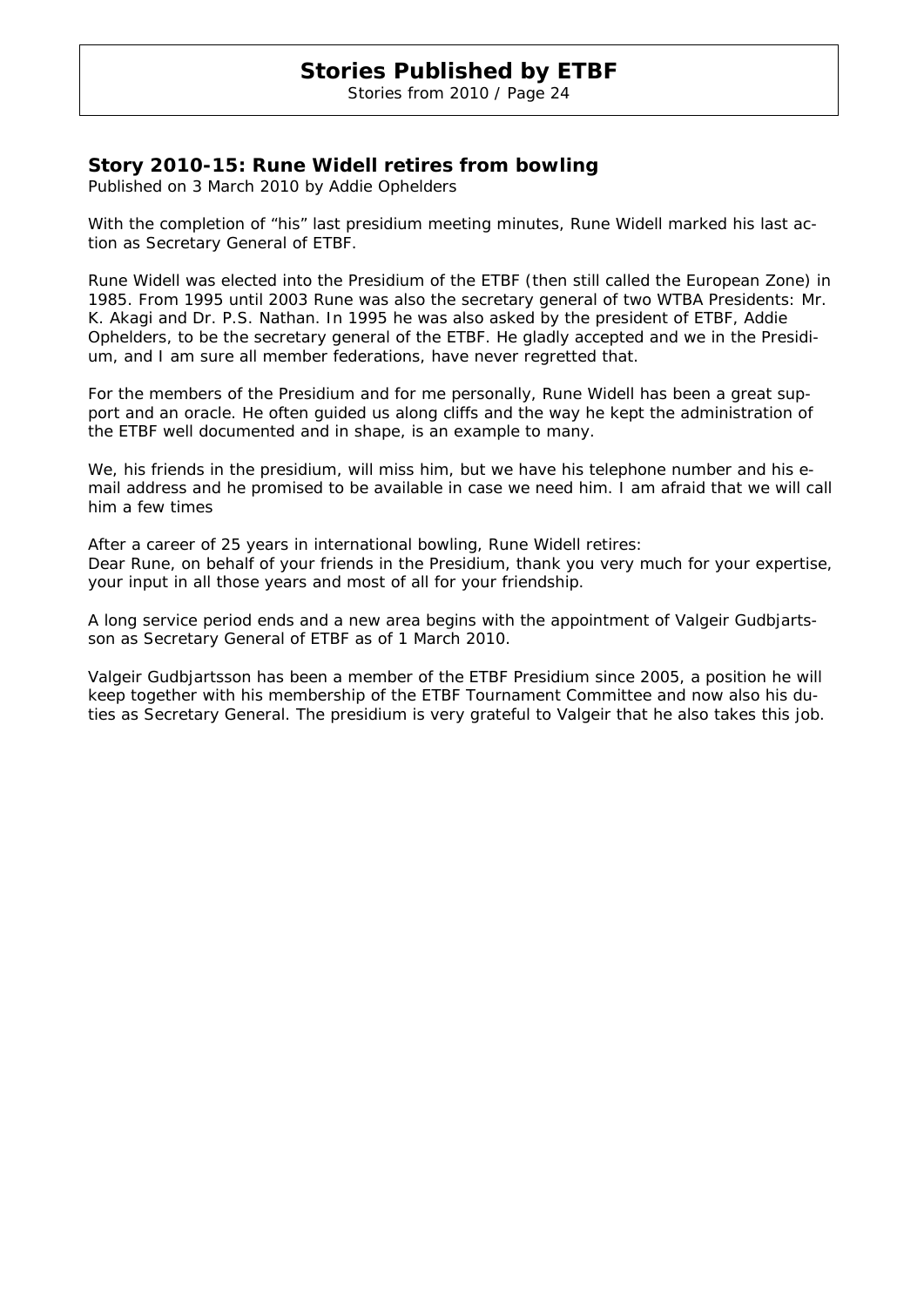## Story 2010-15: Rune Widell retires from bowling

*Published on 3 March 2010 by Addie Ophelders*

With the completion of "his" last presidium meeting minutes, Rune Widell marked his last action as Secretary General of ETBF.

Rune Widell was elected into the Presidium of the ETBF (then still called the European Zone) in 1985. From 1995 until 2003 Rune was also the secretary general of two WTBA Presidents: Mr. K. Akagi and Dr. P.S. Nathan. In 1995 he was also asked by the president of ETBF, Addie Ophelders, to be the secretary general of the ETBF. He gladly accepted and we in the Presidium, and I am sure all member federations, have never regretted that.

For the members of the Presidium and for me personally, Rune Widell has been a great support and an oracle. He often guided us along cliffs and the way he kept the administration of the ETBF well documented and in shape, is an example to many.

We, his friends in the presidium, will miss him, but we have his telephone number and his e-mail address and he promised to be available in case we need him. I am afraid that we will call him a few times

After a career of 25 years in international bowling, Rune Widell retires:
Dear Rune, on behalf of your friends in the Presidium, thank you very much for your expertise, your input in all those years and most of all for your friendship.

A long service period ends and a new area begins with the appointment of Valgeir Gudbjartsson as Secretary General of ETBF as of 1 March 2010.

Valgeir Gudbjartsson has been a member of the ETBF Presidium since 2005, a position he will keep together with his membership of the ETBF Tournament Committee and now also his duties as Secretary General. The presidium is very grateful to Valgeir that he also takes this job.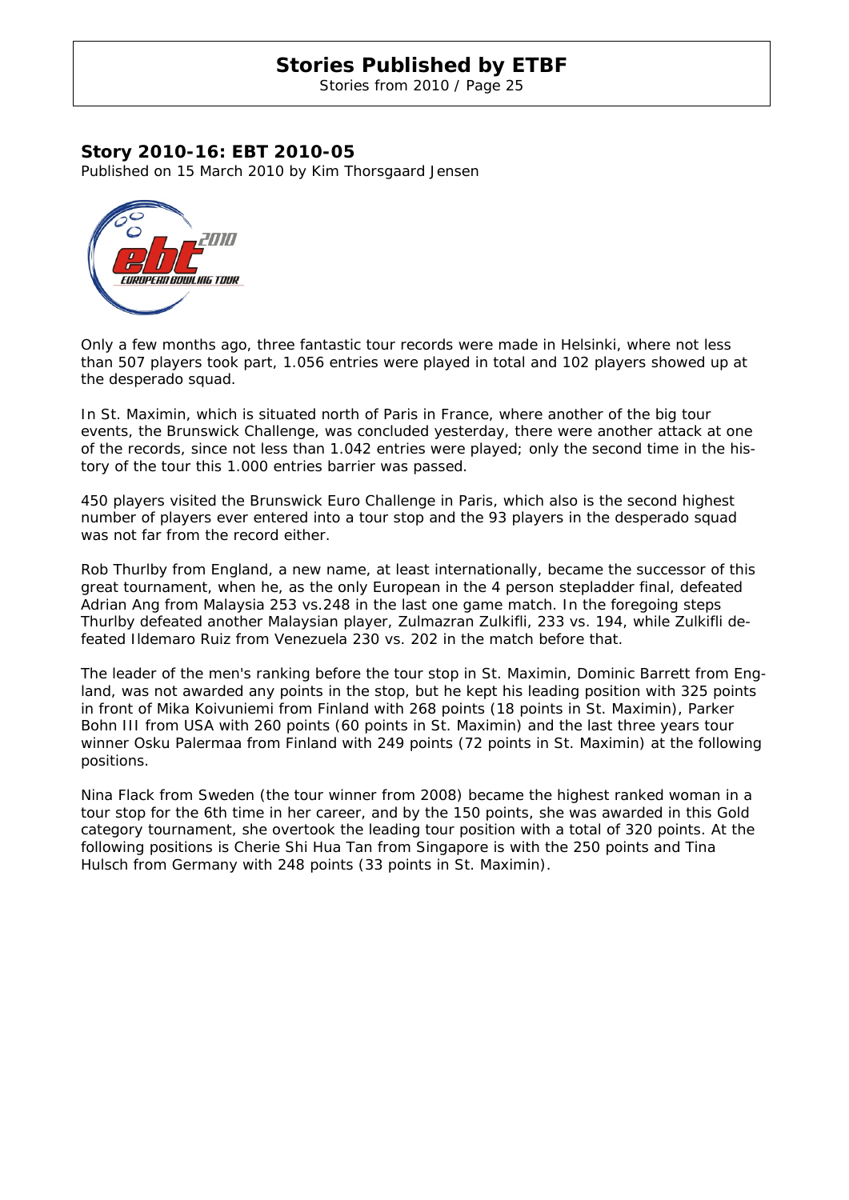## Story 2010-16: EBT 2010-05

Published on 15 March 2010 by Kim Thorsgaard Jensen

Only a few months ago, three fantastic tour records were made in Helsinki, where not less than 507 players took part, 1.056 entries were played in total and 102 players showed up at the desperado squad.

In St. Maximin, which is situated north of Paris in France, where another of the big tour events, the Brunswick Challenge, was concluded yesterday, there were another attack at one of the records, since not less than 1.042 entries were played; only the second time in the history of the tour this 1.000 entries barrier was passed.

450 players visited the Brunswick Euro Challenge in Paris, which also is the second highest number of players ever entered into a tour stop and the 93 players in the desperado squad was not far from the record either.

Rob Thurlby from England, a new name, at least internationally, became the successor of this great tournament, when he, as the only European in the 4 person stepladder final, defeated Adrian Ang from Malaysia 253 vs.248 in the last one game match. In the foregoing steps Thurlby defeated another Malaysian player, Zulmazran Zulkifli, 233 vs. 194, while Zulkifli defeated Ildemaro Ruiz from Venezuela 230 vs. 202 in the match before that.

The leader of the men's ranking before the tour stop in St. Maximin, Dominic Barrett from England, was not awarded any points in the stop, but he kept his leading position with 325 points in front of Mika Koivuniemi from Finland with 268 points (18 points in St. Maximin), Parker Bohn III from USA with 260 points (60 points in St. Maximin) and the last three years tour winner Osku Palermaa from Finland with 249 points (72 points in St. Maximin) at the following positions.

Nina Flack from Sweden (the tour winner from 2008) became the highest ranked woman in a tour stop for the 6th time in her career, and by the 150 points, she was awarded in this Gold category tournament, she overtook the leading tour position with a total of 320 points. At the following positions is Cherie Shi Hua Tan from Singapore is with the 250 points and Tina Hulsch from Germany with 248 points (33 points in St. Maximin).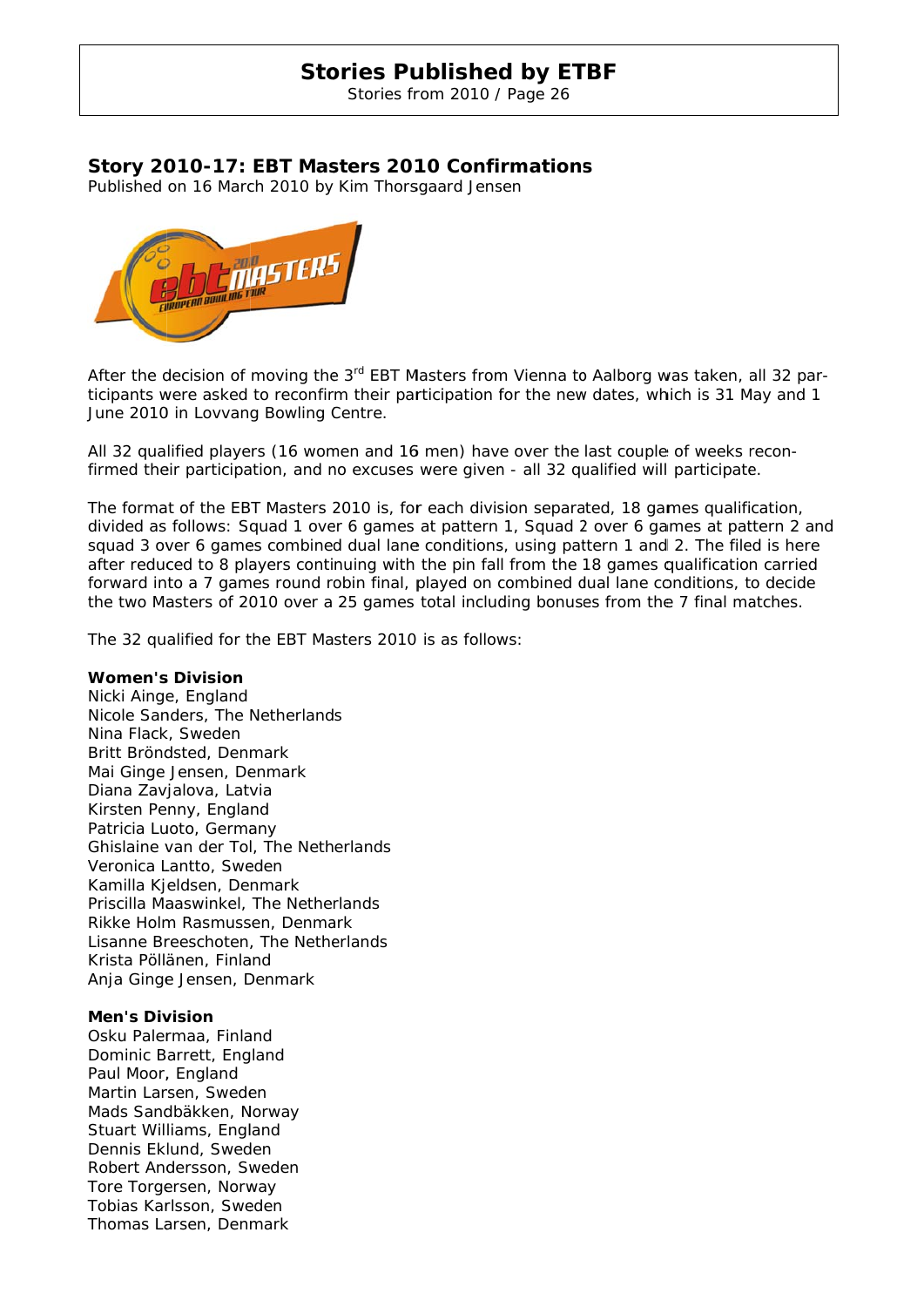## Story 2010-17: EBT Masters 2010 Confirmations

Published on 16 March 2010 by Kim Thorsgaard Jensen

After the decision of moving the 3rd EBT Masters from Vienna to Aalborg was taken, all 32 participants were asked to reconfirm their participation for the new dates, which is 31 May and 1 June 2010 in Lovvang Bowling Centre.

All 32 qualified players (16 women and 16 men) have over the last couple of weeks reconfirmed their participation, and no excuses were given - all 32 qualified will participate.

The format of the EBT Masters 2010 is, for each division separated, 18 games qualification, divided as follows: Squad 1 over 6 games at pattern 1, Squad 2 over 6 games at pattern 2 and squad 3 over 6 games combined dual lane conditions, using pattern 1 and 2. The filed is here after reduced to 8 players continuing with the pin fall from the 18 games qualification carried forward into a 7 games round robin final, played on combined dual lane conditions, to decide the two Masters of 2010 over a 25 games total including bonuses from the 7 final matches.

The 32 qualified for the EBT Masters 2010 is as follows:

**Women's Division**
Nicki Ainge, England
Nicole Sanders, The Netherlands
Nina Flack, Sweden
Britt Bröndsted, Denmark
Mai Ginge Jensen, Denmark
Diana Zavjalova, Latvia
Kirsten Penny, England
Patricia Luoto, Germany
Ghislaine van der Tol, The Netherlands
Veronica Lantto, Sweden
Kamilla Kjeldsen, Denmark
Priscilla Maaswinkel, The Netherlands
Rikke Holm Rasmussen, Denmark
Lisanne Breeschoten, The Netherlands
Krista Pöllänen, Finland
Anja Ginge Jensen, Denmark

**Men's Division**
Osku Palermaa, Finland
Dominic Barrett, England
Paul Moor, England
Martin Larsen, Sweden
Mads Sandbäkken, Norway
Stuart Williams, England
Dennis Eklund, Sweden
Robert Andersson, Sweden
Tore Torgersen, Norway
Tobias Karlsson, Sweden
Thomas Larsen, Denmark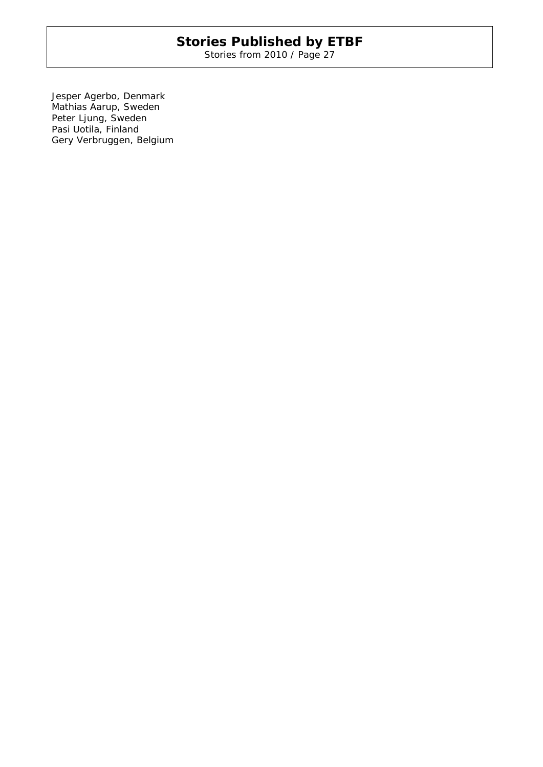Jesper Agerbo, Denmark
Mathias Aarup, Sweden
Peter Ljung, Sweden
Pasi Uotila, Finland
Gery Verbruggen, Belgium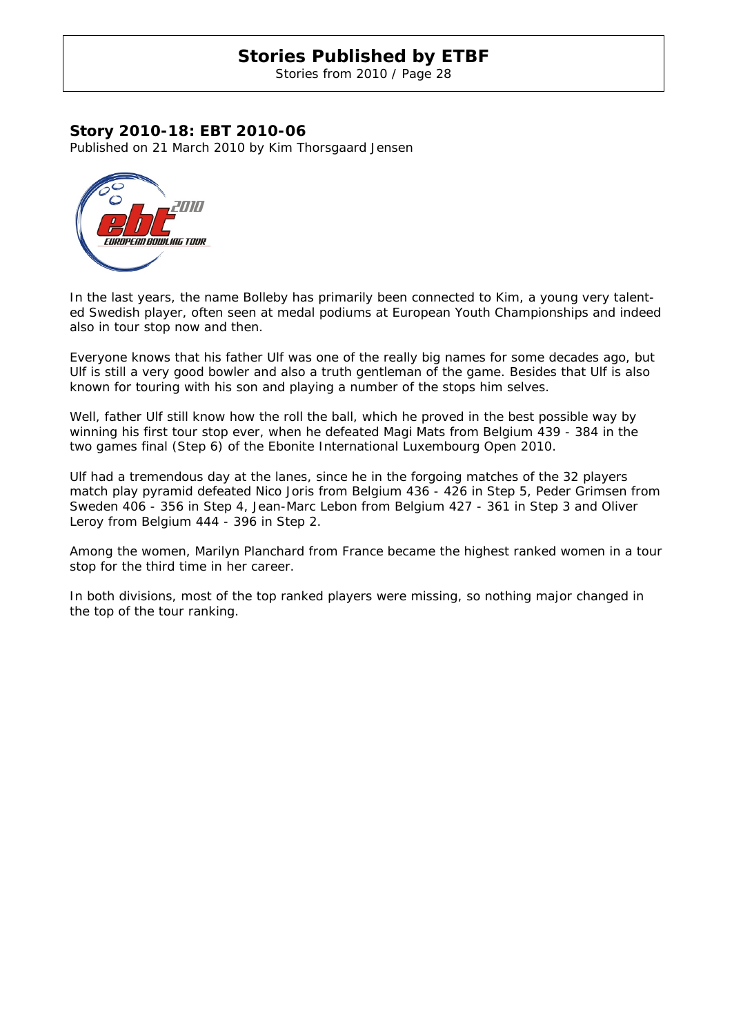## Story 2010-18: EBT 2010-06

Published on 21 March 2010 by Kim Thorsgaard Jensen

In the last years, the name Bolleby has primarily been connected to Kim, a young very talented Swedish player, often seen at medal podiums at European Youth Championships and indeed also in tour stop now and then.

Everyone knows that his father Ulf was one of the really big names for some decades ago, but Ulf is still a very good bowler and also a truth gentleman of the game. Besides that Ulf is also known for touring with his son and playing a number of the stops him selves.

Well, father Ulf still know how the roll the ball, which he proved in the best possible way by winning his first tour stop ever, when he defeated Magi Mats from Belgium 439 - 384 in the two games final (Step 6) of the Ebonite International Luxembourg Open 2010.

Ulf had a tremendous day at the lanes, since he in the forgoing matches of the 32 players match play pyramid defeated Nico Joris from Belgium 436 - 426 in Step 5, Peder Grimsen from Sweden 406 - 356 in Step 4, Jean-Marc Lebon from Belgium 427 - 361 in Step 3 and Oliver Leroy from Belgium 444 - 396 in Step 2.

Among the women, Marilyn Planchard from France became the highest ranked women in a tour stop for the third time in her career.

In both divisions, most of the top ranked players were missing, so nothing major changed in the top of the tour ranking.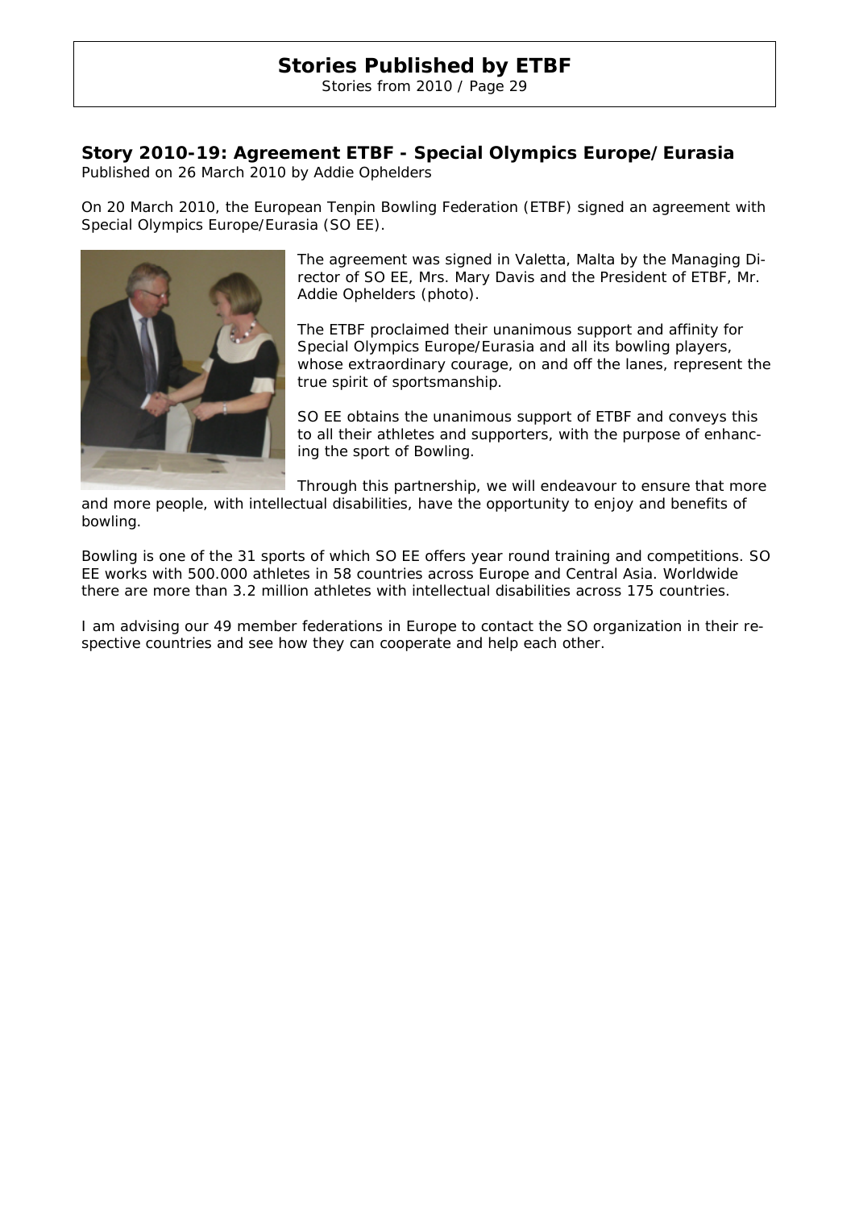## Story 2010-19: Agreement ETBF - Special Olympics Europe/Eurasia

Published on 26 March 2010 by Addie Ophelders

On 20 March 2010, the European Tenpin Bowling Federation (ETBF) signed an agreement with Special Olympics Europe/Eurasia (SO EE).

The agreement was signed in Valetta, Malta by the Managing Director of SO EE, Mrs. Mary Davis and the President of ETBF, Mr. Addie Ophelders (photo).

The ETBF proclaimed their unanimous support and affinity for Special Olympics Europe/Eurasia and all its bowling players, whose extraordinary courage, on and off the lanes, represent the true spirit of sportsmanship.

SO EE obtains the unanimous support of ETBF and conveys this to all their athletes and supporters, with the purpose of enhancing the sport of Bowling.

Through this partnership, we will endeavour to ensure that more and more people, with intellectual disabilities, have the opportunity to enjoy and benefits of bowling.

Bowling is one of the 31 sports of which SO EE offers year round training and competitions. SO EE works with 500.000 athletes in 58 countries across Europe and Central Asia. Worldwide there are more than 3.2 million athletes with intellectual disabilities across 175 countries.

I am advising our 49 member federations in Europe to contact the SO organization in their respective countries and see how they can cooperate and help each other.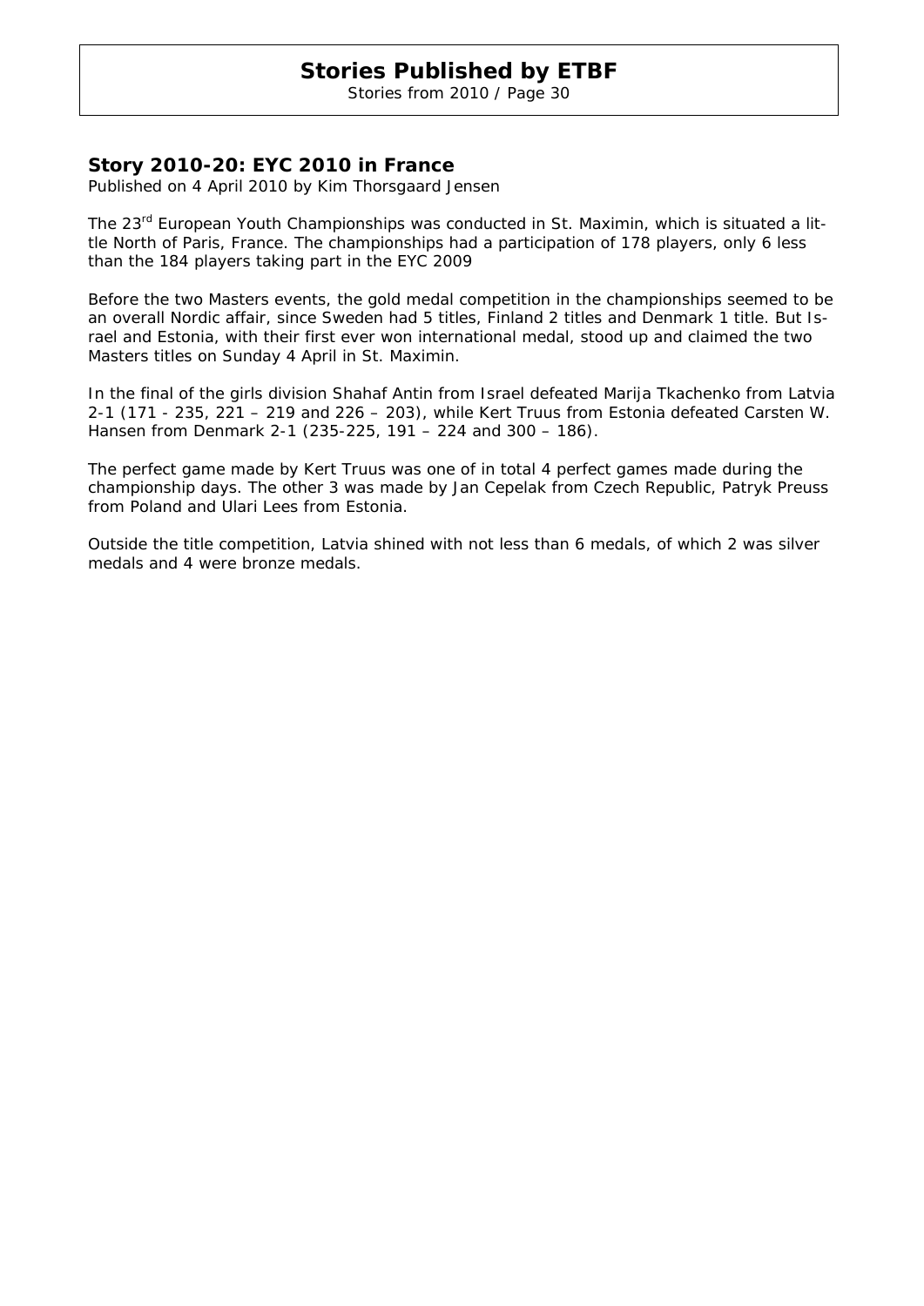## Story 2010-20: EYC 2010 in France

Published on 4 April 2010 by Kim Thorsgaard Jensen

The 23rd European Youth Championships was conducted in St. Maximin, which is situated a little North of Paris, France. The championships had a participation of 178 players, only 6 less than the 184 players taking part in the EYC 2009

Before the two Masters events, the gold medal competition in the championships seemed to be an overall Nordic affair, since Sweden had 5 titles, Finland 2 titles and Denmark 1 title. But Israel and Estonia, with their first ever won international medal, stood up and claimed the two Masters titles on Sunday 4 April in St. Maximin.

In the final of the girls division Shahaf Antin from Israel defeated Marija Tkachenko from Latvia 2-1 (171 - 235, 221 – 219 and 226 – 203), while Kert Truus from Estonia defeated Carsten W. Hansen from Denmark 2-1 (235-225, 191 – 224 and 300 – 186).

The perfect game made by Kert Truus was one of in total 4 perfect games made during the championship days. The other 3 was made by Jan Cepelak from Czech Republic, Patryk Preuss from Poland and Ulari Lees from Estonia.

Outside the title competition, Latvia shined with not less than 6 medals, of which 2 was silver medals and 4 were bronze medals.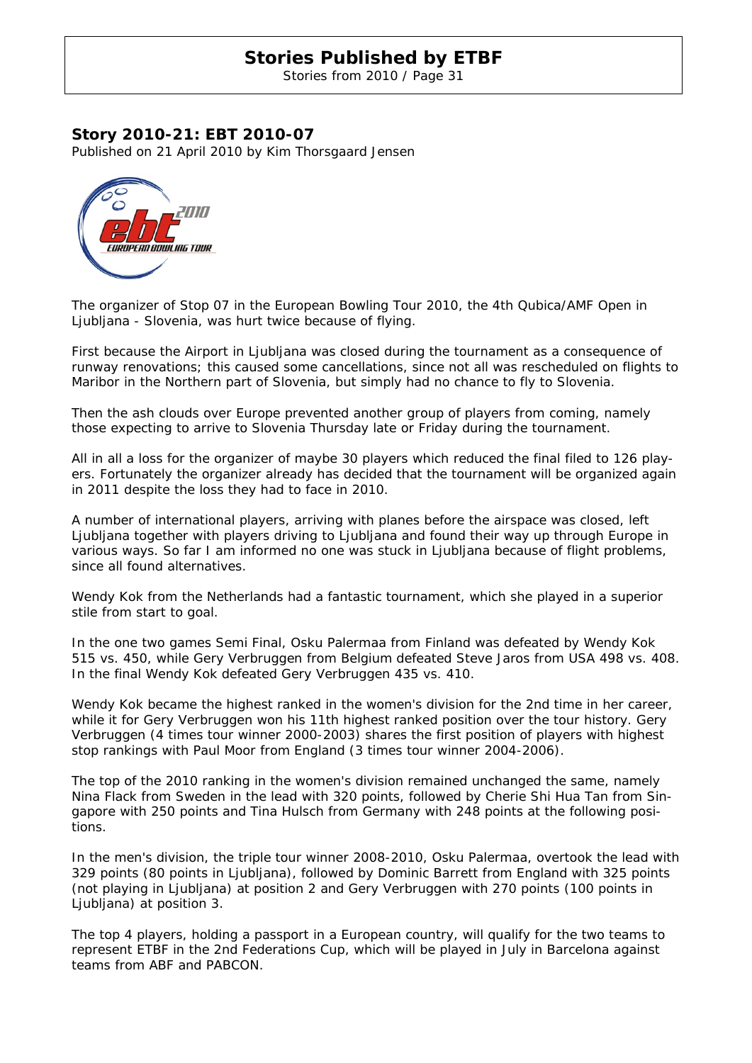## Story 2010-21: EBT 2010-07

Published on 21 April 2010 by Kim Thorsgaard Jensen

The organizer of Stop 07 in the European Bowling Tour 2010, the 4th Qubica/AMF Open in Ljubljana - Slovenia, was hurt twice because of flying.

First because the Airport in Ljubljana was closed during the tournament as a consequence of runway renovations; this caused some cancellations, since not all was rescheduled on flights to Maribor in the Northern part of Slovenia, but simply had no chance to fly to Slovenia.

Then the ash clouds over Europe prevented another group of players from coming, namely those expecting to arrive to Slovenia Thursday late or Friday during the tournament.

All in all a loss for the organizer of maybe 30 players which reduced the final filed to 126 players. Fortunately the organizer already has decided that the tournament will be organized again in 2011 despite the loss they had to face in 2010.

A number of international players, arriving with planes before the airspace was closed, left Ljubljana together with players driving to Ljubljana and found their way up through Europe in various ways. So far I am informed no one was stuck in Ljubljana because of flight problems, since all found alternatives.

Wendy Kok from the Netherlands had a fantastic tournament, which she played in a superior stile from start to goal.

In the one two games Semi Final, Osku Palermaa from Finland was defeated by Wendy Kok 515 vs. 450, while Gery Verbruggen from Belgium defeated Steve Jaros from USA 498 vs. 408. In the final Wendy Kok defeated Gery Verbruggen 435 vs. 410.

Wendy Kok became the highest ranked in the women's division for the 2nd time in her career, while it for Gery Verbruggen won his 11th highest ranked position over the tour history. Gery Verbruggen (4 times tour winner 2000-2003) shares the first position of players with highest stop rankings with Paul Moor from England (3 times tour winner 2004-2006).

The top of the 2010 ranking in the women's division remained unchanged the same, namely Nina Flack from Sweden in the lead with 320 points, followed by Cherie Shi Hua Tan from Singapore with 250 points and Tina Hulsch from Germany with 248 points at the following positions.

In the men's division, the triple tour winner 2008-2010, Osku Palermaa, overtook the lead with 329 points (80 points in Ljubljana), followed by Dominic Barrett from England with 325 points (not playing in Ljubljana) at position 2 and Gery Verbruggen with 270 points (100 points in Ljubljana) at position 3.

The top 4 players, holding a passport in a European country, will qualify for the two teams to represent ETBF in the 2nd Federations Cup, which will be played in July in Barcelona against teams from ABF and PABCON.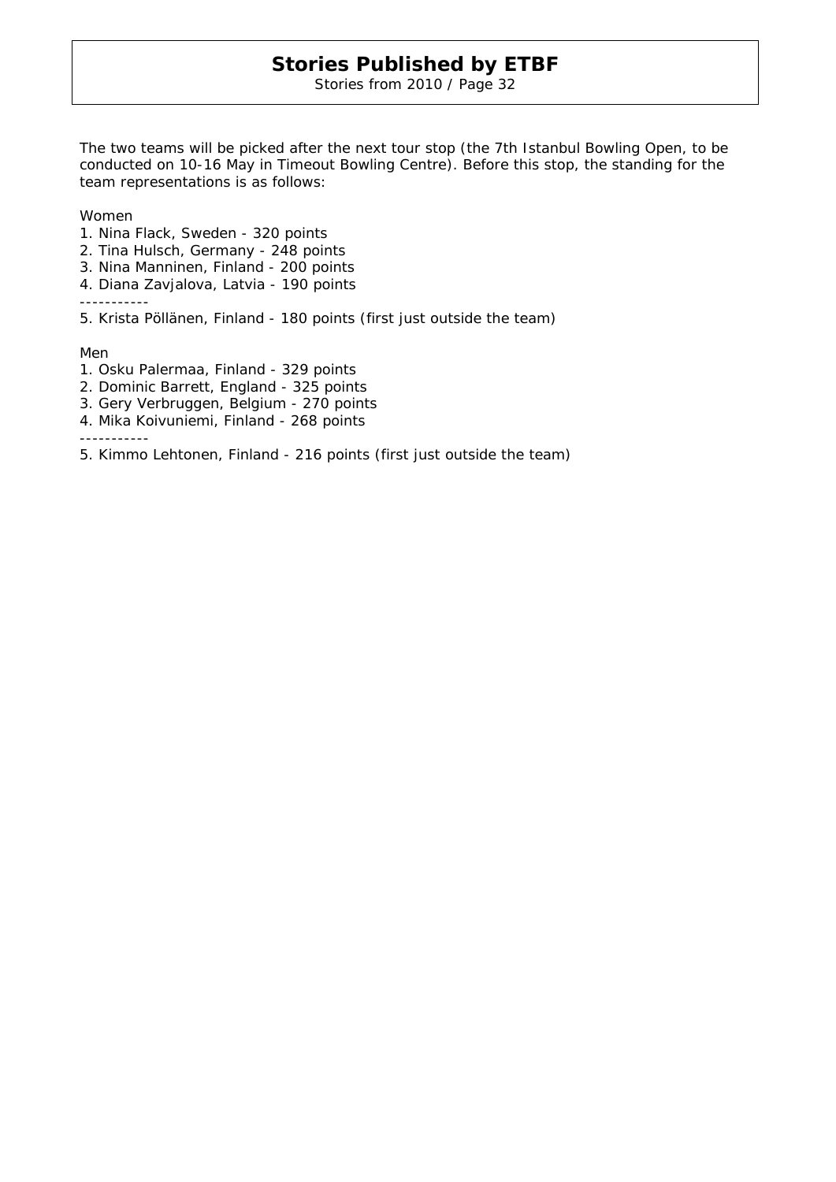The two teams will be picked after the next tour stop (the 7th Istanbul Bowling Open, to be conducted on 10-16 May in Timeout Bowling Centre). Before this stop, the standing for the team representations is as follows:

Women

1. Nina Flack, Sweden - 320 points
2. Tina Hulsch, Germany - 248 points
3. Nina Manninen, Finland - 200 points
4. Diana Zavjalova, Latvia - 190 points

-----------

5. Krista Pöllänen, Finland - 180 points (first just outside the team)

Men

1. Osku Palermaa, Finland - 329 points
2. Dominic Barrett, England - 325 points
3. Gery Verbruggen, Belgium - 270 points
4. Mika Koivuniemi, Finland - 268 points

-----------

5. Kimmo Lehtonen, Finland - 216 points (first just outside the team)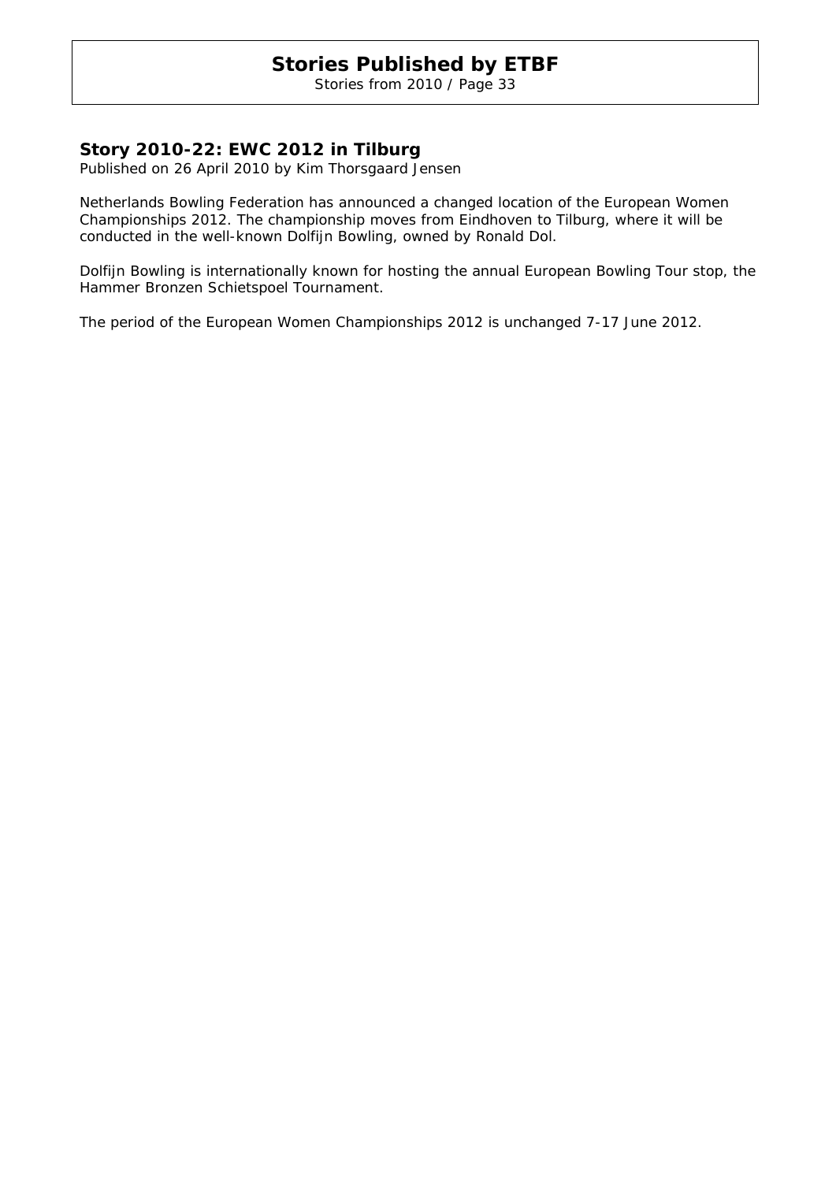## Story 2010-22: EWC 2012 in Tilburg

*Published on 26 April 2010 by Kim Thorsgaard Jensen*

Netherlands Bowling Federation has announced a changed location of the European Women Championships 2012. The championship moves from Eindhoven to Tilburg, where it will be conducted in the well-known Dolfijn Bowling, owned by Ronald Dol.

Dolfijn Bowling is internationally known for hosting the annual European Bowling Tour stop, the Hammer Bronzen Schietspoel Tournament.

The period of the European Women Championships 2012 is unchanged 7-17 June 2012.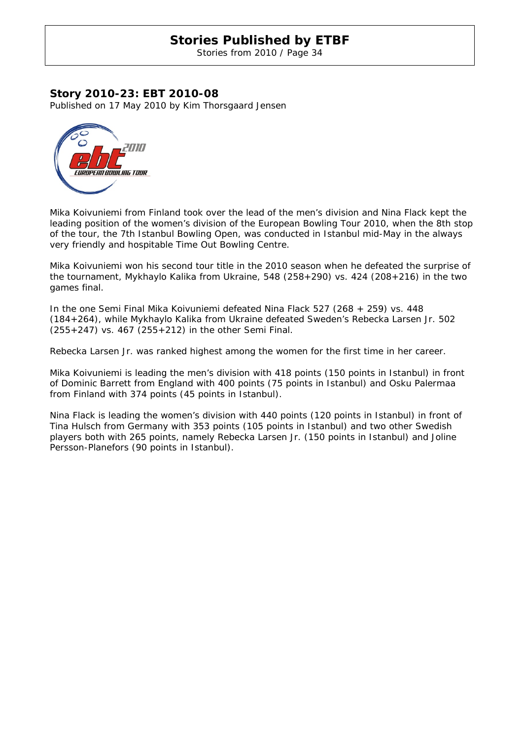## Story 2010-23: EBT 2010-08

Published on 17 May 2010 by Kim Thorsgaard Jensen

Mika Koivuniemi from Finland took over the lead of the men's division and Nina Flack kept the leading position of the women's division of the European Bowling Tour 2010, when the 8th stop of the tour, the 7th Istanbul Bowling Open, was conducted in Istanbul mid-May in the always very friendly and hospitable Time Out Bowling Centre.

Mika Koivuniemi won his second tour title in the 2010 season when he defeated the surprise of the tournament, Mykhaylo Kalika from Ukraine, 548 (258+290) vs. 424 (208+216) in the two games final.

In the one Semi Final Mika Koivuniemi defeated Nina Flack 527 (268 + 259) vs. 448 (184+264), while Mykhaylo Kalika from Ukraine defeated Sweden's Rebecka Larsen Jr. 502 (255+247) vs. 467 (255+212) in the other Semi Final.

Rebecka Larsen Jr. was ranked highest among the women for the first time in her career.

Mika Koivuniemi is leading the men's division with 418 points (150 points in Istanbul) in front of Dominic Barrett from England with 400 points (75 points in Istanbul) and Osku Palermaa from Finland with 374 points (45 points in Istanbul).

Nina Flack is leading the women's division with 440 points (120 points in Istanbul) in front of Tina Hulsch from Germany with 353 points (105 points in Istanbul) and two other Swedish players both with 265 points, namely Rebecka Larsen Jr. (150 points in Istanbul) and Joline Persson-Planefors (90 points in Istanbul).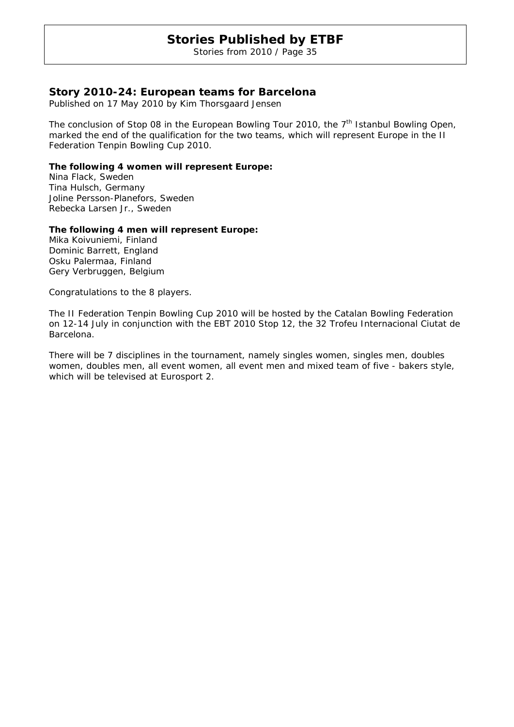## Story 2010-24: European teams for Barcelona

Published on 17 May 2010 by Kim Thorsgaard Jensen

The conclusion of Stop 08 in the European Bowling Tour 2010, the 7th Istanbul Bowling Open, marked the end of the qualification for the two teams, which will represent Europe in the II Federation Tenpin Bowling Cup 2010.

**The following 4 women will represent Europe:**
Nina Flack, Sweden
Tina Hulsch, Germany
Joline Persson-Planefors, Sweden
Rebecka Larsen Jr., Sweden

**The following 4 men will represent Europe:**
Mika Koivuniemi, Finland
Dominic Barrett, England
Osku Palermaa, Finland
Gery Verbruggen, Belgium

Congratulations to the 8 players.

The II Federation Tenpin Bowling Cup 2010 will be hosted by the Catalan Bowling Federation on 12-14 July in conjunction with the EBT 2010 Stop 12, the 32 Trofeu Internacional Ciutat de Barcelona.

There will be 7 disciplines in the tournament, namely singles women, singles men, doubles women, doubles men, all event women, all event men and mixed team of five - bakers style, which will be televised at Eurosport 2.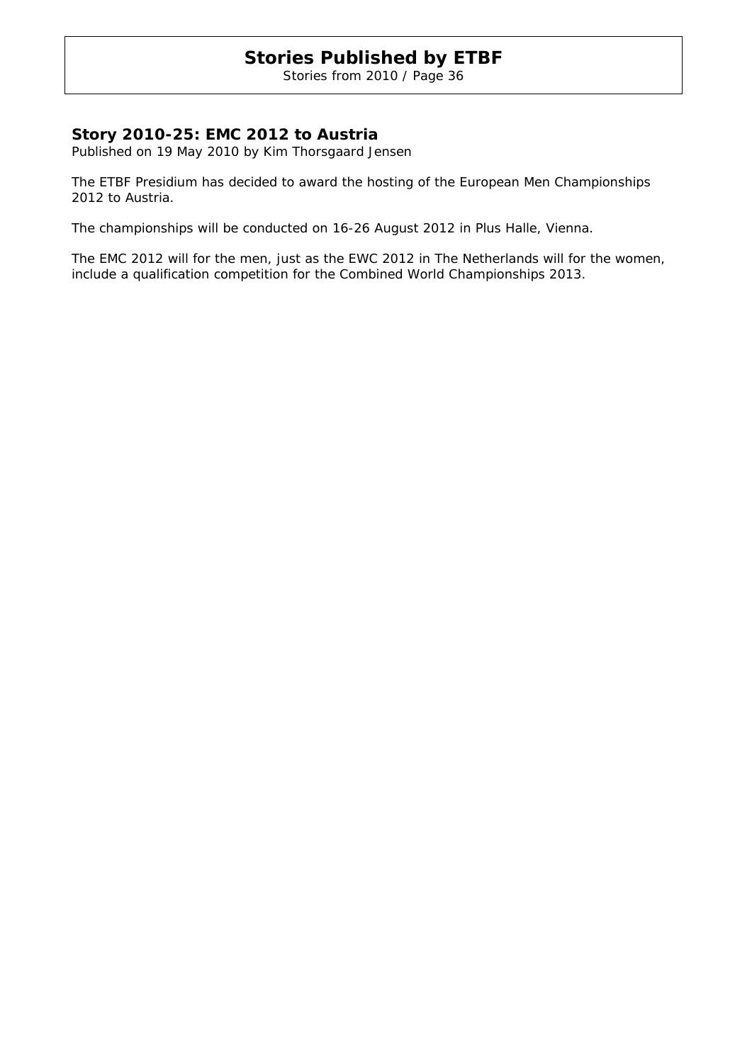## Story 2010-25: EMC 2012 to Austria

*Published on 19 May 2010 by Kim Thorsgaard Jensen*

The ETBF Presidium has decided to award the hosting of the European Men Championships 2012 to Austria.

The championships will be conducted on 16-26 August 2012 in Plus Halle, Vienna.

The EMC 2012 will for the men, just as the EWC 2012 in The Netherlands will for the women, include a qualification competition for the Combined World Championships 2013.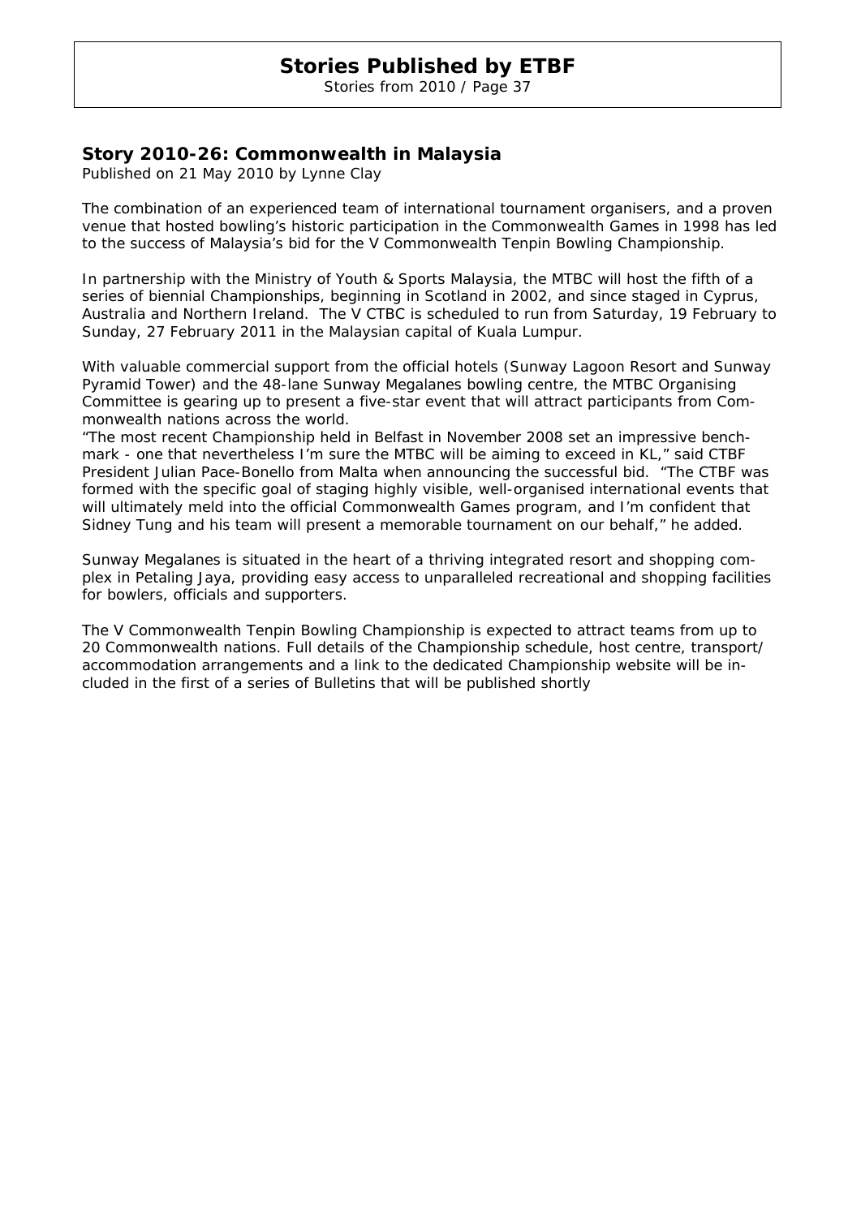## Story 2010-26: Commonwealth in Malaysia

*Published on 21 May 2010 by Lynne Clay*

The combination of an experienced team of international tournament organisers, and a proven venue that hosted bowling's historic participation in the Commonwealth Games in 1998 has led to the success of Malaysia's bid for the V Commonwealth Tenpin Bowling Championship.

In partnership with the Ministry of Youth & Sports Malaysia, the MTBC will host the fifth of a series of biennial Championships, beginning in Scotland in 2002, and since staged in Cyprus, Australia and Northern Ireland. The V CTBC is scheduled to run from Saturday, 19 February to Sunday, 27 February 2011 in the Malaysian capital of Kuala Lumpur.

With valuable commercial support from the official hotels (Sunway Lagoon Resort and Sunway Pyramid Tower) and the 48-lane Sunway Megalanes bowling centre, the MTBC Organising Committee is gearing up to present a five-star event that will attract participants from Commonwealth nations across the world.

"The most recent Championship held in Belfast in November 2008 set an impressive benchmark - one that nevertheless I'm sure the MTBC will be aiming to exceed in KL," said CTBF President Julian Pace-Bonello from Malta when announcing the successful bid. "The CTBF was formed with the specific goal of staging highly visible, well-organised international events that will ultimately meld into the official Commonwealth Games program, and I'm confident that Sidney Tung and his team will present a memorable tournament on our behalf," he added.

Sunway Megalanes is situated in the heart of a thriving integrated resort and shopping complex in Petaling Jaya, providing easy access to unparalleled recreational and shopping facilities for bowlers, officials and supporters.

The V Commonwealth Tenpin Bowling Championship is expected to attract teams from up to 20 Commonwealth nations. Full details of the Championship schedule, host centre, transport/accommodation arrangements and a link to the dedicated Championship website will be included in the first of a series of Bulletins that will be published shortly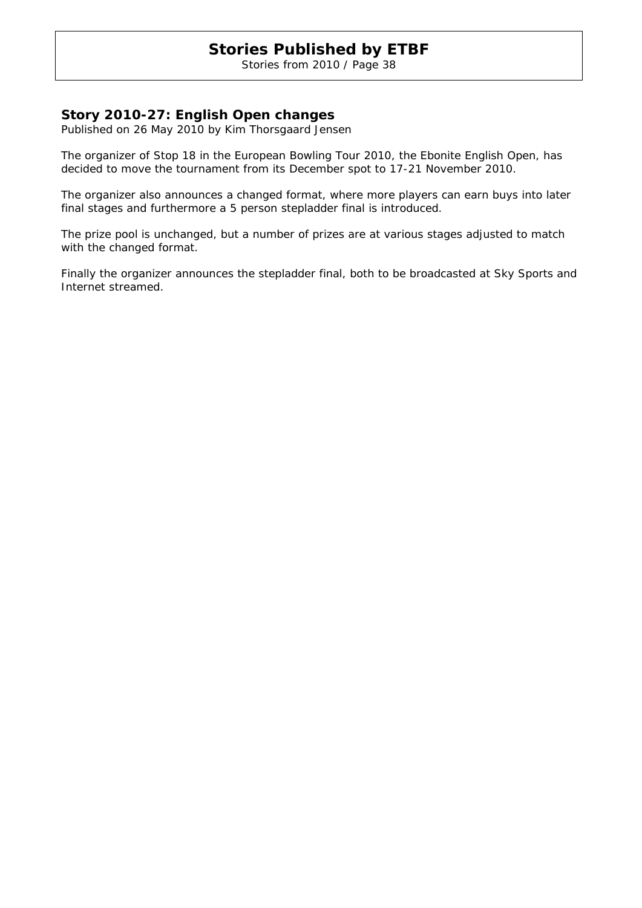## Story 2010-27: English Open changes

Published on 26 May 2010 by Kim Thorsgaard Jensen

The organizer of Stop 18 in the European Bowling Tour 2010, the Ebonite English Open, has decided to move the tournament from its December spot to 17-21 November 2010.

The organizer also announces a changed format, where more players can earn buys into later final stages and furthermore a 5 person stepladder final is introduced.

The prize pool is unchanged, but a number of prizes are at various stages adjusted to match with the changed format.

Finally the organizer announces the stepladder final, both to be broadcasted at Sky Sports and Internet streamed.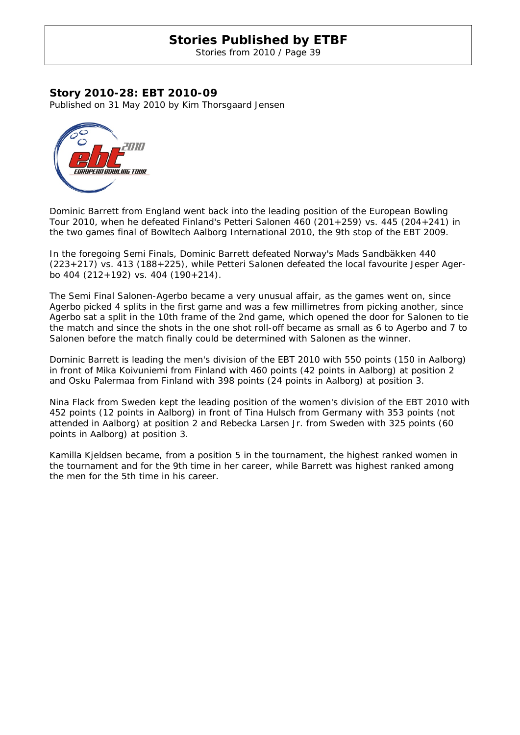## Story 2010-28: EBT 2010-09

Published on 31 May 2010 by Kim Thorsgaard Jensen

Dominic Barrett from England went back into the leading position of the European Bowling Tour 2010, when he defeated Finland's Petteri Salonen 460 (201+259) vs. 445 (204+241) in the two games final of Bowltech Aalborg International 2010, the 9th stop of the EBT 2009.

In the foregoing Semi Finals, Dominic Barrett defeated Norway's Mads Sandbäkken 440 (223+217) vs. 413 (188+225), while Petteri Salonen defeated the local favourite Jesper Agerbo 404 (212+192) vs. 404 (190+214).

The Semi Final Salonen-Agerbo became a very unusual affair, as the games went on, since Agerbo picked 4 splits in the first game and was a few millimetres from picking another, since Agerbo sat a split in the 10th frame of the 2nd game, which opened the door for Salonen to tie the match and since the shots in the one shot roll-off became as small as 6 to Agerbo and 7 to Salonen before the match finally could be determined with Salonen as the winner.

Dominic Barrett is leading the men's division of the EBT 2010 with 550 points (150 in Aalborg) in front of Mika Koivuniemi from Finland with 460 points (42 points in Aalborg) at position 2 and Osku Palermaa from Finland with 398 points (24 points in Aalborg) at position 3.

Nina Flack from Sweden kept the leading position of the women's division of the EBT 2010 with 452 points (12 points in Aalborg) in front of Tina Hulsch from Germany with 353 points (not attended in Aalborg) at position 2 and Rebecka Larsen Jr. from Sweden with 325 points (60 points in Aalborg) at position 3.

Kamilla Kjeldsen became, from a position 5 in the tournament, the highest ranked women in the tournament and for the 9th time in her career, while Barrett was highest ranked among the men for the 5th time in his career.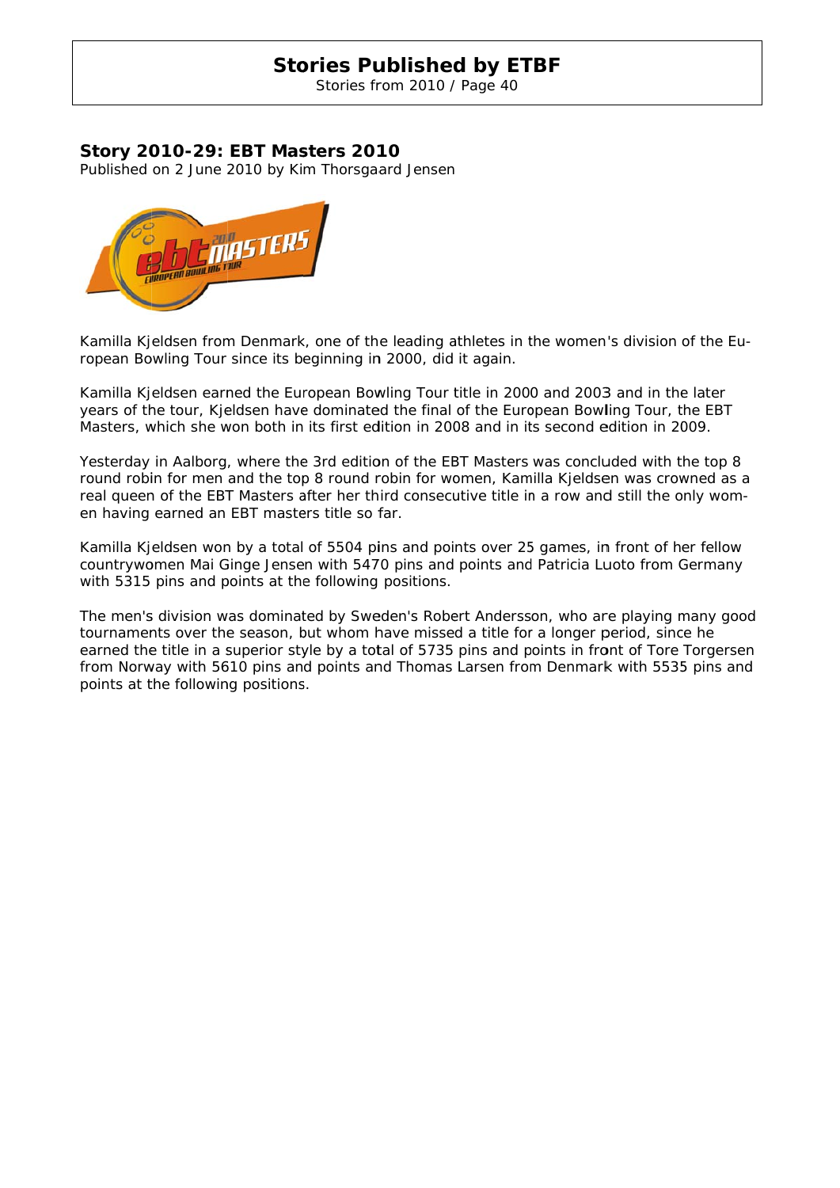## Story 2010-29: EBT Masters 2010

Published on 2 June 2010 by Kim Thorsgaard Jensen

Kamilla Kjeldsen from Denmark, one of the leading athletes in the women's division of the European Bowling Tour since its beginning in 2000, did it again.

Kamilla Kjeldsen earned the European Bowling Tour title in 2000 and 2003 and in the later years of the tour, Kjeldsen have dominated the final of the European Bowling Tour, the EBT Masters, which she won both in its first edition in 2008 and in its second edition in 2009.

Yesterday in Aalborg, where the 3rd edition of the EBT Masters was concluded with the top 8 round robin for men and the top 8 round robin for women, Kamilla Kjeldsen was crowned as a real queen of the EBT Masters after her third consecutive title in a row and still the only women having earned an EBT masters title so far.

Kamilla Kjeldsen won by a total of 5504 pins and points over 25 games, in front of her fellow countrywomen Mai Ginge Jensen with 5470 pins and points and Patricia Luoto from Germany with 5315 pins and points at the following positions.

The men's division was dominated by Sweden's Robert Andersson, who are playing many good tournaments over the season, but whom have missed a title for a longer period, since he earned the title in a superior style by a total of 5735 pins and points in front of Tore Torgersen from Norway with 5610 pins and points and Thomas Larsen from Denmark with 5535 pins and points at the following positions.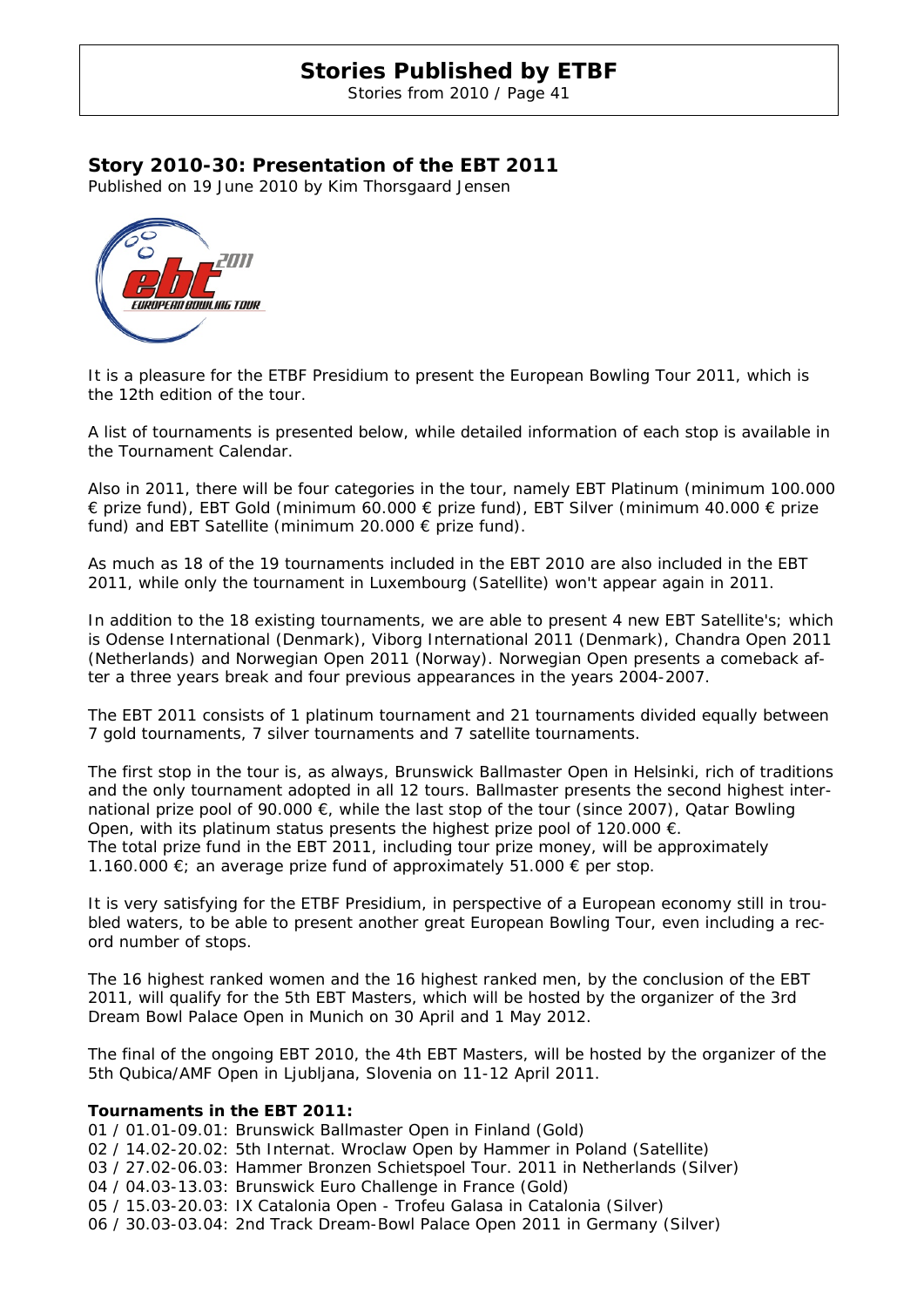## Story 2010-30: Presentation of the EBT 2011

Published on 19 June 2010 by Kim Thorsgaard Jensen

It is a pleasure for the ETBF Presidium to present the European Bowling Tour 2011, which is the 12th edition of the tour.

A list of tournaments is presented below, while detailed information of each stop is available in the Tournament Calendar.

Also in 2011, there will be four categories in the tour, namely EBT Platinum (minimum 100.000 € prize fund), EBT Gold (minimum 60.000 € prize fund), EBT Silver (minimum 40.000 € prize fund) and EBT Satellite (minimum 20.000 € prize fund).

As much as 18 of the 19 tournaments included in the EBT 2010 are also included in the EBT 2011, while only the tournament in Luxembourg (Satellite) won't appear again in 2011.

In addition to the 18 existing tournaments, we are able to present 4 new EBT Satellite's; which is Odense International (Denmark), Viborg International 2011 (Denmark), Chandra Open 2011 (Netherlands) and Norwegian Open 2011 (Norway). Norwegian Open presents a comeback after a three years break and four previous appearances in the years 2004-2007.

The EBT 2011 consists of 1 platinum tournament and 21 tournaments divided equally between 7 gold tournaments, 7 silver tournaments and 7 satellite tournaments.

The first stop in the tour is, as always, Brunswick Ballmaster Open in Helsinki, rich of traditions and the only tournament adopted in all 12 tours. Ballmaster presents the second highest international prize pool of 90.000 €, while the last stop of the tour (since 2007), Qatar Bowling Open, with its platinum status presents the highest prize pool of 120.000 €.
The total prize fund in the EBT 2011, including tour prize money, will be approximately 1.160.000 €; an average prize fund of approximately 51.000 € per stop.

It is very satisfying for the ETBF Presidium, in perspective of a European economy still in troubled waters, to be able to present another great European Bowling Tour, even including a record number of stops.

The 16 highest ranked women and the 16 highest ranked men, by the conclusion of the EBT 2011, will qualify for the 5th EBT Masters, which will be hosted by the organizer of the 3rd Dream Bowl Palace Open in Munich on 30 April and 1 May 2012.

The final of the ongoing EBT 2010, the 4th EBT Masters, will be hosted by the organizer of the 5th Qubica/AMF Open in Ljubljana, Slovenia on 11-12 April 2011.

**Tournaments in the EBT 2011:**

01 / 01.01-09.01: Brunswick Ballmaster Open in Finland (Gold)
02 / 14.02-20.02: 5th Internat. Wroclaw Open by Hammer in Poland (Satellite)
03 / 27.02-06.03: Hammer Bronzen Schietspoel Tour. 2011 in Netherlands (Silver)
04 / 04.03-13.03: Brunswick Euro Challenge in France (Gold)
05 / 15.03-20.03: IX Catalonia Open - Trofeu Galasa in Catalonia (Silver)
06 / 30.03-03.04: 2nd Track Dream-Bowl Palace Open 2011 in Germany (Silver)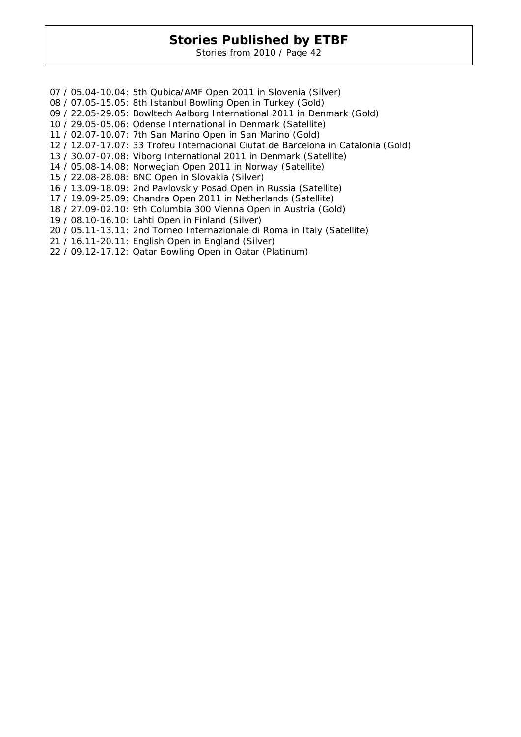07 / 05.04-10.04: 5th Qubica/AMF Open 2011 in Slovenia (Silver)
08 / 07.05-15.05: 8th Istanbul Bowling Open in Turkey (Gold)
09 / 22.05-29.05: Bowltech Aalborg International 2011 in Denmark (Gold)
10 / 29.05-05.06: Odense International in Denmark (Satellite)
11 / 02.07-10.07: 7th San Marino Open in San Marino (Gold)
12 / 12.07-17.07: 33 Trofeu Internacional Ciutat de Barcelona in Catalonia (Gold)
13 / 30.07-07.08: Viborg International 2011 in Denmark (Satellite)
14 / 05.08-14.08: Norwegian Open 2011 in Norway (Satellite)
15 / 22.08-28.08: BNC Open in Slovakia (Silver)
16 / 13.09-18.09: 2nd Pavlovskiy Posad Open in Russia (Satellite)
17 / 19.09-25.09: Chandra Open 2011 in Netherlands (Satellite)
18 / 27.09-02.10: 9th Columbia 300 Vienna Open in Austria (Gold)
19 / 08.10-16.10: Lahti Open in Finland (Silver)
20 / 05.11-13.11: 2nd Torneo Internazionale di Roma in Italy (Satellite)
21 / 16.11-20.11: English Open in England (Silver)
22 / 09.12-17.12: Qatar Bowling Open in Qatar (Platinum)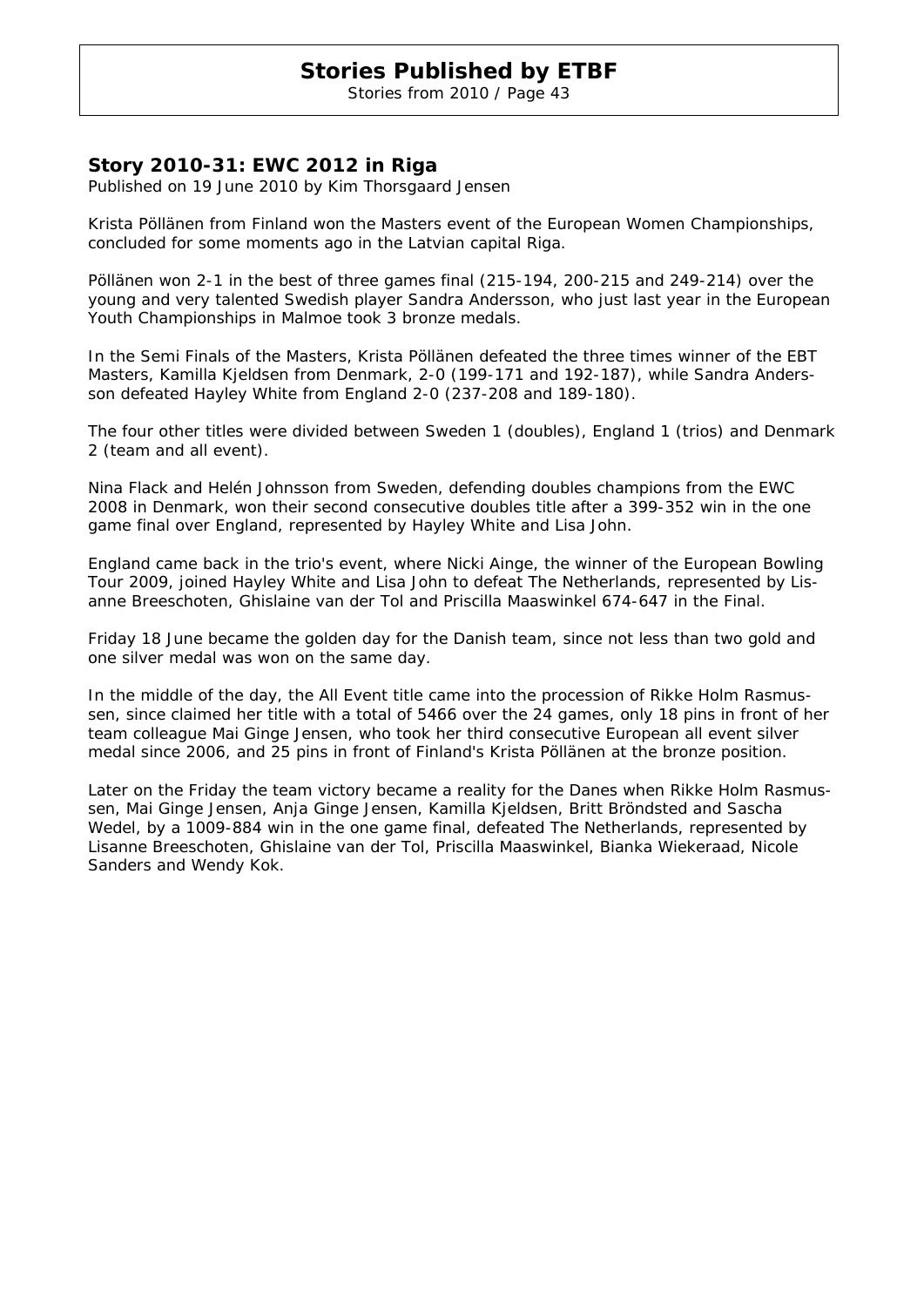## Story 2010-31: EWC 2012 in Riga

Published on 19 June 2010 by Kim Thorsgaard Jensen

Krista Pöllänen from Finland won the Masters event of the European Women Championships, concluded for some moments ago in the Latvian capital Riga.

Pöllänen won 2-1 in the best of three games final (215-194, 200-215 and 249-214) over the young and very talented Swedish player Sandra Andersson, who just last year in the European Youth Championships in Malmoe took 3 bronze medals.

In the Semi Finals of the Masters, Krista Pöllänen defeated the three times winner of the EBT Masters, Kamilla Kjeldsen from Denmark, 2-0 (199-171 and 192-187), while Sandra Andersson defeated Hayley White from England 2-0 (237-208 and 189-180).

The four other titles were divided between Sweden 1 (doubles), England 1 (trios) and Denmark 2 (team and all event).

Nina Flack and Helén Johnsson from Sweden, defending doubles champions from the EWC 2008 in Denmark, won their second consecutive doubles title after a 399-352 win in the one game final over England, represented by Hayley White and Lisa John.

England came back in the trio's event, where Nicki Ainge, the winner of the European Bowling Tour 2009, joined Hayley White and Lisa John to defeat The Netherlands, represented by Lisanne Breeschoten, Ghislaine van der Tol and Priscilla Maaswinkel 674-647 in the Final.

Friday 18 June became the golden day for the Danish team, since not less than two gold and one silver medal was won on the same day.

In the middle of the day, the All Event title came into the procession of Rikke Holm Rasmussen, since claimed her title with a total of 5466 over the 24 games, only 18 pins in front of her team colleague Mai Ginge Jensen, who took her third consecutive European all event silver medal since 2006, and 25 pins in front of Finland's Krista Pöllänen at the bronze position.

Later on the Friday the team victory became a reality for the Danes when Rikke Holm Rasmussen, Mai Ginge Jensen, Anja Ginge Jensen, Kamilla Kjeldsen, Britt Bröndsted and Sascha Wedel, by a 1009-884 win in the one game final, defeated The Netherlands, represented by Lisanne Breeschoten, Ghislaine van der Tol, Priscilla Maaswinkel, Bianka Wiekeraad, Nicole Sanders and Wendy Kok.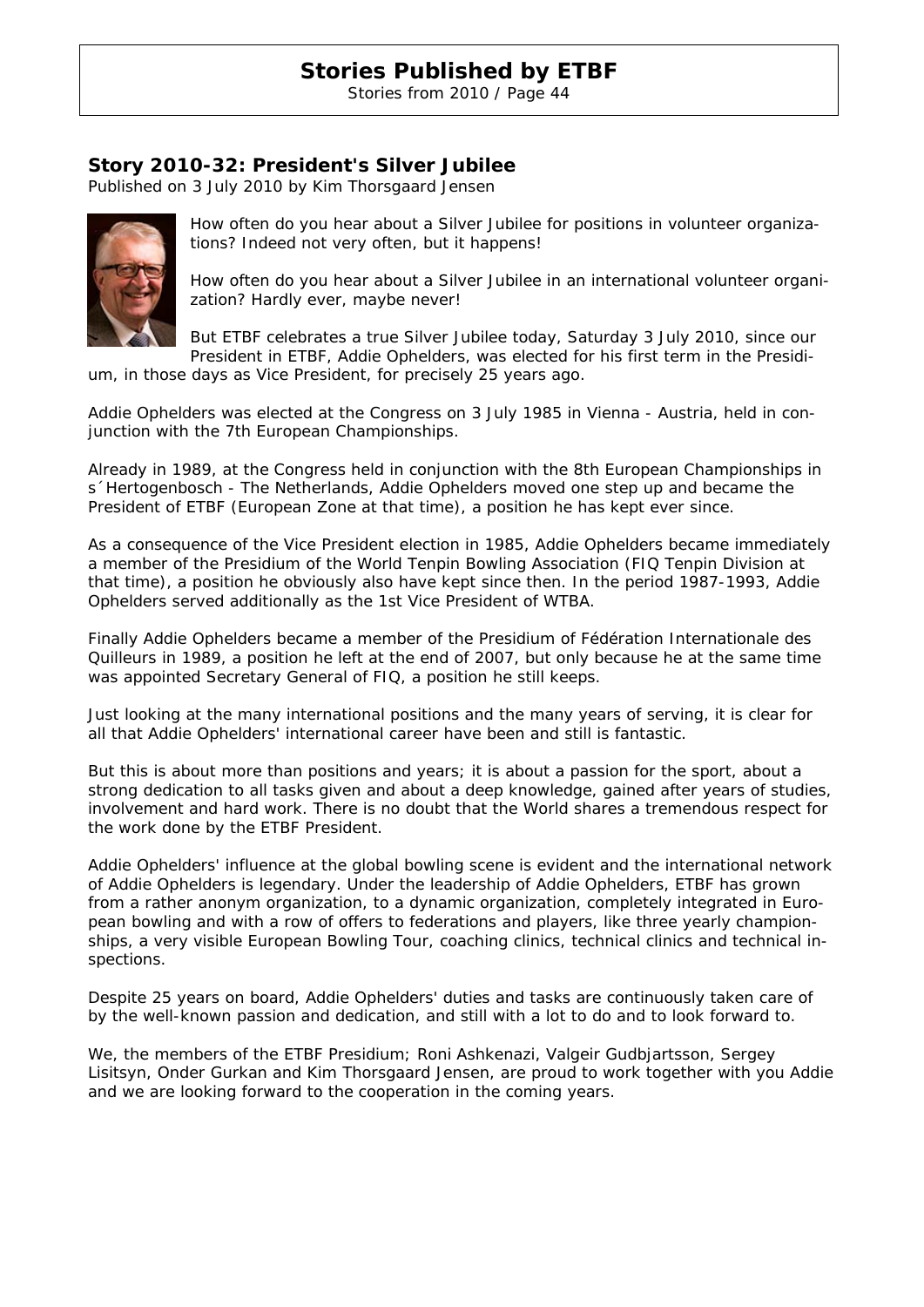## Story 2010-32: President's Silver Jubilee

Published on 3 July 2010 by Kim Thorsgaard Jensen

How often do you hear about a Silver Jubilee for positions in volunteer organizations? Indeed not very often, but it happens!

How often do you hear about a Silver Jubilee in an international volunteer organization? Hardly ever, maybe never!

But ETBF celebrates a true Silver Jubilee today, Saturday 3 July 2010, since our President in ETBF, Addie Ophelders, was elected for his first term in the Presidium, in those days as Vice President, for precisely 25 years ago.

Addie Ophelders was elected at the Congress on 3 July 1985 in Vienna - Austria, held in conjunction with the 7th European Championships.

Already in 1989, at the Congress held in conjunction with the 8th European Championships in s´Hertogenbosch - The Netherlands, Addie Ophelders moved one step up and became the President of ETBF (European Zone at that time), a position he has kept ever since.

As a consequence of the Vice President election in 1985, Addie Ophelders became immediately a member of the Presidium of the World Tenpin Bowling Association (FIQ Tenpin Division at that time), a position he obviously also have kept since then. In the period 1987-1993, Addie Ophelders served additionally as the 1st Vice President of WTBA.

Finally Addie Ophelders became a member of the Presidium of Fédération Internationale des Quilleurs in 1989, a position he left at the end of 2007, but only because he at the same time was appointed Secretary General of FIQ, a position he still keeps.

Just looking at the many international positions and the many years of serving, it is clear for all that Addie Ophelders' international career have been and still is fantastic.

But this is about more than positions and years; it is about a passion for the sport, about a strong dedication to all tasks given and about a deep knowledge, gained after years of studies, involvement and hard work. There is no doubt that the World shares a tremendous respect for the work done by the ETBF President.

Addie Ophelders' influence at the global bowling scene is evident and the international network of Addie Ophelders is legendary. Under the leadership of Addie Ophelders, ETBF has grown from a rather anonym organization, to a dynamic organization, completely integrated in European bowling and with a row of offers to federations and players, like three yearly championships, a very visible European Bowling Tour, coaching clinics, technical clinics and technical inspections.

Despite 25 years on board, Addie Ophelders' duties and tasks are continuously taken care of by the well-known passion and dedication, and still with a lot to do and to look forward to.

We, the members of the ETBF Presidium; Roni Ashkenazi, Valgeir Gudbjartsson, Sergey Lisitsyn, Onder Gurkan and Kim Thorsgaard Jensen, are proud to work together with you Addie and we are looking forward to the cooperation in the coming years.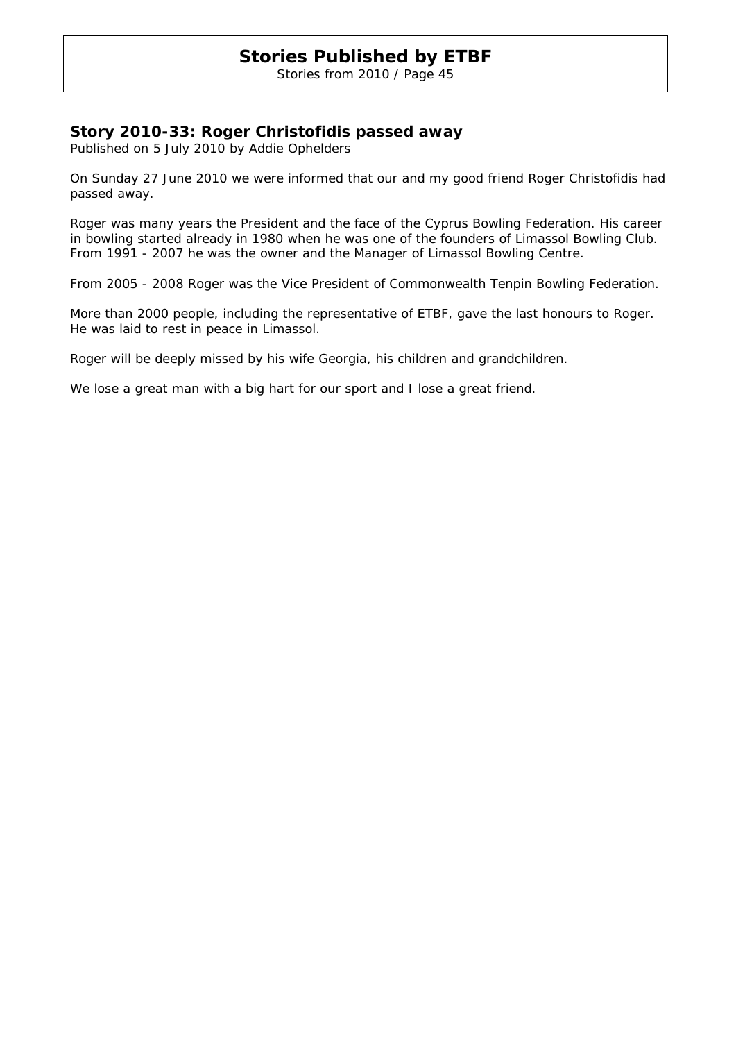## Story 2010-33: Roger Christofidis passed away

Published on 5 July 2010 by Addie Ophelders

On Sunday 27 June 2010 we were informed that our and my good friend Roger Christofidis had passed away.

Roger was many years the President and the face of the Cyprus Bowling Federation. His career in bowling started already in 1980 when he was one of the founders of Limassol Bowling Club. From 1991 - 2007 he was the owner and the Manager of Limassol Bowling Centre.

From 2005 - 2008 Roger was the Vice President of Commonwealth Tenpin Bowling Federation.

More than 2000 people, including the representative of ETBF, gave the last honours to Roger. He was laid to rest in peace in Limassol.

Roger will be deeply missed by his wife Georgia, his children and grandchildren.

We lose a great man with a big hart for our sport and I lose a great friend.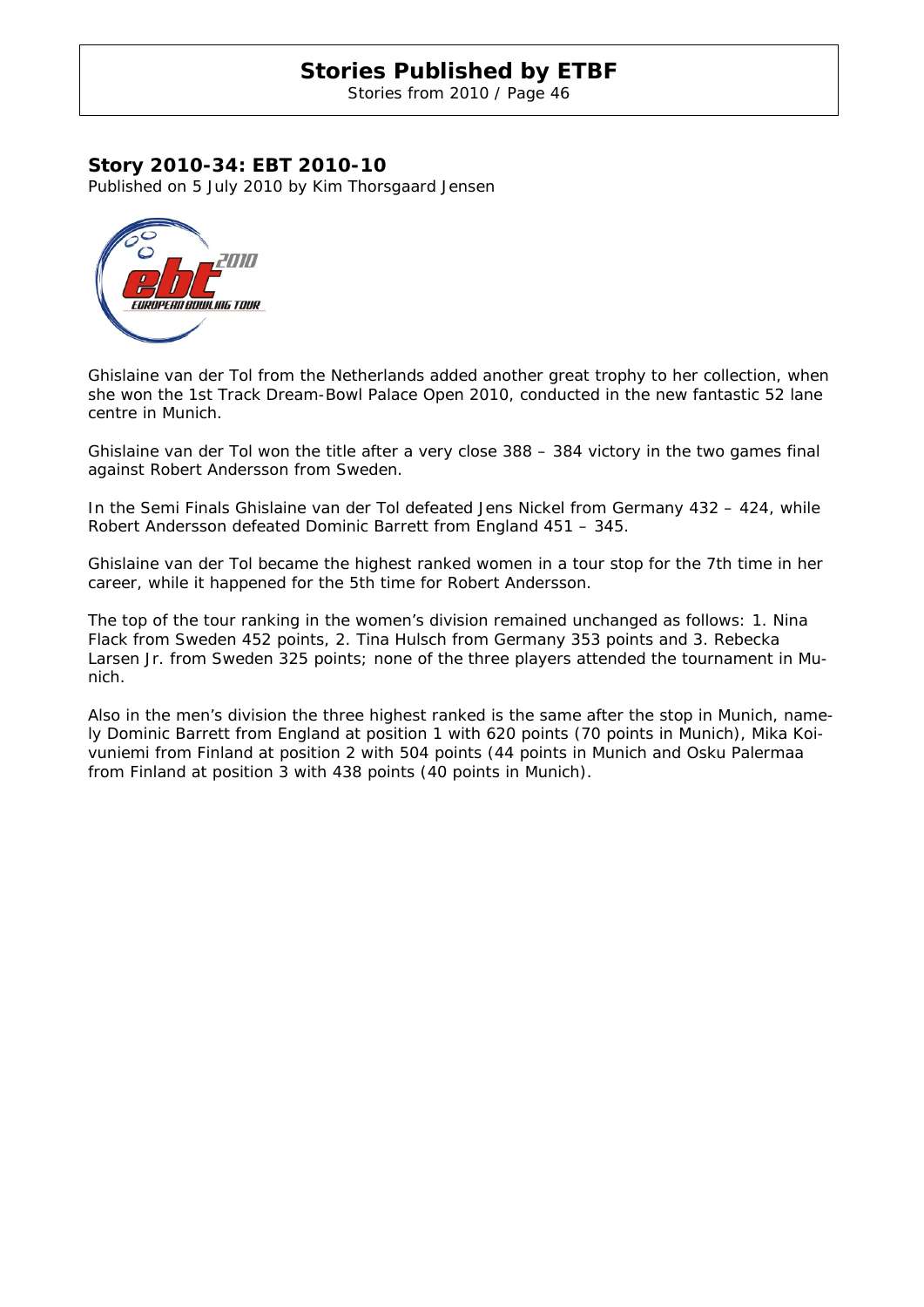## Story 2010-34: EBT 2010-10

Published on 5 July 2010 by Kim Thorsgaard Jensen

Ghislaine van der Tol from the Netherlands added another great trophy to her collection, when she won the 1st Track Dream-Bowl Palace Open 2010, conducted in the new fantastic 52 lane centre in Munich.

Ghislaine van der Tol won the title after a very close 388 – 384 victory in the two games final against Robert Andersson from Sweden.

In the Semi Finals Ghislaine van der Tol defeated Jens Nickel from Germany 432 – 424, while Robert Andersson defeated Dominic Barrett from England 451 – 345.

Ghislaine van der Tol became the highest ranked women in a tour stop for the 7th time in her career, while it happened for the 5th time for Robert Andersson.

The top of the tour ranking in the women's division remained unchanged as follows: 1. Nina Flack from Sweden 452 points, 2. Tina Hulsch from Germany 353 points and 3. Rebecka Larsen Jr. from Sweden 325 points; none of the three players attended the tournament in Munich.

Also in the men's division the three highest ranked is the same after the stop in Munich, namely Dominic Barrett from England at position 1 with 620 points (70 points in Munich), Mika Koivuniemi from Finland at position 2 with 504 points (44 points in Munich and Osku Palermaa from Finland at position 3 with 438 points (40 points in Munich).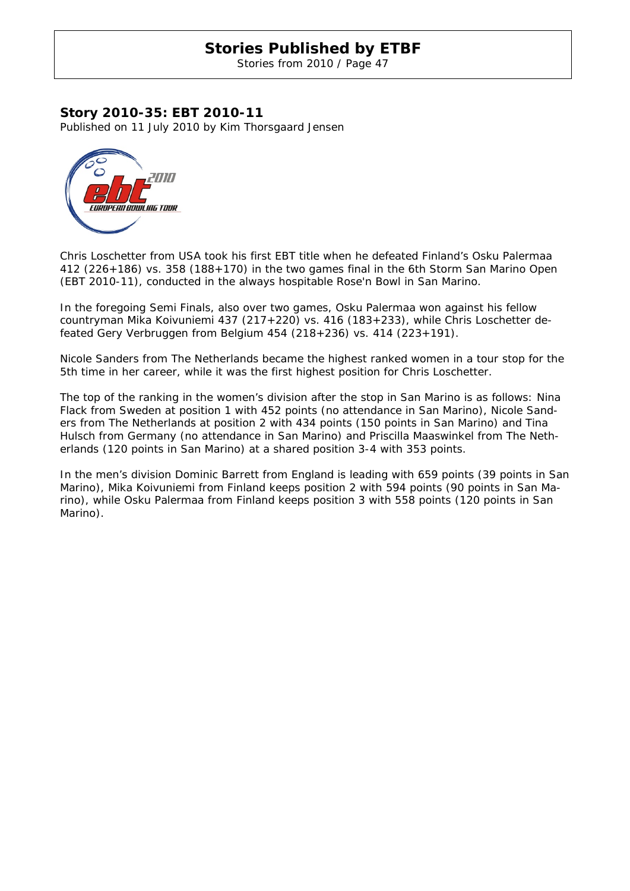## Story 2010-35: EBT 2010-11

Published on 11 July 2010 by Kim Thorsgaard Jensen

Chris Loschetter from USA took his first EBT title when he defeated Finland's Osku Palermaa 412 (226+186) vs. 358 (188+170) in the two games final in the 6th Storm San Marino Open (EBT 2010-11), conducted in the always hospitable Rose'n Bowl in San Marino.

In the foregoing Semi Finals, also over two games, Osku Palermaa won against his fellow countryman Mika Koivuniemi 437 (217+220) vs. 416 (183+233), while Chris Loschetter defeated Gery Verbruggen from Belgium 454 (218+236) vs. 414 (223+191).

Nicole Sanders from The Netherlands became the highest ranked women in a tour stop for the 5th time in her career, while it was the first highest position for Chris Loschetter.

The top of the ranking in the women's division after the stop in San Marino is as follows: Nina Flack from Sweden at position 1 with 452 points (no attendance in San Marino), Nicole Sanders from The Netherlands at position 2 with 434 points (150 points in San Marino) and Tina Hulsch from Germany (no attendance in San Marino) and Priscilla Maaswinkel from The Netherlands (120 points in San Marino) at a shared position 3-4 with 353 points.

In the men's division Dominic Barrett from England is leading with 659 points (39 points in San Marino), Mika Koivuniemi from Finland keeps position 2 with 594 points (90 points in San Marino), while Osku Palermaa from Finland keeps position 3 with 558 points (120 points in San Marino).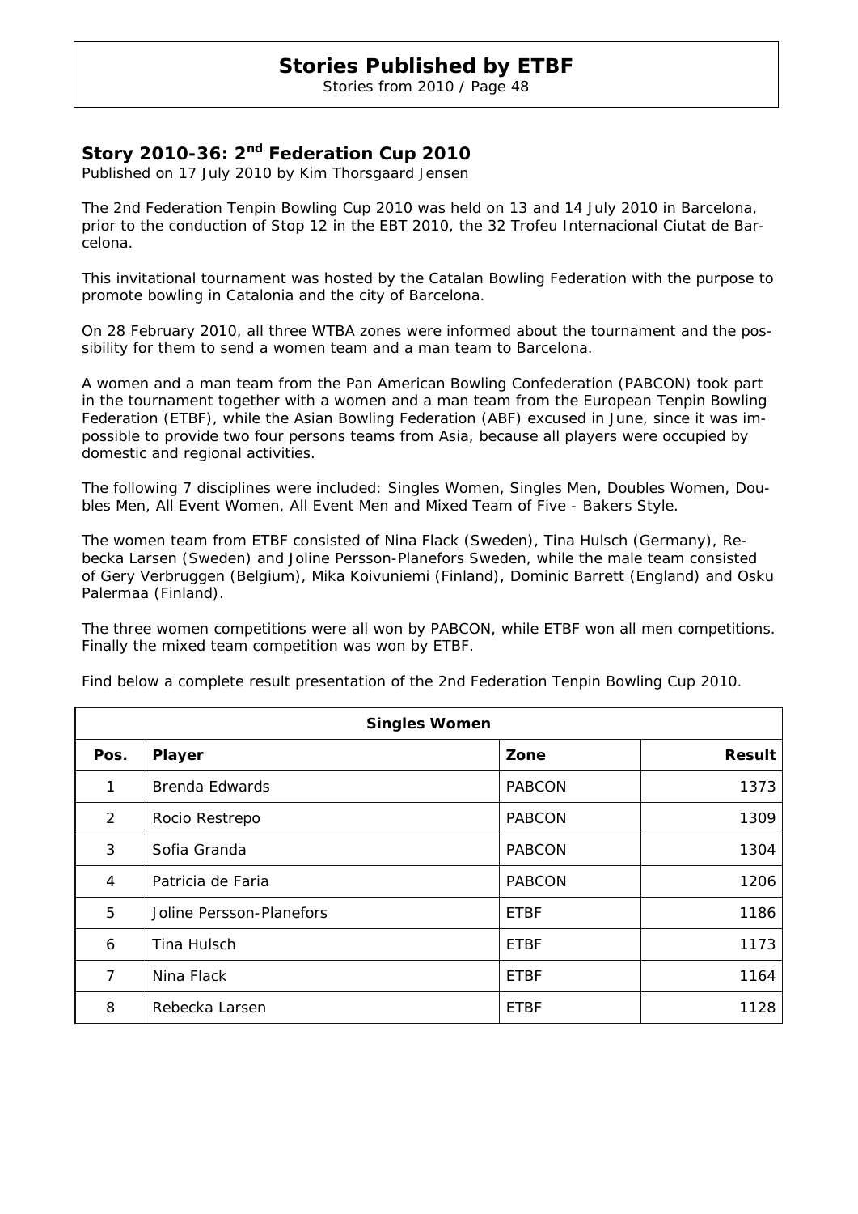## Story 2010-36: 2nd Federation Cup 2010

Published on 17 July 2010 by Kim Thorsgaard Jensen

The 2nd Federation Tenpin Bowling Cup 2010 was held on 13 and 14 July 2010 in Barcelona, prior to the conduction of Stop 12 in the EBT 2010, the 32 Trofeu Internacional Ciutat de Barcelona.

This invitational tournament was hosted by the Catalan Bowling Federation with the purpose to promote bowling in Catalonia and the city of Barcelona.

On 28 February 2010, all three WTBA zones were informed about the tournament and the possibility for them to send a women team and a man team to Barcelona.

A women and a man team from the Pan American Bowling Confederation (PABCON) took part in the tournament together with a women and a man team from the European Tenpin Bowling Federation (ETBF), while the Asian Bowling Federation (ABF) excused in June, since it was impossible to provide two four persons teams from Asia, because all players were occupied by domestic and regional activities.

The following 7 disciplines were included: Singles Women, Singles Men, Doubles Women, Doubles Men, All Event Women, All Event Men and Mixed Team of Five - Bakers Style.

The women team from ETBF consisted of Nina Flack (Sweden), Tina Hulsch (Germany), Rebecka Larsen (Sweden) and Joline Persson-Planefors Sweden, while the male team consisted of Gery Verbruggen (Belgium), Mika Koivuniemi (Finland), Dominic Barrett (England) and Osku Palermaa (Finland).

The three women competitions were all won by PABCON, while ETBF won all men competitions. Finally the mixed team competition was won by ETBF.

Find below a complete result presentation of the 2nd Federation Tenpin Bowling Cup 2010.

| Singles Women | | | |
|---|---|---|---|
| **Pos.** | **Player** | **Zone** | **Result** |
| 1 | Brenda Edwards | PABCON | 1373 |
| 2 | Rocio Restrepo | PABCON | 1309 |
| 3 | Sofia Granda | PABCON | 1304 |
| 4 | Patricia de Faria | PABCON | 1206 |
| 5 | Joline Persson-Planefors | ETBF | 1186 |
| 6 | Tina Hulsch | ETBF | 1173 |
| 7 | Nina Flack | ETBF | 1164 |
| 8 | Rebecka Larsen | ETBF | 1128 |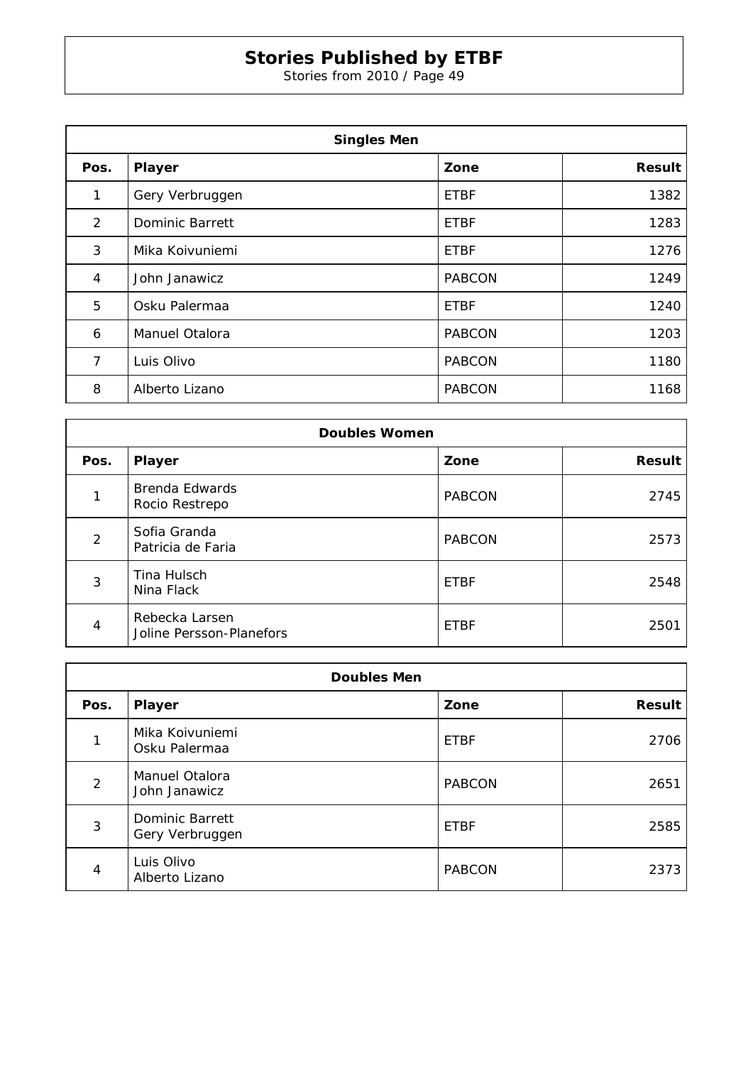| Singles Men | | | |
|---|---|---|---|
| **Pos.** | **Player** | **Zone** | **Result** |
| 1 | Gery Verbruggen | ETBF | 1382 |
| 2 | Dominic Barrett | ETBF | 1283 |
| 3 | Mika Koivuniemi | ETBF | 1276 |
| 4 | John Janawicz | PABCON | 1249 |
| 5 | Osku Palermaa | ETBF | 1240 |
| 6 | Manuel Otalora | PABCON | 1203 |
| 7 | Luis Olivo | PABCON | 1180 |
| 8 | Alberto Lizano | PABCON | 1168 |

| Doubles Women | | | |
|---|---|---|---|
| **Pos.** | **Player** | **Zone** | **Result** |
| 1 | Brenda Edwards<br>Rocio Restrepo | PABCON | 2745 |
| 2 | Sofia Granda<br>Patricia de Faria | PABCON | 2573 |
| 3 | Tina Hulsch<br>Nina Flack | ETBF | 2548 |
| 4 | Rebecka Larsen<br>Joline Persson-Planefors | ETBF | 2501 |

| Doubles Men | | | |
|---|---|---|---|
| **Pos.** | **Player** | **Zone** | **Result** |
| 1 | Mika Koivuniemi<br>Osku Palermaa | ETBF | 2706 |
| 2 | Manuel Otalora<br>John Janawicz | PABCON | 2651 |
| 3 | Dominic Barrett<br>Gery Verbruggen | ETBF | 2585 |
| 4 | Luis Olivo<br>Alberto Lizano | PABCON | 2373 |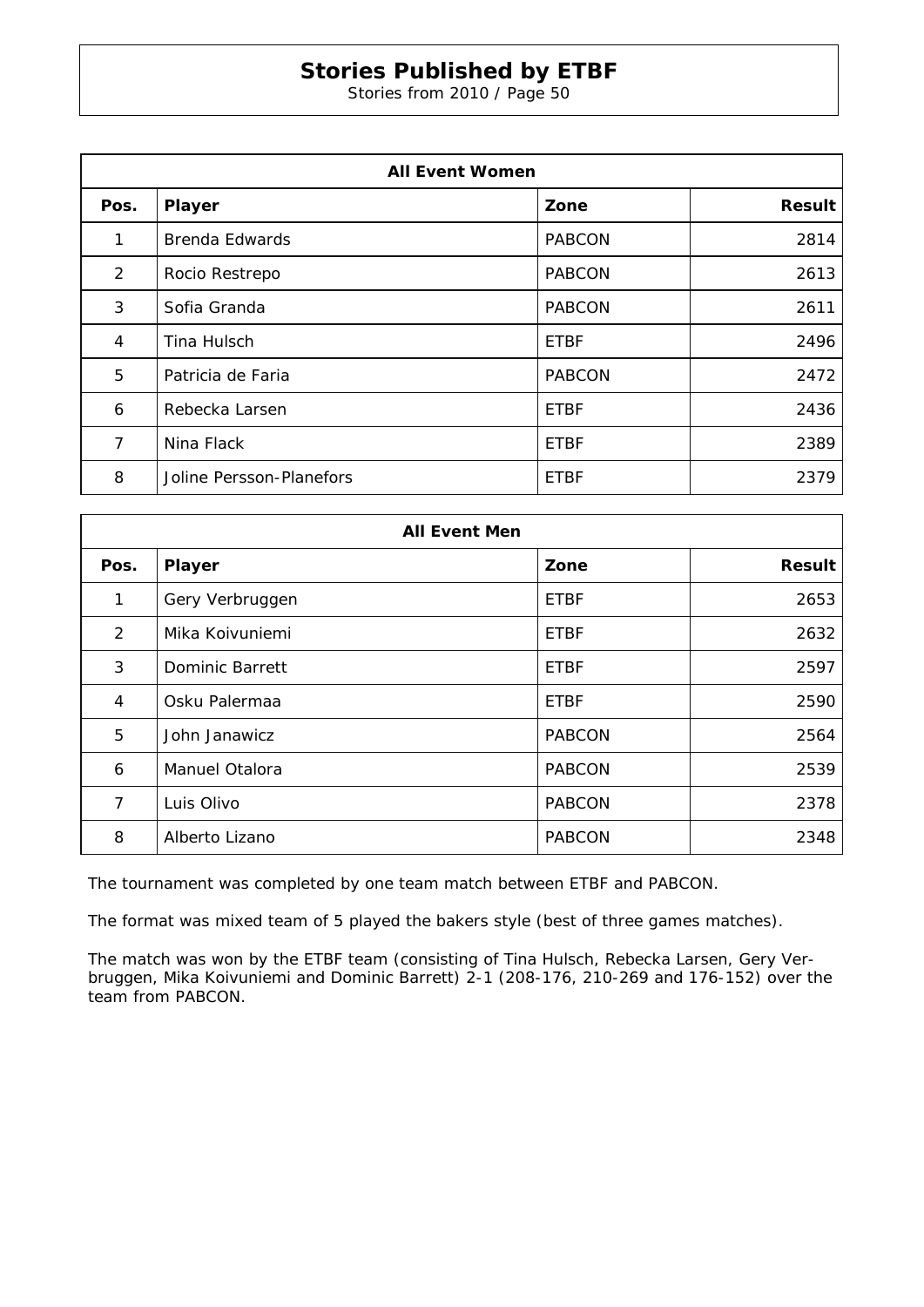| All Event Women | | | |
|---|---|---|---|
| **Pos.** | **Player** | **Zone** | **Result** |
| 1 | Brenda Edwards | PABCON | 2814 |
| 2 | Rocio Restrepo | PABCON | 2613 |
| 3 | Sofia Granda | PABCON | 2611 |
| 4 | Tina Hulsch | ETBF | 2496 |
| 5 | Patricia de Faria | PABCON | 2472 |
| 6 | Rebecka Larsen | ETBF | 2436 |
| 7 | Nina Flack | ETBF | 2389 |
| 8 | Joline Persson-Planefors | ETBF | 2379 |

| All Event Men | | | |
|---|---|---|---|
| **Pos.** | **Player** | **Zone** | **Result** |
| 1 | Gery Verbruggen | ETBF | 2653 |
| 2 | Mika Koivuniemi | ETBF | 2632 |
| 3 | Dominic Barrett | ETBF | 2597 |
| 4 | Osku Palermaa | ETBF | 2590 |
| 5 | John Janawicz | PABCON | 2564 |
| 6 | Manuel Otalora | PABCON | 2539 |
| 7 | Luis Olivo | PABCON | 2378 |
| 8 | Alberto Lizano | PABCON | 2348 |

The tournament was completed by one team match between ETBF and PABCON.

The format was mixed team of 5 played the bakers style (best of three games matches).

The match was won by the ETBF team (consisting of Tina Hulsch, Rebecka Larsen, Gery Verbruggen, Mika Koivuniemi and Dominic Barrett) 2-1 (208-176, 210-269 and 176-152) over the team from PABCON.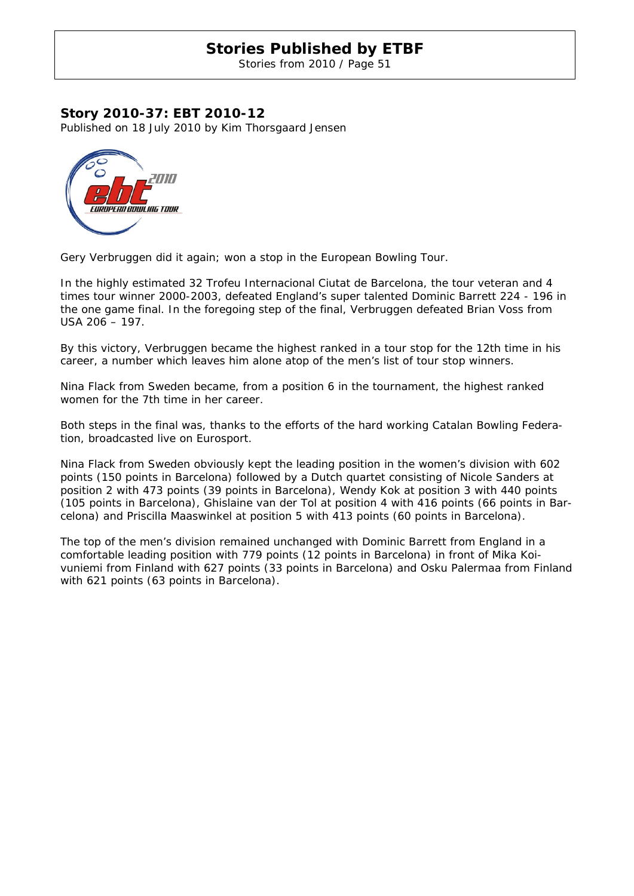## Story 2010-37: EBT 2010-12

Published on 18 July 2010 by Kim Thorsgaard Jensen

Gery Verbruggen did it again; won a stop in the European Bowling Tour.

In the highly estimated 32 Trofeu Internacional Ciutat de Barcelona, the tour veteran and 4 times tour winner 2000-2003, defeated England's super talented Dominic Barrett 224 - 196 in the one game final. In the foregoing step of the final, Verbruggen defeated Brian Voss from USA 206 – 197.

By this victory, Verbruggen became the highest ranked in a tour stop for the 12th time in his career, a number which leaves him alone atop of the men's list of tour stop winners.

Nina Flack from Sweden became, from a position 6 in the tournament, the highest ranked women for the 7th time in her career.

Both steps in the final was, thanks to the efforts of the hard working Catalan Bowling Federation, broadcasted live on Eurosport.

Nina Flack from Sweden obviously kept the leading position in the women's division with 602 points (150 points in Barcelona) followed by a Dutch quartet consisting of Nicole Sanders at position 2 with 473 points (39 points in Barcelona), Wendy Kok at position 3 with 440 points (105 points in Barcelona), Ghislaine van der Tol at position 4 with 416 points (66 points in Barcelona) and Priscilla Maaswinkel at position 5 with 413 points (60 points in Barcelona).

The top of the men's division remained unchanged with Dominic Barrett from England in a comfortable leading position with 779 points (12 points in Barcelona) in front of Mika Koivuniemi from Finland with 627 points (33 points in Barcelona) and Osku Palermaa from Finland with 621 points (63 points in Barcelona).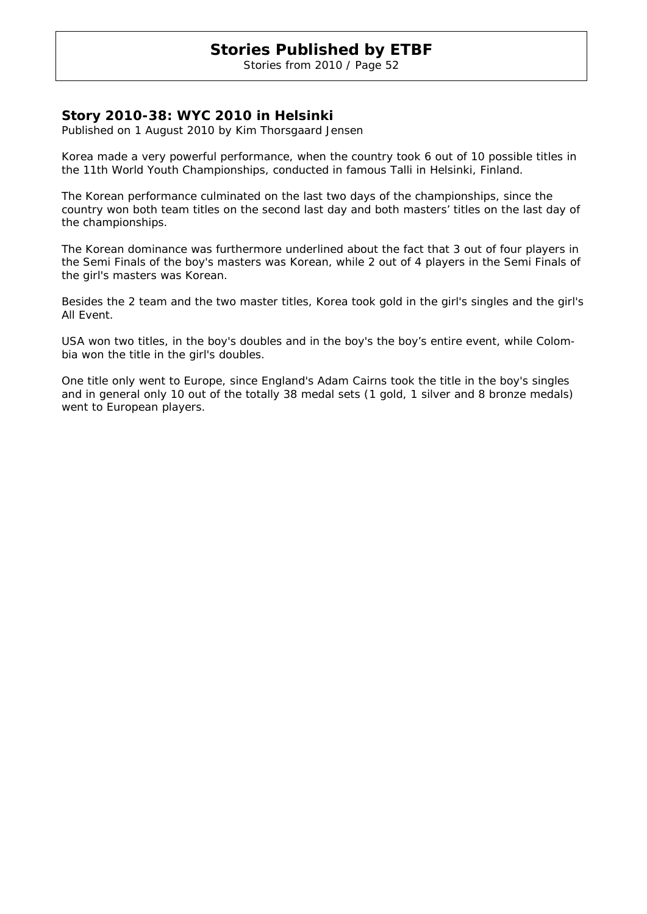## Story 2010-38: WYC 2010 in Helsinki

*Published on 1 August 2010 by Kim Thorsgaard Jensen*

Korea made a very powerful performance, when the country took 6 out of 10 possible titles in the 11th World Youth Championships, conducted in famous Talli in Helsinki, Finland.

The Korean performance culminated on the last two days of the championships, since the country won both team titles on the second last day and both masters' titles on the last day of the championships.

The Korean dominance was furthermore underlined about the fact that 3 out of four players in the Semi Finals of the boy's masters was Korean, while 2 out of 4 players in the Semi Finals of the girl's masters was Korean.

Besides the 2 team and the two master titles, Korea took gold in the girl's singles and the girl's All Event.

USA won two titles, in the boy's doubles and in the boy's the boy's entire event, while Colombia won the title in the girl's doubles.

One title only went to Europe, since England's Adam Cairns took the title in the boy's singles and in general only 10 out of the totally 38 medal sets (1 gold, 1 silver and 8 bronze medals) went to European players.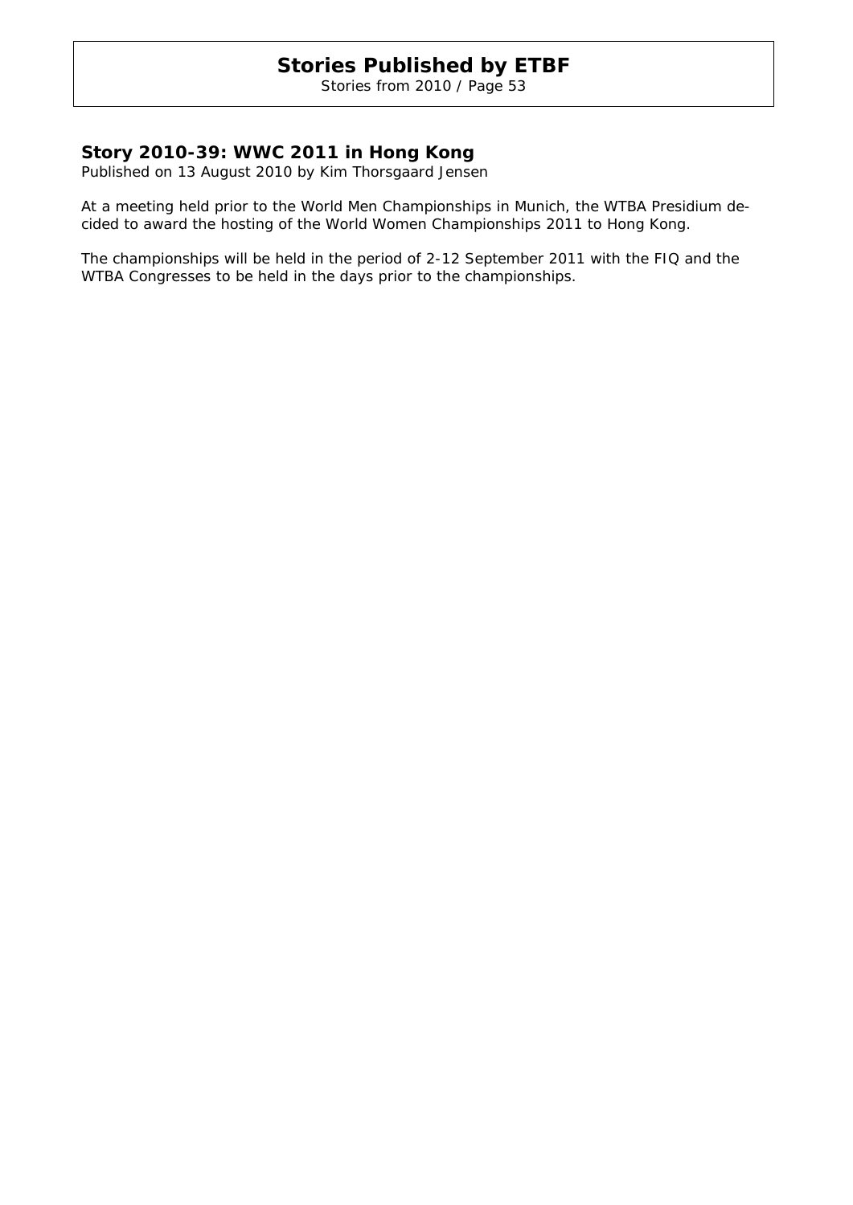## Story 2010-39: WWC 2011 in Hong Kong

*Published on 13 August 2010 by Kim Thorsgaard Jensen*

At a meeting held prior to the World Men Championships in Munich, the WTBA Presidium decided to award the hosting of the World Women Championships 2011 to Hong Kong.

The championships will be held in the period of 2-12 September 2011 with the FIQ and the WTBA Congresses to be held in the days prior to the championships.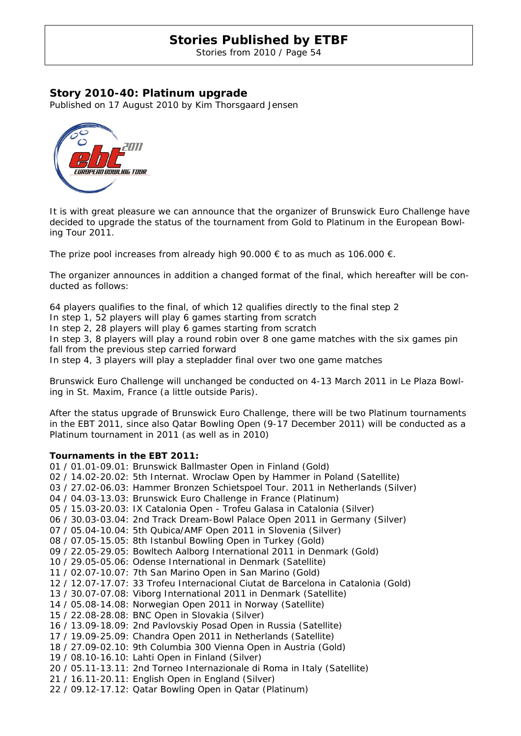## Story 2010-40: Platinum upgrade

Published on 17 August 2010 by Kim Thorsgaard Jensen

It is with great pleasure we can announce that the organizer of Brunswick Euro Challenge have decided to upgrade the status of the tournament from Gold to Platinum in the European Bowling Tour 2011.

The prize pool increases from already high 90.000 € to as much as 106.000 €.

The organizer announces in addition a changed format of the final, which hereafter will be conducted as follows:

64 players qualifies to the final, of which 12 qualifies directly to the final step 2
In step 1, 52 players will play 6 games starting from scratch
In step 2, 28 players will play 6 games starting from scratch
In step 3, 8 players will play a round robin over 8 one game matches with the six games pin fall from the previous step carried forward
In step 4, 3 players will play a stepladder final over two one game matches

Brunswick Euro Challenge will unchanged be conducted on 4-13 March 2011 in Le Plaza Bowling in St. Maxim, France (a little outside Paris).

After the status upgrade of Brunswick Euro Challenge, there will be two Platinum tournaments in the EBT 2011, since also Qatar Bowling Open (9-17 December 2011) will be conducted as a Platinum tournament in 2011 (as well as in 2010)

**Tournaments in the EBT 2011:**
01 / 01.01-09.01: Brunswick Ballmaster Open in Finland (Gold)
02 / 14.02-20.02: 5th Internat. Wroclaw Open by Hammer in Poland (Satellite)
03 / 27.02-06.03: Hammer Bronzen Schietspoel Tour. 2011 in Netherlands (Silver)
04 / 04.03-13.03: Brunswick Euro Challenge in France (Platinum)
05 / 15.03-20.03: IX Catalonia Open - Trofeu Galasa in Catalonia (Silver)
06 / 30.03-03.04: 2nd Track Dream-Bowl Palace Open 2011 in Germany (Silver)
07 / 05.04-10.04: 5th Qubica/AMF Open 2011 in Slovenia (Silver)
08 / 07.05-15.05: 8th Istanbul Bowling Open in Turkey (Gold)
09 / 22.05-29.05: Bowltech Aalborg International 2011 in Denmark (Gold)
10 / 29.05-05.06: Odense International in Denmark (Satellite)
11 / 02.07-10.07: 7th San Marino Open in San Marino (Gold)
12 / 12.07-17.07: 33 Trofeu Internacional Ciutat de Barcelona in Catalonia (Gold)
13 / 30.07-07.08: Viborg International 2011 in Denmark (Satellite)
14 / 05.08-14.08: Norwegian Open 2011 in Norway (Satellite)
15 / 22.08-28.08: BNC Open in Slovakia (Silver)
16 / 13.09-18.09: 2nd Pavlovskiy Posad Open in Russia (Satellite)
17 / 19.09-25.09: Chandra Open 2011 in Netherlands (Satellite)
18 / 27.09-02.10: 9th Columbia 300 Vienna Open in Austria (Gold)
19 / 08.10-16.10: Lahti Open in Finland (Silver)
20 / 05.11-13.11: 2nd Torneo Internazionale di Roma in Italy (Satellite)
21 / 16.11-20.11: English Open in England (Silver)
22 / 09.12-17.12: Qatar Bowling Open in Qatar (Platinum)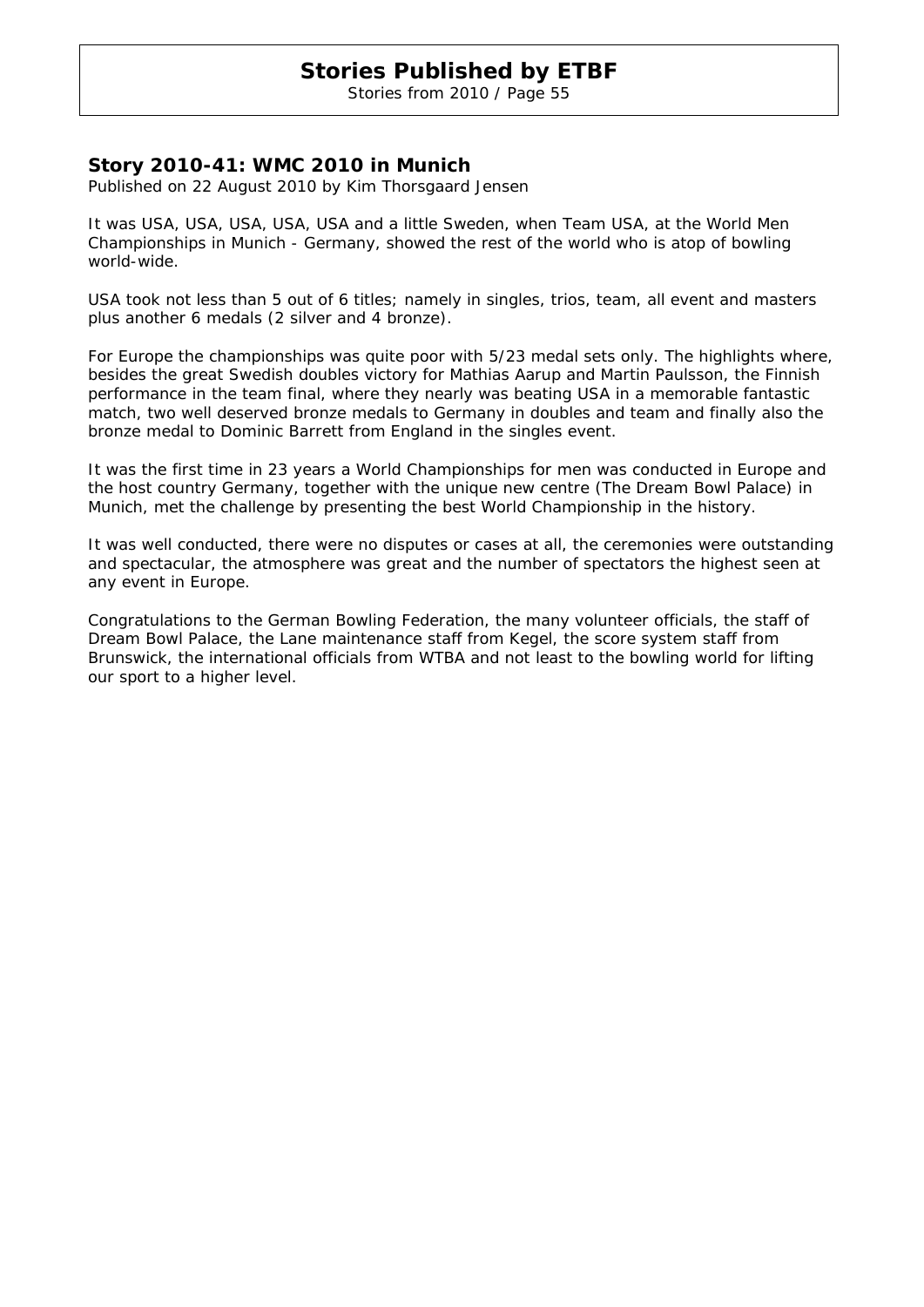## Story 2010-41: WMC 2010 in Munich

*Published on 22 August 2010 by Kim Thorsgaard Jensen*

It was USA, USA, USA, USA, USA and a little Sweden, when Team USA, at the World Men Championships in Munich - Germany, showed the rest of the world who is atop of bowling world-wide.

USA took not less than 5 out of 6 titles; namely in singles, trios, team, all event and masters plus another 6 medals (2 silver and 4 bronze).

For Europe the championships was quite poor with 5/23 medal sets only. The highlights where, besides the great Swedish doubles victory for Mathias Aarup and Martin Paulsson, the Finnish performance in the team final, where they nearly was beating USA in a memorable fantastic match, two well deserved bronze medals to Germany in doubles and team and finally also the bronze medal to Dominic Barrett from England in the singles event.

It was the first time in 23 years a World Championships for men was conducted in Europe and the host country Germany, together with the unique new centre (The Dream Bowl Palace) in Munich, met the challenge by presenting the best World Championship in the history.

It was well conducted, there were no disputes or cases at all, the ceremonies were outstanding and spectacular, the atmosphere was great and the number of spectators the highest seen at any event in Europe.

Congratulations to the German Bowling Federation, the many volunteer officials, the staff of Dream Bowl Palace, the Lane maintenance staff from Kegel, the score system staff from Brunswick, the international officials from WTBA and not least to the bowling world for lifting our sport to a higher level.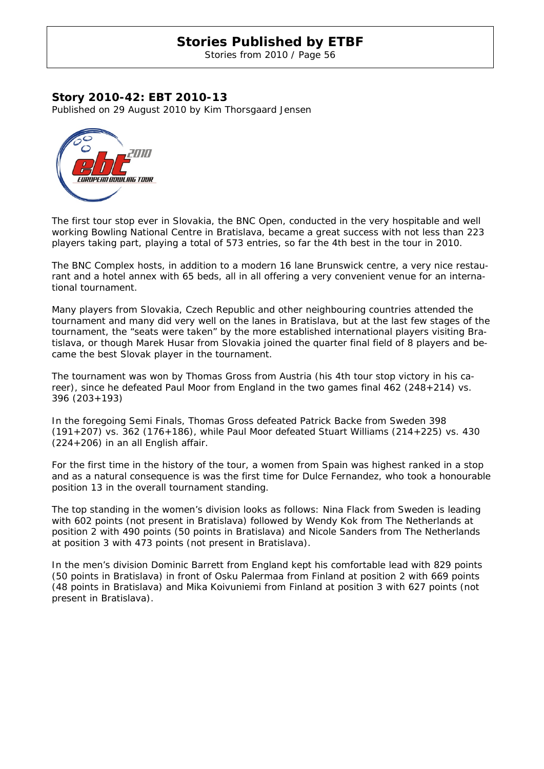## Story 2010-42: EBT 2010-13

Published on 29 August 2010 by Kim Thorsgaard Jensen

The first tour stop ever in Slovakia, the BNC Open, conducted in the very hospitable and well working Bowling National Centre in Bratislava, became a great success with not less than 223 players taking part, playing a total of 573 entries, so far the 4th best in the tour in 2010.

The BNC Complex hosts, in addition to a modern 16 lane Brunswick centre, a very nice restaurant and a hotel annex with 65 beds, all in all offering a very convenient venue for an international tournament.

Many players from Slovakia, Czech Republic and other neighbouring countries attended the tournament and many did very well on the lanes in Bratislava, but at the last few stages of the tournament, the "seats were taken" by the more established international players visiting Bratislava, or though Marek Husar from Slovakia joined the quarter final field of 8 players and became the best Slovak player in the tournament.

The tournament was won by Thomas Gross from Austria (his 4th tour stop victory in his career), since he defeated Paul Moor from England in the two games final 462 (248+214) vs. 396 (203+193)

In the foregoing Semi Finals, Thomas Gross defeated Patrick Backe from Sweden 398 (191+207) vs. 362 (176+186), while Paul Moor defeated Stuart Williams (214+225) vs. 430 (224+206) in an all English affair.

For the first time in the history of the tour, a women from Spain was highest ranked in a stop and as a natural consequence is was the first time for Dulce Fernandez, who took a honourable position 13 in the overall tournament standing.

The top standing in the women's division looks as follows: Nina Flack from Sweden is leading with 602 points (not present in Bratislava) followed by Wendy Kok from The Netherlands at position 2 with 490 points (50 points in Bratislava) and Nicole Sanders from The Netherlands at position 3 with 473 points (not present in Bratislava).

In the men's division Dominic Barrett from England kept his comfortable lead with 829 points (50 points in Bratislava) in front of Osku Palermaa from Finland at position 2 with 669 points (48 points in Bratislava) and Mika Koivuniemi from Finland at position 3 with 627 points (not present in Bratislava).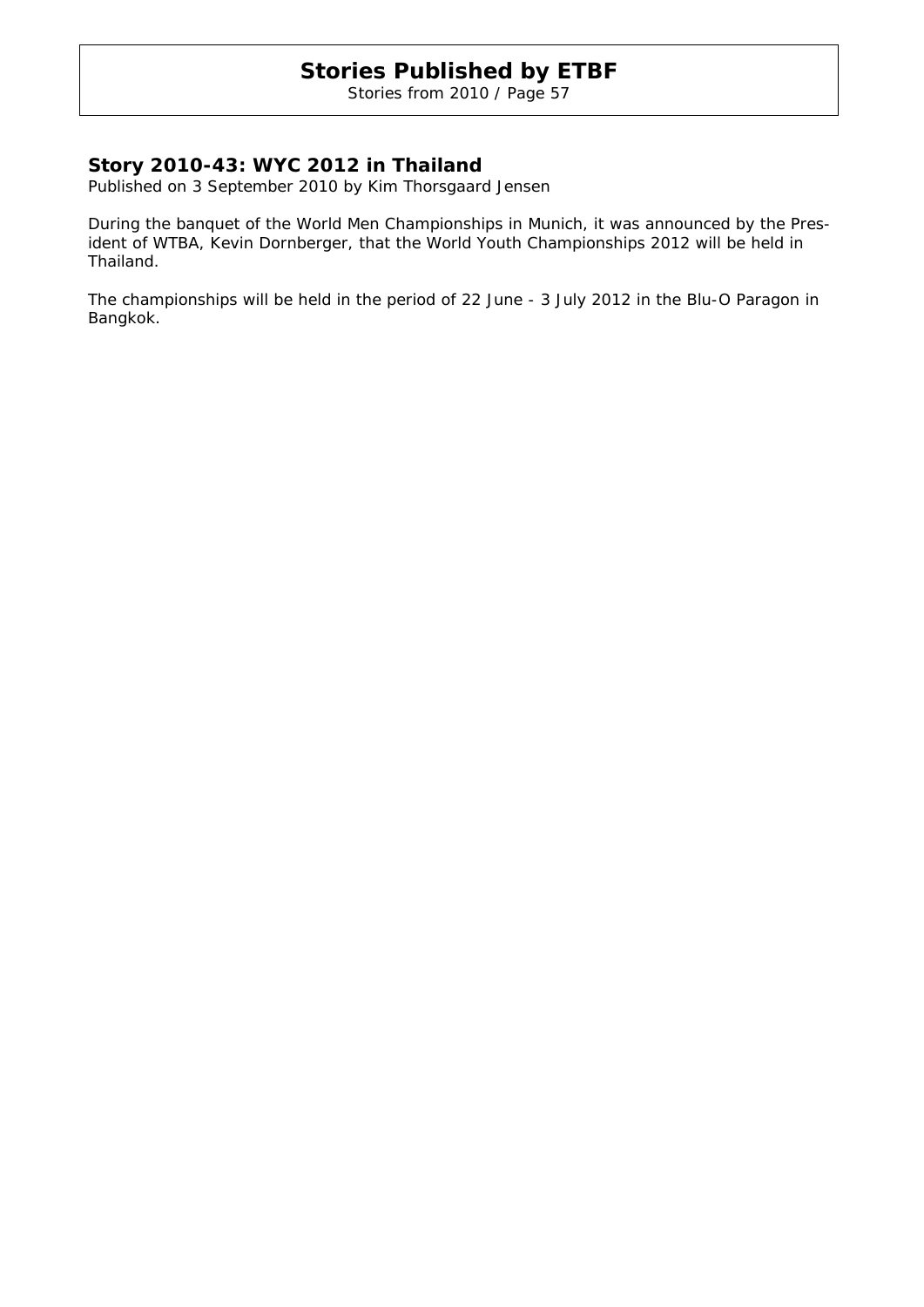## Story 2010-43: WYC 2012 in Thailand

*Published on 3 September 2010 by Kim Thorsgaard Jensen*

During the banquet of the World Men Championships in Munich, it was announced by the President of WTBA, Kevin Dornberger, that the World Youth Championships 2012 will be held in Thailand.

The championships will be held in the period of 22 June - 3 July 2012 in the Blu-O Paragon in Bangkok.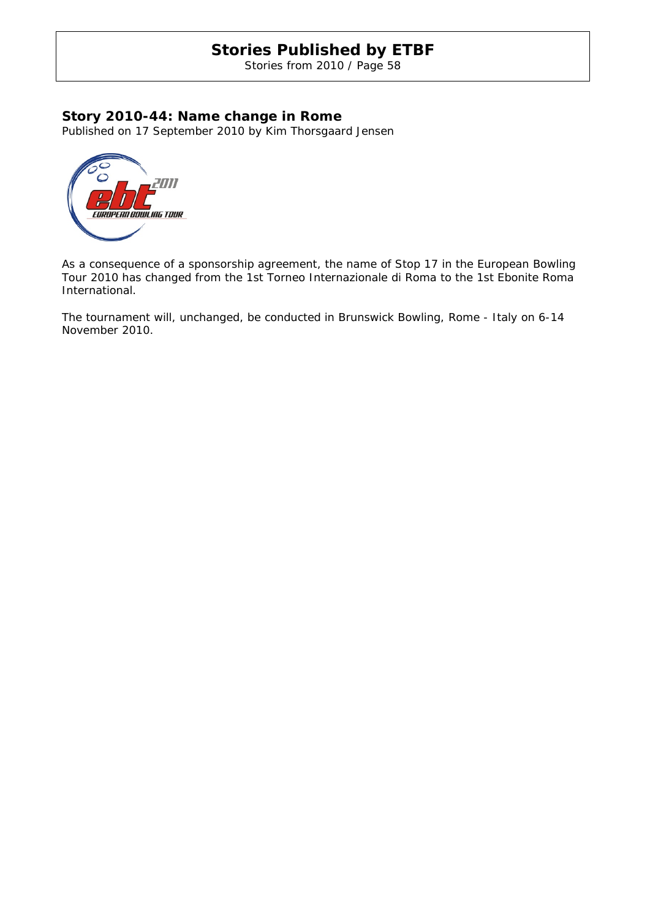## Story 2010-44: Name change in Rome

Published on 17 September 2010 by Kim Thorsgaard Jensen

As a consequence of a sponsorship agreement, the name of Stop 17 in the European Bowling Tour 2010 has changed from the 1st Torneo Internazionale di Roma to the 1st Ebonite Roma International.

The tournament will, unchanged, be conducted in Brunswick Bowling, Rome - Italy on 6-14 November 2010.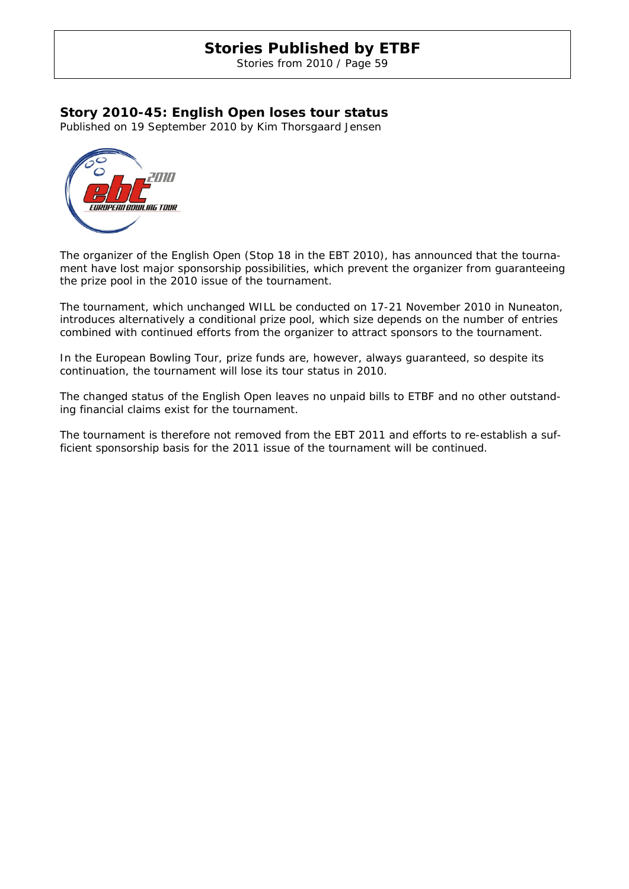## Story 2010-45: English Open loses tour status

Published on 19 September 2010 by Kim Thorsgaard Jensen

The organizer of the English Open (Stop 18 in the EBT 2010), has announced that the tournament have lost major sponsorship possibilities, which prevent the organizer from guaranteeing the prize pool in the 2010 issue of the tournament.

The tournament, which unchanged WILL be conducted on 17-21 November 2010 in Nuneaton, introduces alternatively a conditional prize pool, which size depends on the number of entries combined with continued efforts from the organizer to attract sponsors to the tournament.

In the European Bowling Tour, prize funds are, however, always guaranteed, so despite its continuation, the tournament will lose its tour status in 2010.

The changed status of the English Open leaves no unpaid bills to ETBF and no other outstanding financial claims exist for the tournament.

The tournament is therefore not removed from the EBT 2011 and efforts to re-establish a sufficient sponsorship basis for the 2011 issue of the tournament will be continued.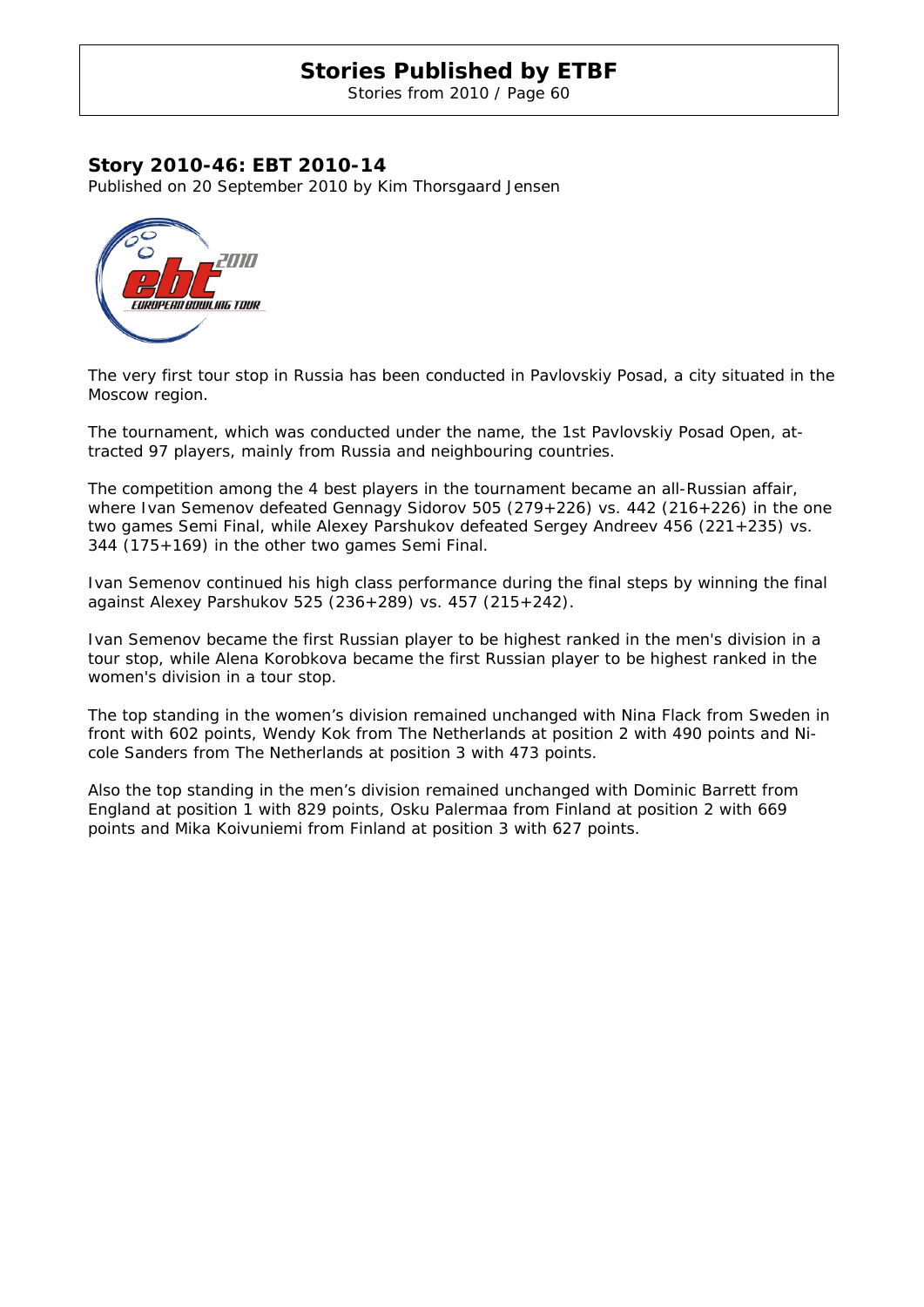## Story 2010-46: EBT 2010-14

Published on 20 September 2010 by Kim Thorsgaard Jensen

The very first tour stop in Russia has been conducted in Pavlovskiy Posad, a city situated in the Moscow region.

The tournament, which was conducted under the name, the 1st Pavlovskiy Posad Open, attracted 97 players, mainly from Russia and neighbouring countries.

The competition among the 4 best players in the tournament became an all-Russian affair, where Ivan Semenov defeated Gennagy Sidorov 505 (279+226) vs. 442 (216+226) in the one two games Semi Final, while Alexey Parshukov defeated Sergey Andreev 456 (221+235) vs. 344 (175+169) in the other two games Semi Final.

Ivan Semenov continued his high class performance during the final steps by winning the final against Alexey Parshukov 525 (236+289) vs. 457 (215+242).

Ivan Semenov became the first Russian player to be highest ranked in the men's division in a tour stop, while Alena Korobkova became the first Russian player to be highest ranked in the women's division in a tour stop.

The top standing in the women's division remained unchanged with Nina Flack from Sweden in front with 602 points, Wendy Kok from The Netherlands at position 2 with 490 points and Nicole Sanders from The Netherlands at position 3 with 473 points.

Also the top standing in the men's division remained unchanged with Dominic Barrett from England at position 1 with 829 points, Osku Palermaa from Finland at position 2 with 669 points and Mika Koivuniemi from Finland at position 3 with 627 points.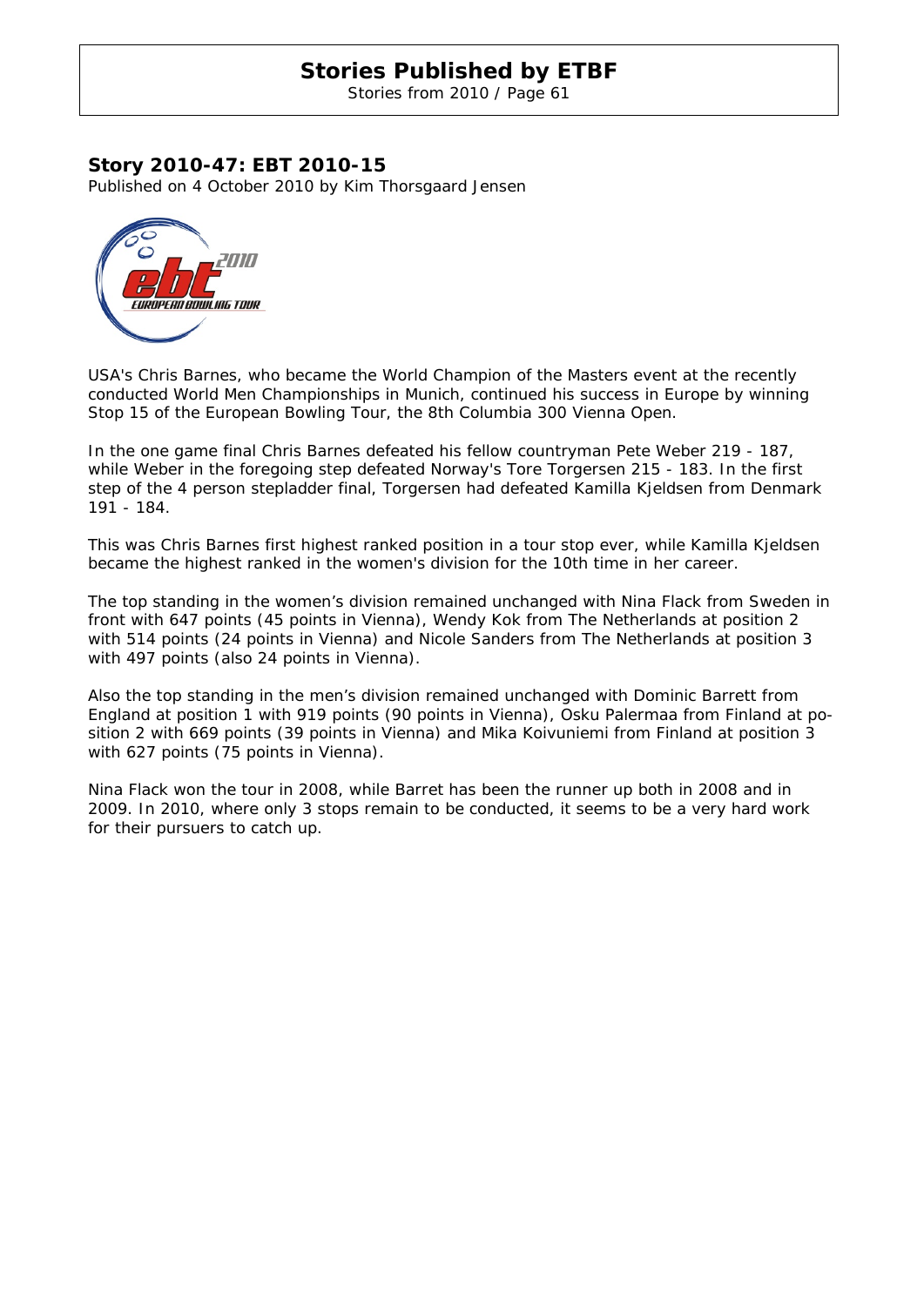## Story 2010-47: EBT 2010-15

Published on 4 October 2010 by Kim Thorsgaard Jensen

USA's Chris Barnes, who became the World Champion of the Masters event at the recently conducted World Men Championships in Munich, continued his success in Europe by winning Stop 15 of the European Bowling Tour, the 8th Columbia 300 Vienna Open.

In the one game final Chris Barnes defeated his fellow countryman Pete Weber 219 - 187, while Weber in the foregoing step defeated Norway's Tore Torgersen 215 - 183. In the first step of the 4 person stepladder final, Torgersen had defeated Kamilla Kjeldsen from Denmark 191 - 184.

This was Chris Barnes first highest ranked position in a tour stop ever, while Kamilla Kjeldsen became the highest ranked in the women's division for the 10th time in her career.

The top standing in the women's division remained unchanged with Nina Flack from Sweden in front with 647 points (45 points in Vienna), Wendy Kok from The Netherlands at position 2 with 514 points (24 points in Vienna) and Nicole Sanders from The Netherlands at position 3 with 497 points (also 24 points in Vienna).

Also the top standing in the men's division remained unchanged with Dominic Barrett from England at position 1 with 919 points (90 points in Vienna), Osku Palermaa from Finland at position 2 with 669 points (39 points in Vienna) and Mika Koivuniemi from Finland at position 3 with 627 points (75 points in Vienna).

Nina Flack won the tour in 2008, while Barret has been the runner up both in 2008 and in 2009. In 2010, where only 3 stops remain to be conducted, it seems to be a very hard work for their pursuers to catch up.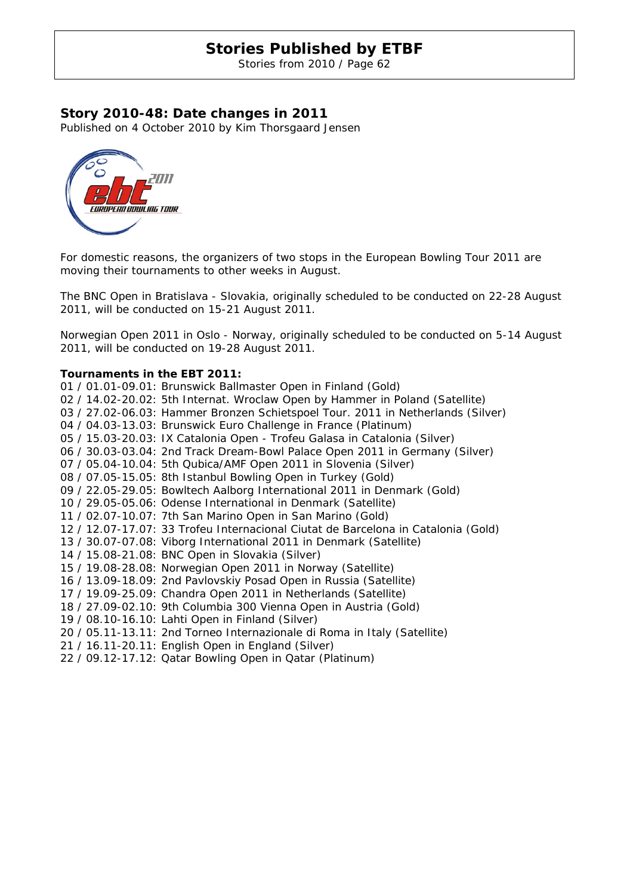## Story 2010-48: Date changes in 2011

Published on 4 October 2010 by Kim Thorsgaard Jensen

For domestic reasons, the organizers of two stops in the European Bowling Tour 2011 are moving their tournaments to other weeks in August.

The BNC Open in Bratislava - Slovakia, originally scheduled to be conducted on 22-28 August 2011, will be conducted on 15-21 August 2011.

Norwegian Open 2011 in Oslo - Norway, originally scheduled to be conducted on 5-14 August 2011, will be conducted on 19-28 August 2011.

**Tournaments in the EBT 2011:**

01 / 01.01-09.01: Brunswick Ballmaster Open in Finland (Gold)
02 / 14.02-20.02: 5th Internat. Wroclaw Open by Hammer in Poland (Satellite)
03 / 27.02-06.03: Hammer Bronzen Schietspoel Tour. 2011 in Netherlands (Silver)
04 / 04.03-13.03: Brunswick Euro Challenge in France (Platinum)
05 / 15.03-20.03: IX Catalonia Open - Trofeu Galasa in Catalonia (Silver)
06 / 30.03-03.04: 2nd Track Dream-Bowl Palace Open 2011 in Germany (Silver)
07 / 05.04-10.04: 5th Qubica/AMF Open 2011 in Slovenia (Silver)
08 / 07.05-15.05: 8th Istanbul Bowling Open in Turkey (Gold)
09 / 22.05-29.05: Bowltech Aalborg International 2011 in Denmark (Gold)
10 / 29.05-05.06: Odense International in Denmark (Satellite)
11 / 02.07-10.07: 7th San Marino Open in San Marino (Gold)
12 / 12.07-17.07: 33 Trofeu Internacional Ciutat de Barcelona in Catalonia (Gold)
13 / 30.07-07.08: Viborg International 2011 in Denmark (Satellite)
14 / 15.08-21.08: BNC Open in Slovakia (Silver)
15 / 19.08-28.08: Norwegian Open 2011 in Norway (Satellite)
16 / 13.09-18.09: 2nd Pavlovskiy Posad Open in Russia (Satellite)
17 / 19.09-25.09: Chandra Open 2011 in Netherlands (Satellite)
18 / 27.09-02.10: 9th Columbia 300 Vienna Open in Austria (Gold)
19 / 08.10-16.10: Lahti Open in Finland (Silver)
20 / 05.11-13.11: 2nd Torneo Internazionale di Roma in Italy (Satellite)
21 / 16.11-20.11: English Open in England (Silver)
22 / 09.12-17.12: Qatar Bowling Open in Qatar (Platinum)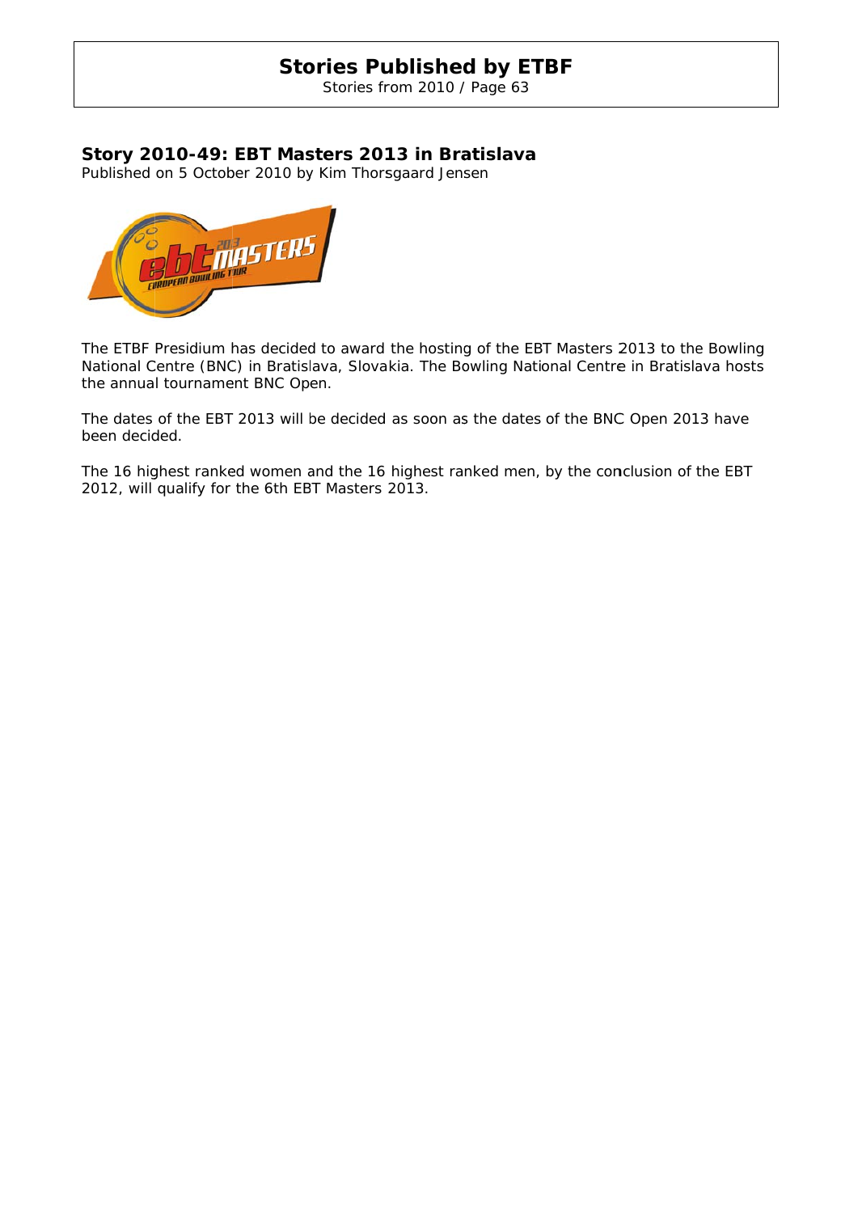## Story 2010-49: EBT Masters 2013 in Bratislava

Published on 5 October 2010 by Kim Thorsgaard Jensen

The ETBF Presidium has decided to award the hosting of the EBT Masters 2013 to the Bowling National Centre (BNC) in Bratislava, Slovakia. The Bowling National Centre in Bratislava hosts the annual tournament BNC Open.

The dates of the EBT 2013 will be decided as soon as the dates of the BNC Open 2013 have been decided.

The 16 highest ranked women and the 16 highest ranked men, by the conclusion of the EBT 2012, will qualify for the 6th EBT Masters 2013.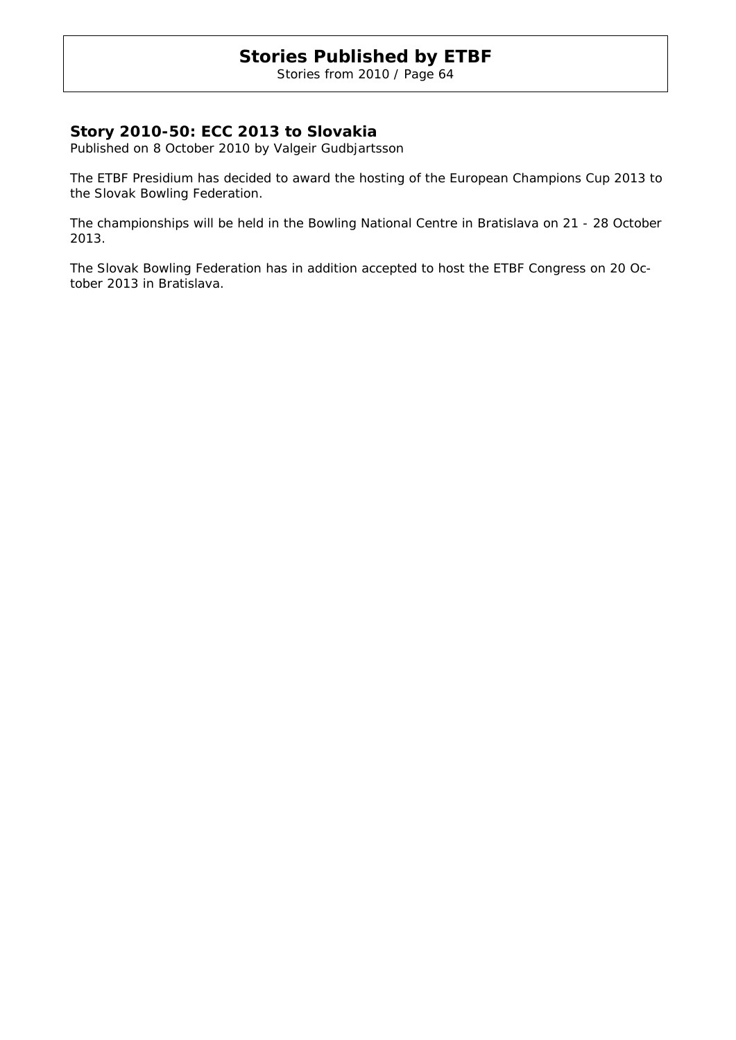## Story 2010-50: ECC 2013 to Slovakia

*Published on 8 October 2010 by Valgeir Gudbjartsson*

The ETBF Presidium has decided to award the hosting of the European Champions Cup 2013 to the Slovak Bowling Federation.

The championships will be held in the Bowling National Centre in Bratislava on 21 - 28 October 2013.

The Slovak Bowling Federation has in addition accepted to host the ETBF Congress on 20 October 2013 in Bratislava.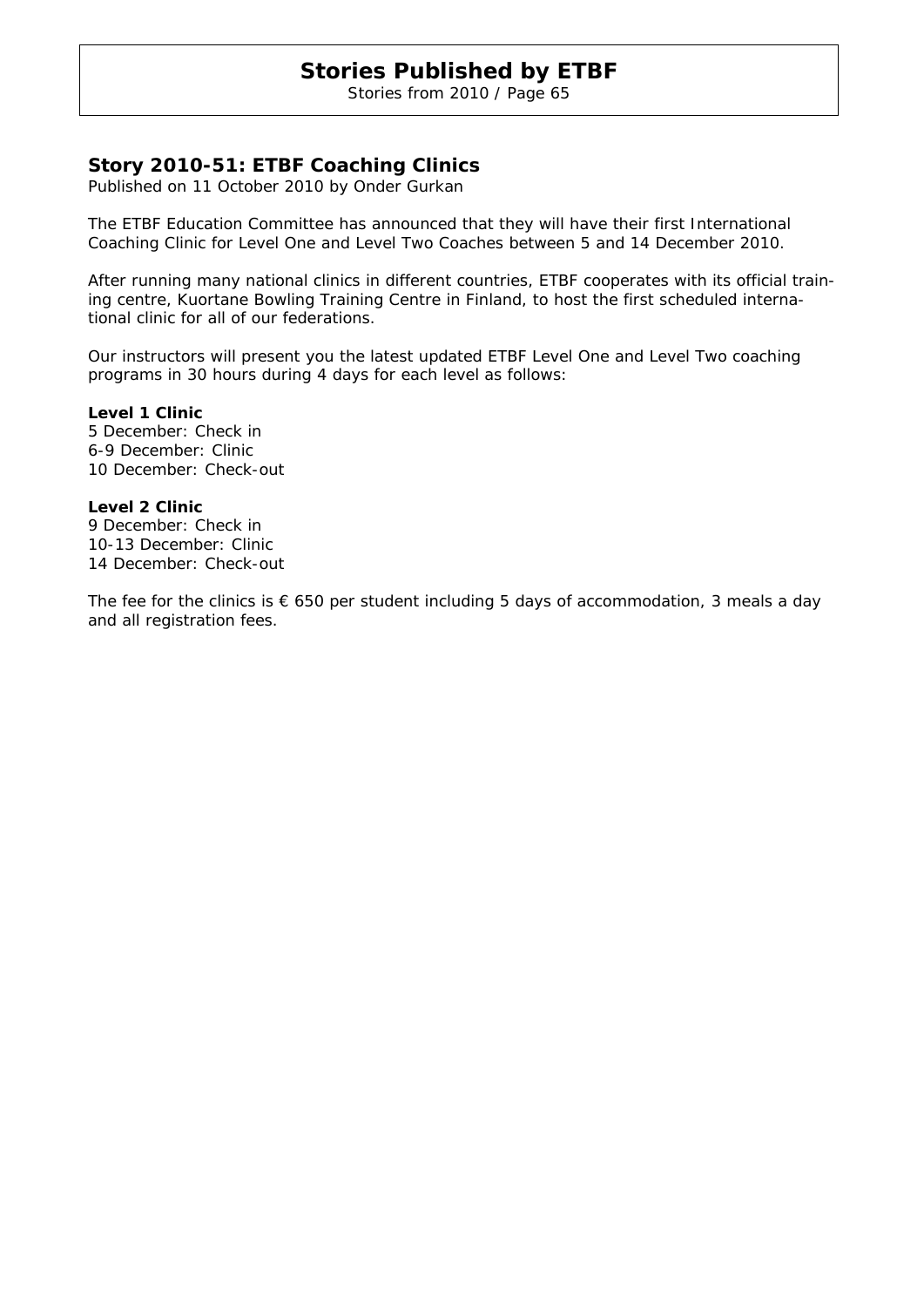## Story 2010-51: ETBF Coaching Clinics

Published on 11 October 2010 by Onder Gurkan

The ETBF Education Committee has announced that they will have their first International Coaching Clinic for Level One and Level Two Coaches between 5 and 14 December 2010.

After running many national clinics in different countries, ETBF cooperates with its official training centre, Kuortane Bowling Training Centre in Finland, to host the first scheduled international clinic for all of our federations.

Our instructors will present you the latest updated ETBF Level One and Level Two coaching programs in 30 hours during 4 days for each level as follows:

**Level 1 Clinic**
5 December: Check in
6-9 December: Clinic
10 December: Check-out

**Level 2 Clinic**
9 December: Check in
10-13 December: Clinic
14 December: Check-out

The fee for the clinics is € 650 per student including 5 days of accommodation, 3 meals a day and all registration fees.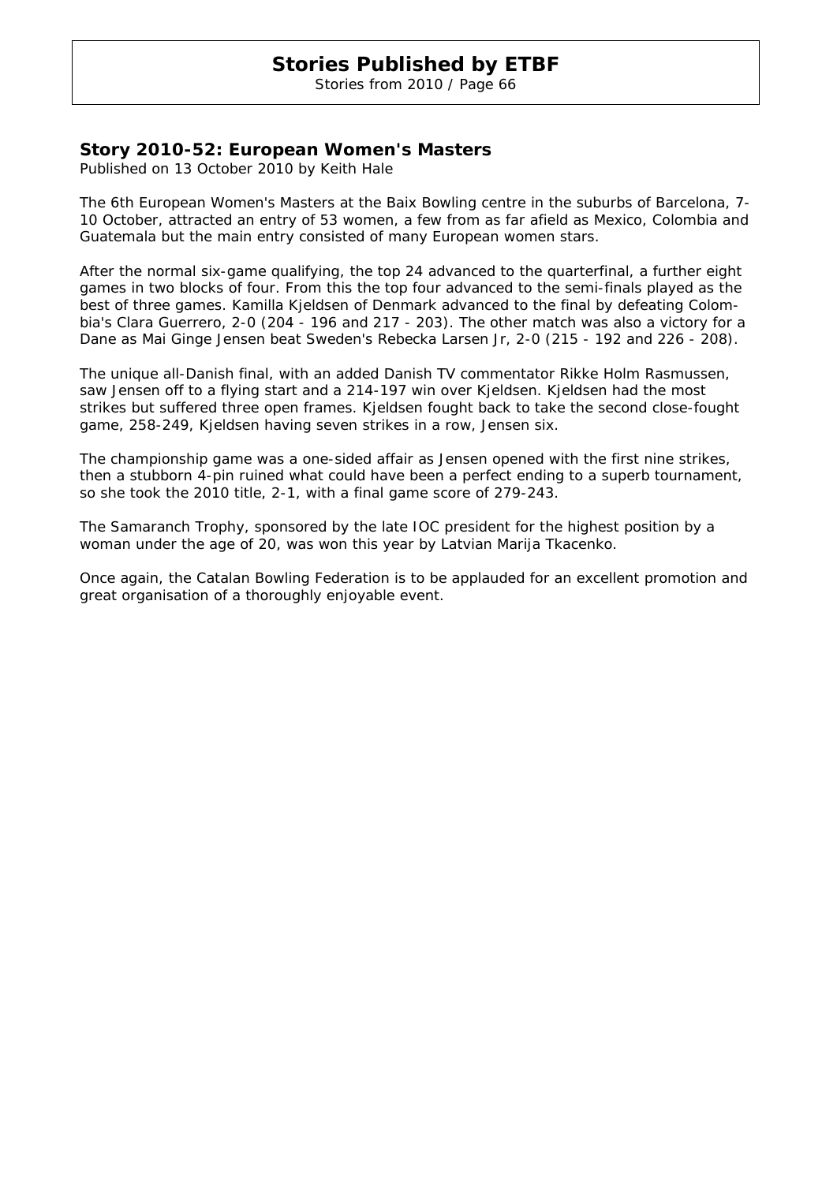## Story 2010-52: European Women's Masters

Published on 13 October 2010 by Keith Hale

The 6th European Women's Masters at the Baix Bowling centre in the suburbs of Barcelona, 7-10 October, attracted an entry of 53 women, a few from as far afield as Mexico, Colombia and Guatemala but the main entry consisted of many European women stars.

After the normal six-game qualifying, the top 24 advanced to the quarterfinal, a further eight games in two blocks of four. From this the top four advanced to the semi-finals played as the best of three games. Kamilla Kjeldsen of Denmark advanced to the final by defeating Colombia's Clara Guerrero, 2-0 (204 - 196 and 217 - 203). The other match was also a victory for a Dane as Mai Ginge Jensen beat Sweden's Rebecka Larsen Jr, 2-0 (215 - 192 and 226 - 208).

The unique all-Danish final, with an added Danish TV commentator Rikke Holm Rasmussen, saw Jensen off to a flying start and a 214-197 win over Kjeldsen. Kjeldsen had the most strikes but suffered three open frames. Kjeldsen fought back to take the second close-fought game, 258-249, Kjeldsen having seven strikes in a row, Jensen six.

The championship game was a one-sided affair as Jensen opened with the first nine strikes, then a stubborn 4-pin ruined what could have been a perfect ending to a superb tournament, so she took the 2010 title, 2-1, with a final game score of 279-243.

The Samaranch Trophy, sponsored by the late IOC president for the highest position by a woman under the age of 20, was won this year by Latvian Marija Tkacenko.

Once again, the Catalan Bowling Federation is to be applauded for an excellent promotion and great organisation of a thoroughly enjoyable event.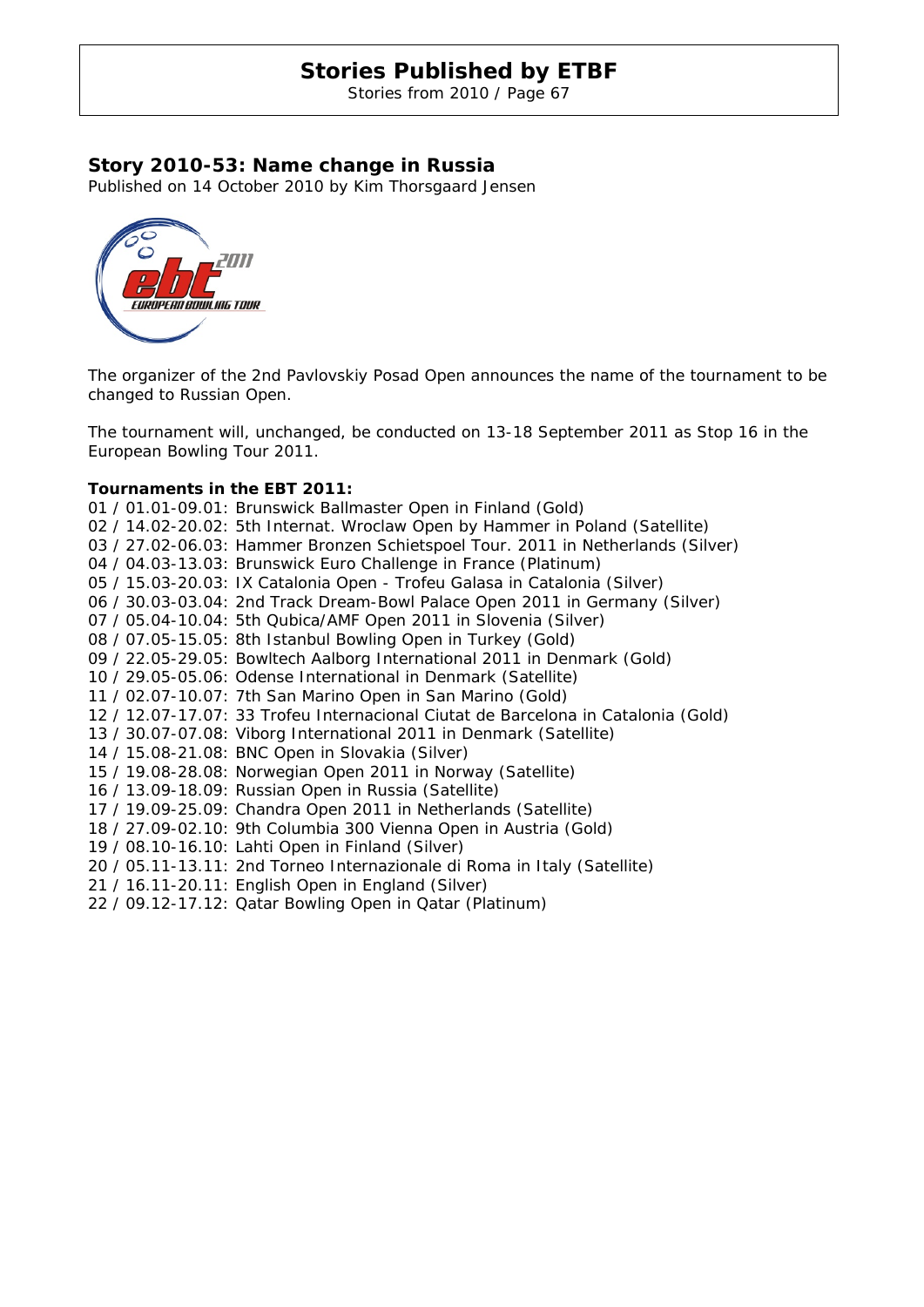## Story 2010-53: Name change in Russia

Published on 14 October 2010 by Kim Thorsgaard Jensen

The organizer of the 2nd Pavlovskiy Posad Open announces the name of the tournament to be changed to Russian Open.

The tournament will, unchanged, be conducted on 13-18 September 2011 as Stop 16 in the European Bowling Tour 2011.

**Tournaments in the EBT 2011:**

01 / 01.01-09.01: Brunswick Ballmaster Open in Finland (Gold)
02 / 14.02-20.02: 5th Internat. Wroclaw Open by Hammer in Poland (Satellite)
03 / 27.02-06.03: Hammer Bronzen Schietspoel Tour. 2011 in Netherlands (Silver)
04 / 04.03-13.03: Brunswick Euro Challenge in France (Platinum)
05 / 15.03-20.03: IX Catalonia Open - Trofeu Galasa in Catalonia (Silver)
06 / 30.03-03.04: 2nd Track Dream-Bowl Palace Open 2011 in Germany (Silver)
07 / 05.04-10.04: 5th Qubica/AMF Open 2011 in Slovenia (Silver)
08 / 07.05-15.05: 8th Istanbul Bowling Open in Turkey (Gold)
09 / 22.05-29.05: Bowltech Aalborg International 2011 in Denmark (Gold)
10 / 29.05-05.06: Odense International in Denmark (Satellite)
11 / 02.07-10.07: 7th San Marino Open in San Marino (Gold)
12 / 12.07-17.07: 33 Trofeu Internacional Ciutat de Barcelona in Catalonia (Gold)
13 / 30.07-07.08: Viborg International 2011 in Denmark (Satellite)
14 / 15.08-21.08: BNC Open in Slovakia (Silver)
15 / 19.08-28.08: Norwegian Open 2011 in Norway (Satellite)
16 / 13.09-18.09: Russian Open in Russia (Satellite)
17 / 19.09-25.09: Chandra Open 2011 in Netherlands (Satellite)
18 / 27.09-02.10: 9th Columbia 300 Vienna Open in Austria (Gold)
19 / 08.10-16.10: Lahti Open in Finland (Silver)
20 / 05.11-13.11: 2nd Torneo Internazionale di Roma in Italy (Satellite)
21 / 16.11-20.11: English Open in England (Silver)
22 / 09.12-17.12: Qatar Bowling Open in Qatar (Platinum)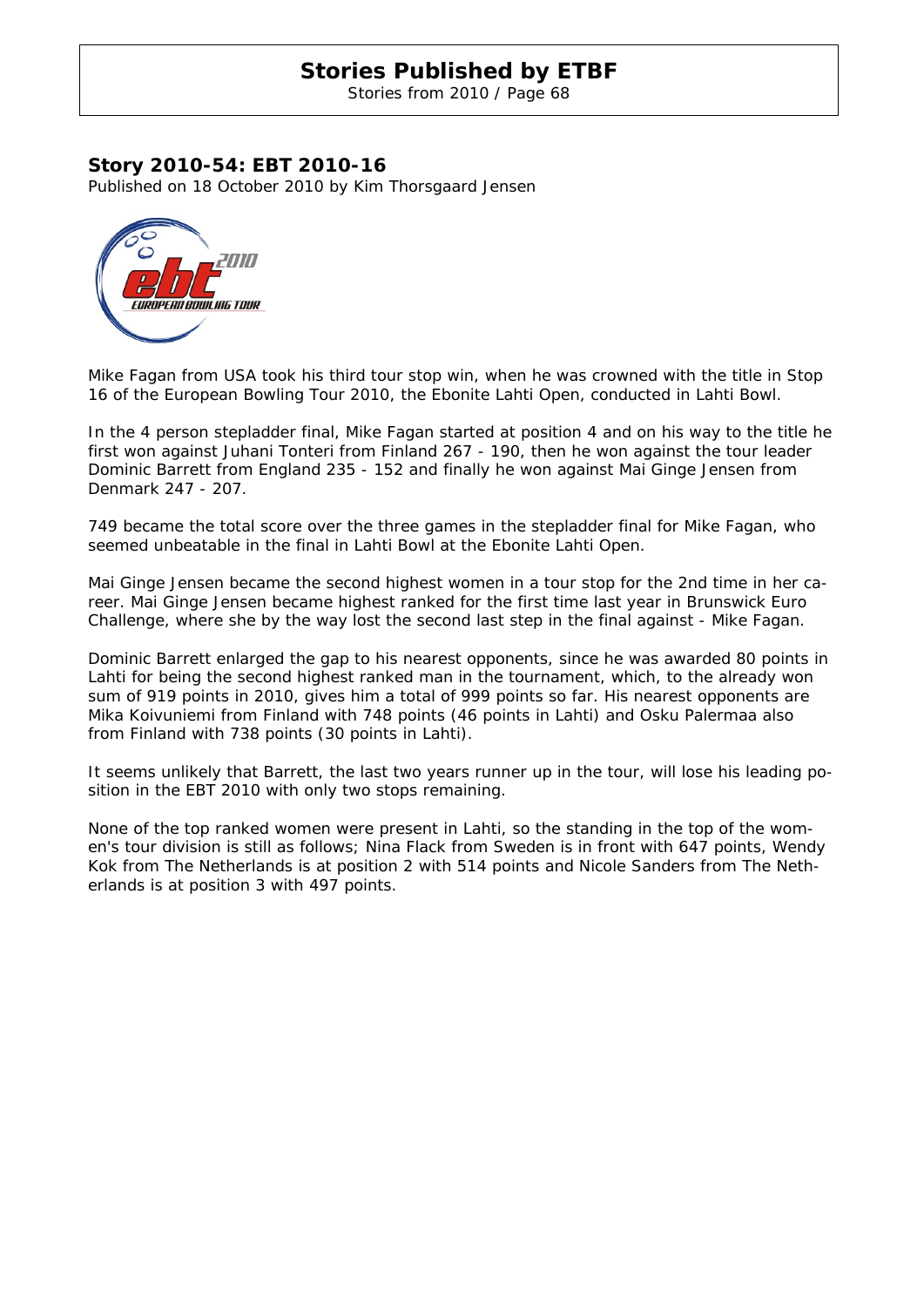## Story 2010-54: EBT 2010-16

Published on 18 October 2010 by Kim Thorsgaard Jensen

Mike Fagan from USA took his third tour stop win, when he was crowned with the title in Stop 16 of the European Bowling Tour 2010, the Ebonite Lahti Open, conducted in Lahti Bowl.

In the 4 person stepladder final, Mike Fagan started at position 4 and on his way to the title he first won against Juhani Tonteri from Finland 267 - 190, then he won against the tour leader Dominic Barrett from England 235 - 152 and finally he won against Mai Ginge Jensen from Denmark 247 - 207.

749 became the total score over the three games in the stepladder final for Mike Fagan, who seemed unbeatable in the final in Lahti Bowl at the Ebonite Lahti Open.

Mai Ginge Jensen became the second highest women in a tour stop for the 2nd time in her career. Mai Ginge Jensen became highest ranked for the first time last year in Brunswick Euro Challenge, where she by the way lost the second last step in the final against - Mike Fagan.

Dominic Barrett enlarged the gap to his nearest opponents, since he was awarded 80 points in Lahti for being the second highest ranked man in the tournament, which, to the already won sum of 919 points in 2010, gives him a total of 999 points so far. His nearest opponents are Mika Koivuniemi from Finland with 748 points (46 points in Lahti) and Osku Palermaa also from Finland with 738 points (30 points in Lahti).

It seems unlikely that Barrett, the last two years runner up in the tour, will lose his leading position in the EBT 2010 with only two stops remaining.

None of the top ranked women were present in Lahti, so the standing in the top of the women's tour division is still as follows; Nina Flack from Sweden is in front with 647 points, Wendy Kok from The Netherlands is at position 2 with 514 points and Nicole Sanders from The Netherlands is at position 3 with 497 points.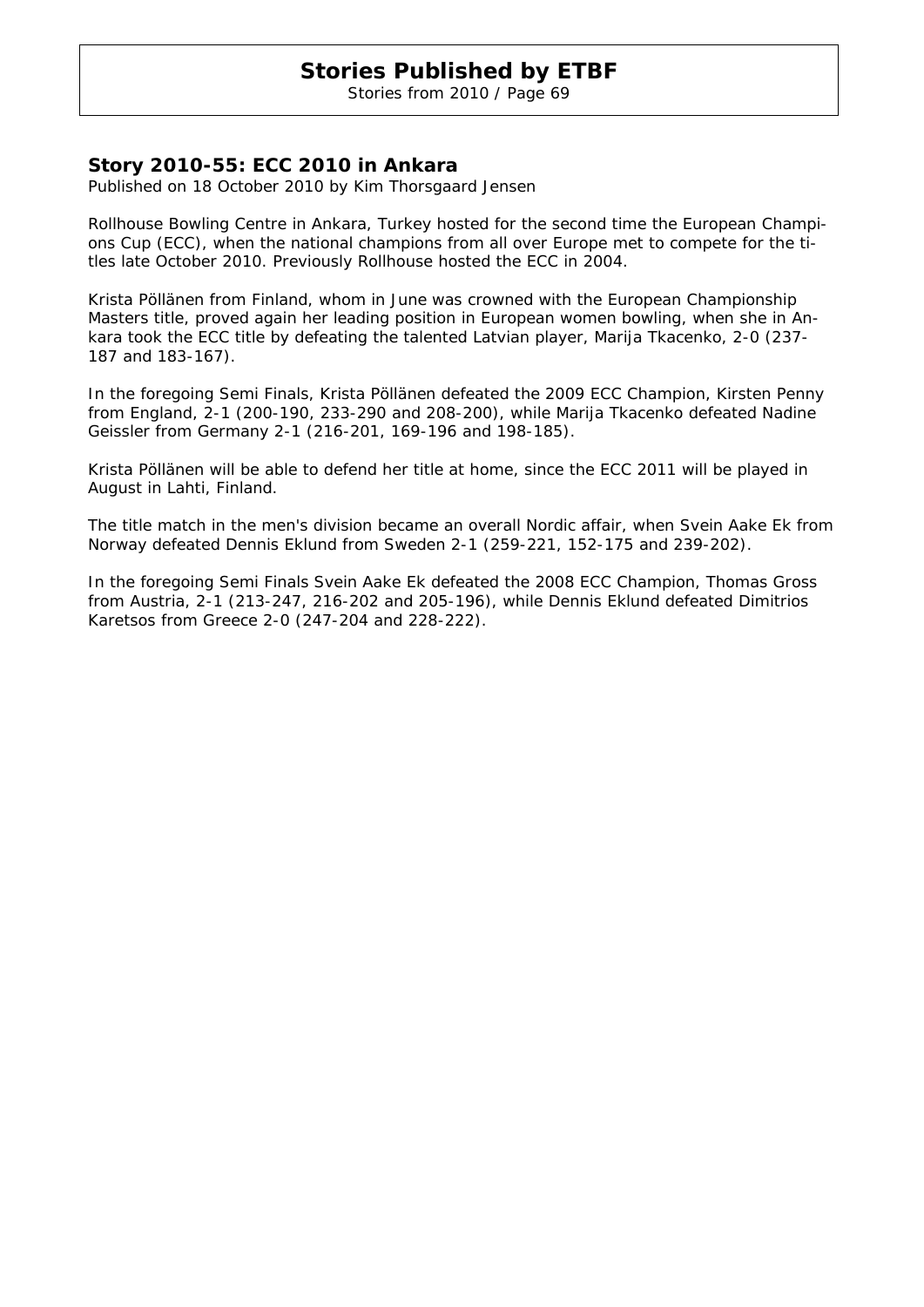## Story 2010-55: ECC 2010 in Ankara

Published on 18 October 2010 by Kim Thorsgaard Jensen

Rollhouse Bowling Centre in Ankara, Turkey hosted for the second time the European Champions Cup (ECC), when the national champions from all over Europe met to compete for the titles late October 2010. Previously Rollhouse hosted the ECC in 2004.

Krista Pöllänen from Finland, whom in June was crowned with the European Championship Masters title, proved again her leading position in European women bowling, when she in Ankara took the ECC title by defeating the talented Latvian player, Marija Tkacenko, 2-0 (237-187 and 183-167).

In the foregoing Semi Finals, Krista Pöllänen defeated the 2009 ECC Champion, Kirsten Penny from England, 2-1 (200-190, 233-290 and 208-200), while Marija Tkacenko defeated Nadine Geissler from Germany 2-1 (216-201, 169-196 and 198-185).

Krista Pöllänen will be able to defend her title at home, since the ECC 2011 will be played in August in Lahti, Finland.

The title match in the men's division became an overall Nordic affair, when Svein Aake Ek from Norway defeated Dennis Eklund from Sweden 2-1 (259-221, 152-175 and 239-202).

In the foregoing Semi Finals Svein Aake Ek defeated the 2008 ECC Champion, Thomas Gross from Austria, 2-1 (213-247, 216-202 and 205-196), while Dennis Eklund defeated Dimitrios Karetsos from Greece 2-0 (247-204 and 228-222).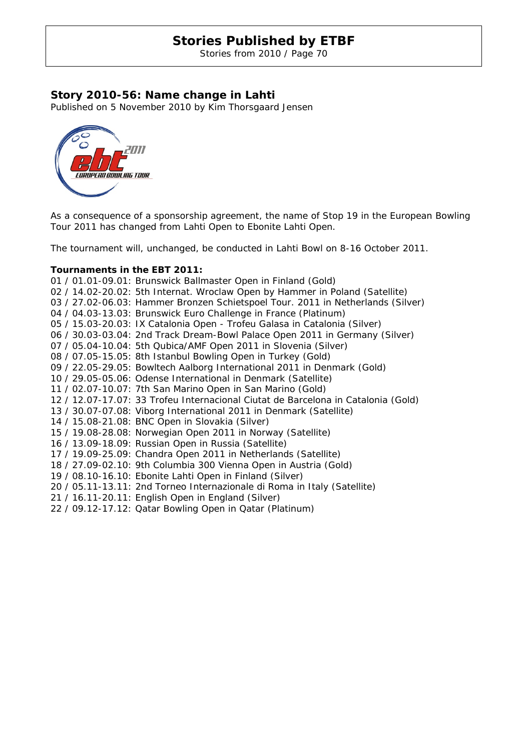## Story 2010-56: Name change in Lahti

Published on 5 November 2010 by Kim Thorsgaard Jensen

As a consequence of a sponsorship agreement, the name of Stop 19 in the European Bowling Tour 2011 has changed from Lahti Open to Ebonite Lahti Open.

The tournament will, unchanged, be conducted in Lahti Bowl on 8-16 October 2011.

**Tournaments in the EBT 2011:**

01 / 01.01-09.01: Brunswick Ballmaster Open in Finland (Gold)
02 / 14.02-20.02: 5th Internat. Wroclaw Open by Hammer in Poland (Satellite)
03 / 27.02-06.03: Hammer Bronzen Schietspoel Tour. 2011 in Netherlands (Silver)
04 / 04.03-13.03: Brunswick Euro Challenge in France (Platinum)
05 / 15.03-20.03: IX Catalonia Open - Trofeu Galasa in Catalonia (Silver)
06 / 30.03-03.04: 2nd Track Dream-Bowl Palace Open 2011 in Germany (Silver)
07 / 05.04-10.04: 5th Qubica/AMF Open 2011 in Slovenia (Silver)
08 / 07.05-15.05: 8th Istanbul Bowling Open in Turkey (Gold)
09 / 22.05-29.05: Bowltech Aalborg International 2011 in Denmark (Gold)
10 / 29.05-05.06: Odense International in Denmark (Satellite)
11 / 02.07-10.07: 7th San Marino Open in San Marino (Gold)
12 / 12.07-17.07: 33 Trofeu Internacional Ciutat de Barcelona in Catalonia (Gold)
13 / 30.07-07.08: Viborg International 2011 in Denmark (Satellite)
14 / 15.08-21.08: BNC Open in Slovakia (Silver)
15 / 19.08-28.08: Norwegian Open 2011 in Norway (Satellite)
16 / 13.09-18.09: Russian Open in Russia (Satellite)
17 / 19.09-25.09: Chandra Open 2011 in Netherlands (Satellite)
18 / 27.09-02.10: 9th Columbia 300 Vienna Open in Austria (Gold)
19 / 08.10-16.10: Ebonite Lahti Open in Finland (Silver)
20 / 05.11-13.11: 2nd Torneo Internazionale di Roma in Italy (Satellite)
21 / 16.11-20.11: English Open in England (Silver)
22 / 09.12-17.12: Qatar Bowling Open in Qatar (Platinum)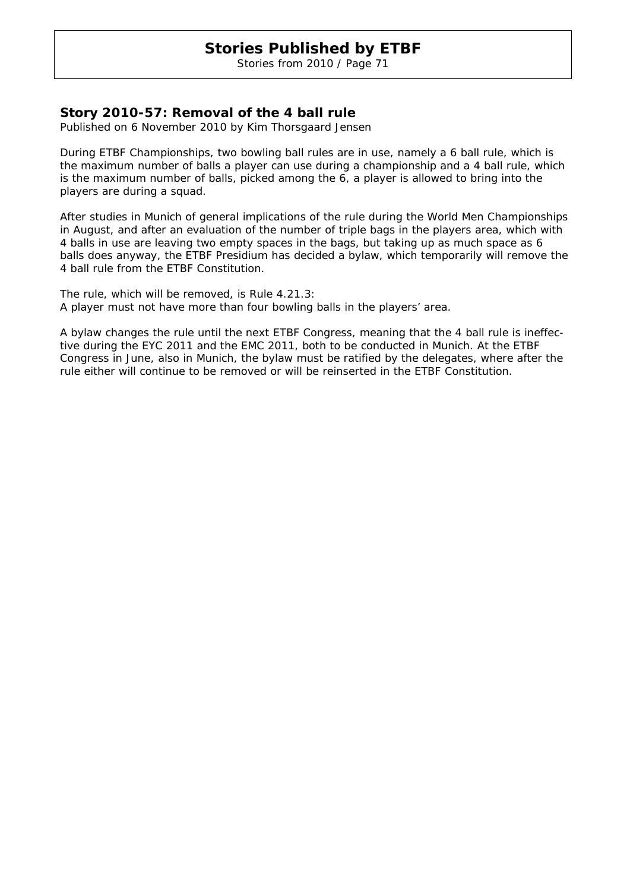## Story 2010-57: Removal of the 4 ball rule

Published on 6 November 2010 by Kim Thorsgaard Jensen

During ETBF Championships, two bowling ball rules are in use, namely a 6 ball rule, which is the maximum number of balls a player can use during a championship and a 4 ball rule, which is the maximum number of balls, picked among the 6, a player is allowed to bring into the players are during a squad.

After studies in Munich of general implications of the rule during the World Men Championships in August, and after an evaluation of the number of triple bags in the players area, which with 4 balls in use are leaving two empty spaces in the bags, but taking up as much space as 6 balls does anyway, the ETBF Presidium has decided a bylaw, which temporarily will remove the 4 ball rule from the ETBF Constitution.

The rule, which will be removed, is Rule 4.21.3:
A player must not have more than four bowling balls in the players' area.

A bylaw changes the rule until the next ETBF Congress, meaning that the 4 ball rule is ineffective during the EYC 2011 and the EMC 2011, both to be conducted in Munich. At the ETBF Congress in June, also in Munich, the bylaw must be ratified by the delegates, where after the rule either will continue to be removed or will be reinserted in the ETBF Constitution.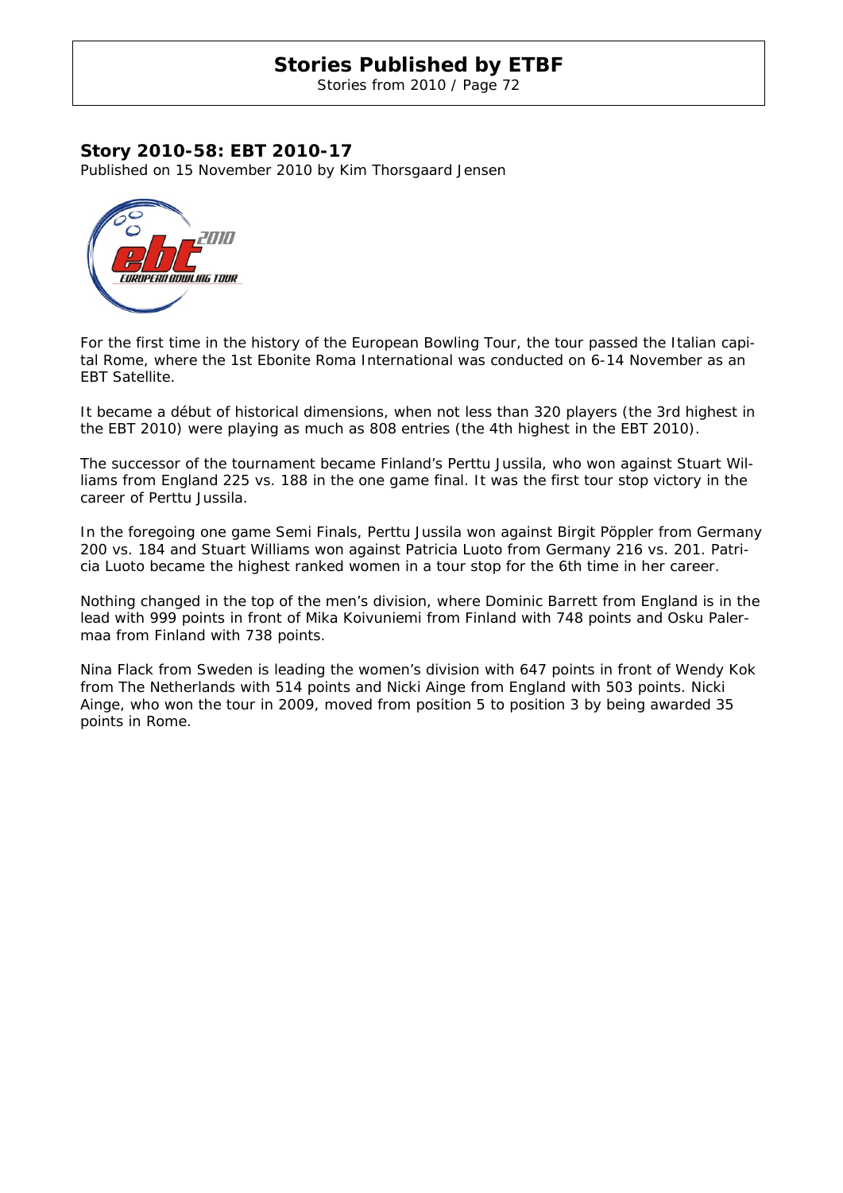## Story 2010-58: EBT 2010-17

Published on 15 November 2010 by Kim Thorsgaard Jensen

For the first time in the history of the European Bowling Tour, the tour passed the Italian capital Rome, where the 1st Ebonite Roma International was conducted on 6-14 November as an EBT Satellite.

It became a début of historical dimensions, when not less than 320 players (the 3rd highest in the EBT 2010) were playing as much as 808 entries (the 4th highest in the EBT 2010).

The successor of the tournament became Finland's Perttu Jussila, who won against Stuart Williams from England 225 vs. 188 in the one game final. It was the first tour stop victory in the career of Perttu Jussila.

In the foregoing one game Semi Finals, Perttu Jussila won against Birgit Pöppler from Germany 200 vs. 184 and Stuart Williams won against Patricia Luoto from Germany 216 vs. 201. Patricia Luoto became the highest ranked women in a tour stop for the 6th time in her career.

Nothing changed in the top of the men's division, where Dominic Barrett from England is in the lead with 999 points in front of Mika Koivuniemi from Finland with 748 points and Osku Palermaa from Finland with 738 points.

Nina Flack from Sweden is leading the women's division with 647 points in front of Wendy Kok from The Netherlands with 514 points and Nicki Ainge from England with 503 points. Nicki Ainge, who won the tour in 2009, moved from position 5 to position 3 by being awarded 35 points in Rome.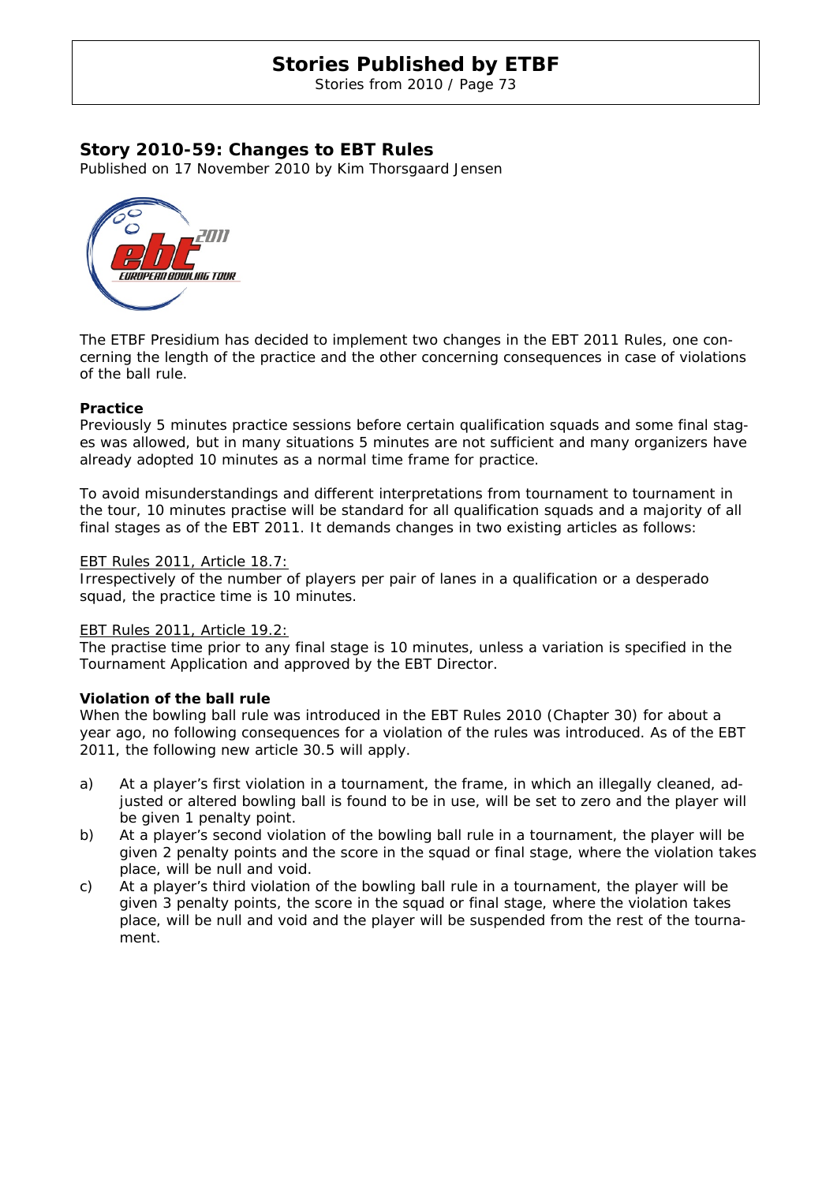## Story 2010-59: Changes to EBT Rules

Published on 17 November 2010 by Kim Thorsgaard Jensen

The ETBF Presidium has decided to implement two changes in the EBT 2011 Rules, one concerning the length of the practice and the other concerning consequences in case of violations of the ball rule.

**Practice**

Previously 5 minutes practice sessions before certain qualification squads and some final stages was allowed, but in many situations 5 minutes are not sufficient and many organizers have already adopted 10 minutes as a normal time frame for practice.

To avoid misunderstandings and different interpretations from tournament to tournament in the tour, 10 minutes practise will be standard for all qualification squads and a majority of all final stages as of the EBT 2011. It demands changes in two existing articles as follows:

EBT Rules 2011, Article 18.7:
Irrespectively of the number of players per pair of lanes in a qualification or a desperado squad, the practice time is 10 minutes.

EBT Rules 2011, Article 19.2:
The practise time prior to any final stage is 10 minutes, unless a variation is specified in the Tournament Application and approved by the EBT Director.

**Violation of the ball rule**

When the bowling ball rule was introduced in the EBT Rules 2010 (Chapter 30) for about a year ago, no following consequences for a violation of the rules was introduced. As of the EBT 2011, the following new article 30.5 will apply.

a) At a player's first violation in a tournament, the frame, in which an illegally cleaned, adjusted or altered bowling ball is found to be in use, will be set to zero and the player will be given 1 penalty point.

b) At a player's second violation of the bowling ball rule in a tournament, the player will be given 2 penalty points and the score in the squad or final stage, where the violation takes place, will be null and void.

c) At a player's third violation of the bowling ball rule in a tournament, the player will be given 3 penalty points, the score in the squad or final stage, where the violation takes place, will be null and void and the player will be suspended from the rest of the tournament.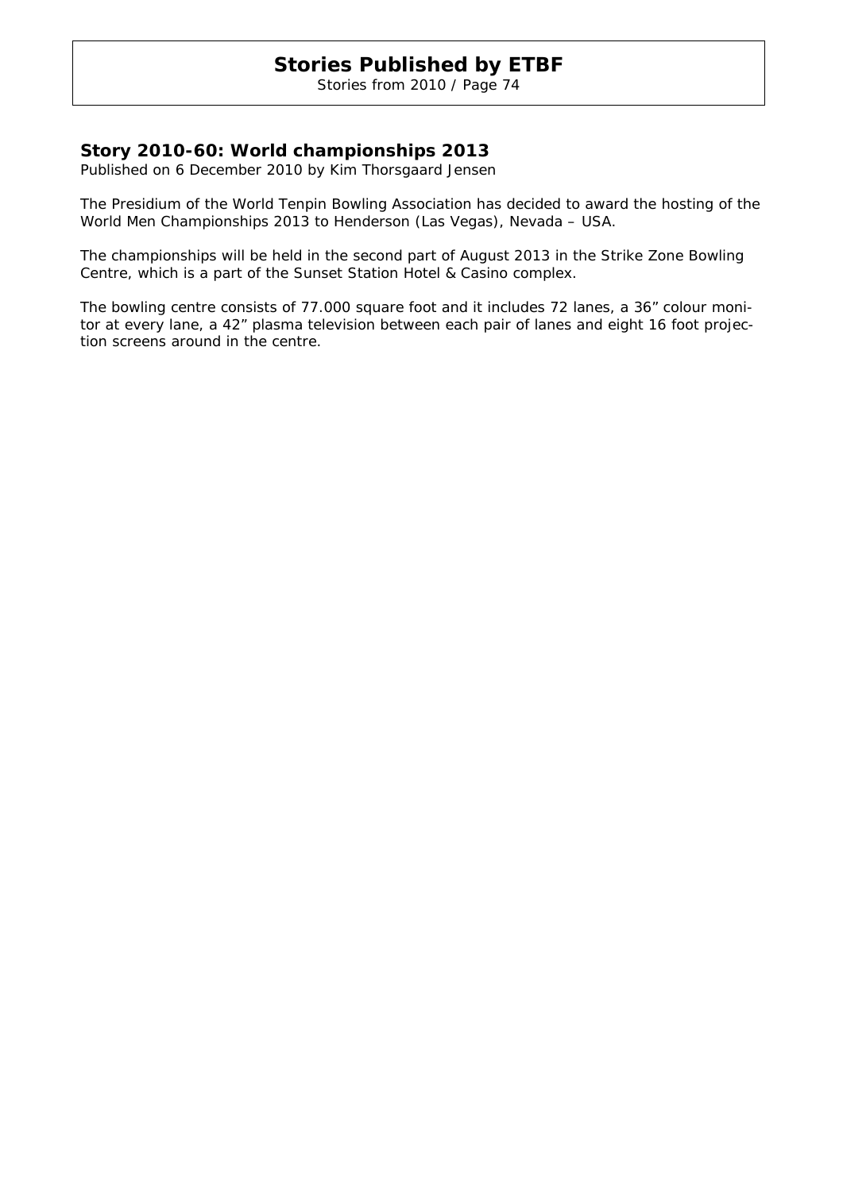## Story 2010-60: World championships 2013

*Published on 6 December 2010 by Kim Thorsgaard Jensen*

The Presidium of the World Tenpin Bowling Association has decided to award the hosting of the World Men Championships 2013 to Henderson (Las Vegas), Nevada – USA.

The championships will be held in the second part of August 2013 in the Strike Zone Bowling Centre, which is a part of the Sunset Station Hotel & Casino complex.

The bowling centre consists of 77.000 square foot and it includes 72 lanes, a 36" colour monitor at every lane, a 42" plasma television between each pair of lanes and eight 16 foot projection screens around in the centre.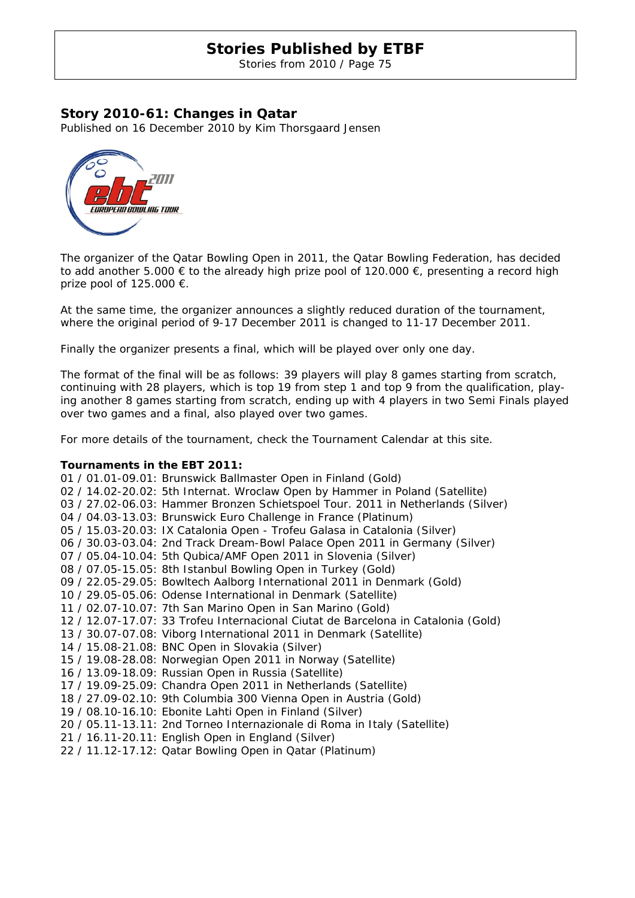## Story 2010-61: Changes in Qatar

Published on 16 December 2010 by Kim Thorsgaard Jensen

The organizer of the Qatar Bowling Open in 2011, the Qatar Bowling Federation, has decided to add another 5.000 € to the already high prize pool of 120.000 €, presenting a record high prize pool of 125.000 €.

At the same time, the organizer announces a slightly reduced duration of the tournament, where the original period of 9-17 December 2011 is changed to 11-17 December 2011.

Finally the organizer presents a final, which will be played over only one day.

The format of the final will be as follows: 39 players will play 8 games starting from scratch, continuing with 28 players, which is top 19 from step 1 and top 9 from the qualification, playing another 8 games starting from scratch, ending up with 4 players in two Semi Finals played over two games and a final, also played over two games.

For more details of the tournament, check the Tournament Calendar at this site.

**Tournaments in the EBT 2011:**

01 / 01.01-09.01: Brunswick Ballmaster Open in Finland (Gold)
02 / 14.02-20.02: 5th Internat. Wroclaw Open by Hammer in Poland (Satellite)
03 / 27.02-06.03: Hammer Bronzen Schietspoel Tour. 2011 in Netherlands (Silver)
04 / 04.03-13.03: Brunswick Euro Challenge in France (Platinum)
05 / 15.03-20.03: IX Catalonia Open - Trofeu Galasa in Catalonia (Silver)
06 / 30.03-03.04: 2nd Track Dream-Bowl Palace Open 2011 in Germany (Silver)
07 / 05.04-10.04: 5th Qubica/AMF Open 2011 in Slovenia (Silver)
08 / 07.05-15.05: 8th Istanbul Bowling Open in Turkey (Gold)
09 / 22.05-29.05: Bowltech Aalborg International 2011 in Denmark (Gold)
10 / 29.05-05.06: Odense International in Denmark (Satellite)
11 / 02.07-10.07: 7th San Marino Open in San Marino (Gold)
12 / 12.07-17.07: 33 Trofeu Internacional Ciutat de Barcelona in Catalonia (Gold)
13 / 30.07-07.08: Viborg International 2011 in Denmark (Satellite)
14 / 15.08-21.08: BNC Open in Slovakia (Silver)
15 / 19.08-28.08: Norwegian Open 2011 in Norway (Satellite)
16 / 13.09-18.09: Russian Open in Russia (Satellite)
17 / 19.09-25.09: Chandra Open 2011 in Netherlands (Satellite)
18 / 27.09-02.10: 9th Columbia 300 Vienna Open in Austria (Gold)
19 / 08.10-16.10: Ebonite Lahti Open in Finland (Silver)
20 / 05.11-13.11: 2nd Torneo Internazionale di Roma in Italy (Satellite)
21 / 16.11-20.11: English Open in England (Silver)
22 / 11.12-17.12: Qatar Bowling Open in Qatar (Platinum)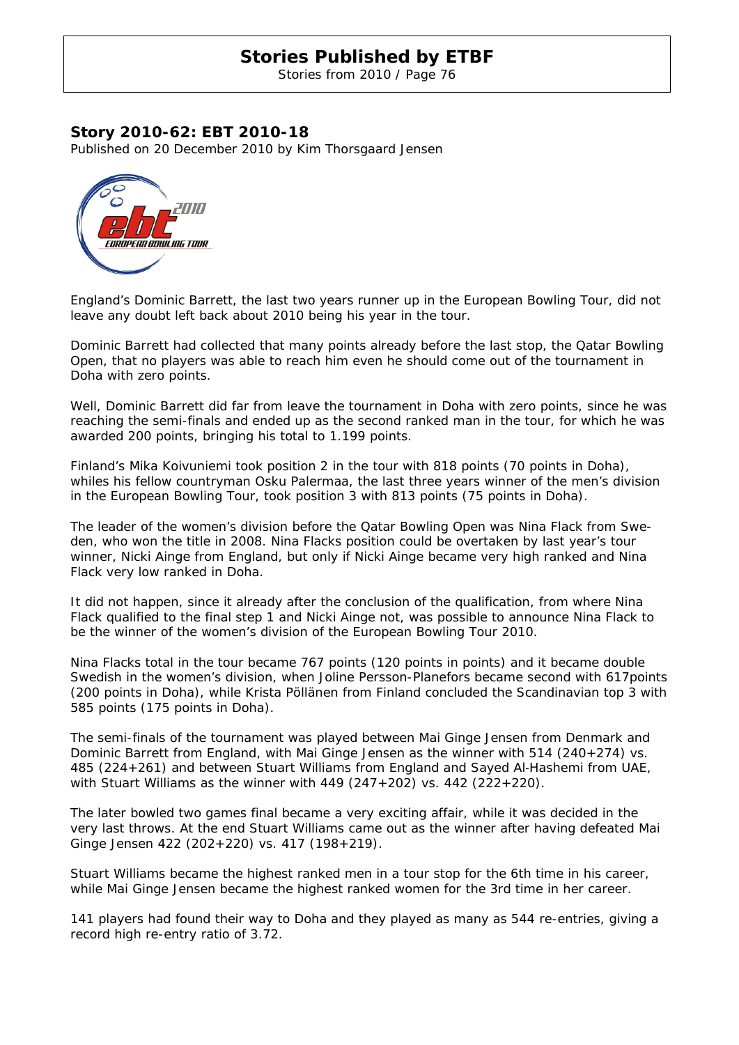## Story 2010-62: EBT 2010-18

Published on 20 December 2010 by Kim Thorsgaard Jensen

England's Dominic Barrett, the last two years runner up in the European Bowling Tour, did not leave any doubt left back about 2010 being his year in the tour.

Dominic Barrett had collected that many points already before the last stop, the Qatar Bowling Open, that no players was able to reach him even he should come out of the tournament in Doha with zero points.

Well, Dominic Barrett did far from leave the tournament in Doha with zero points, since he was reaching the semi-finals and ended up as the second ranked man in the tour, for which he was awarded 200 points, bringing his total to 1.199 points.

Finland's Mika Koivuniemi took position 2 in the tour with 818 points (70 points in Doha), whiles his fellow countryman Osku Palermaa, the last three years winner of the men's division in the European Bowling Tour, took position 3 with 813 points (75 points in Doha).

The leader of the women's division before the Qatar Bowling Open was Nina Flack from Sweden, who won the title in 2008. Nina Flacks position could be overtaken by last year's tour winner, Nicki Ainge from England, but only if Nicki Ainge became very high ranked and Nina Flack very low ranked in Doha.

It did not happen, since it already after the conclusion of the qualification, from where Nina Flack qualified to the final step 1 and Nicki Ainge not, was possible to announce Nina Flack to be the winner of the women's division of the European Bowling Tour 2010.

Nina Flacks total in the tour became 767 points (120 points in points) and it became double Swedish in the women's division, when Joline Persson-Planefors became second with 617points (200 points in Doha), while Krista Pöllänen from Finland concluded the Scandinavian top 3 with 585 points (175 points in Doha).

The semi-finals of the tournament was played between Mai Ginge Jensen from Denmark and Dominic Barrett from England, with Mai Ginge Jensen as the winner with 514 (240+274) vs. 485 (224+261) and between Stuart Williams from England and Sayed Al-Hashemi from UAE, with Stuart Williams as the winner with 449 (247+202) vs. 442 (222+220).

The later bowled two games final became a very exciting affair, while it was decided in the very last throws. At the end Stuart Williams came out as the winner after having defeated Mai Ginge Jensen 422 (202+220) vs. 417 (198+219).

Stuart Williams became the highest ranked men in a tour stop for the 6th time in his career, while Mai Ginge Jensen became the highest ranked women for the 3rd time in her career.

141 players had found their way to Doha and they played as many as 544 re-entries, giving a record high re-entry ratio of 3.72.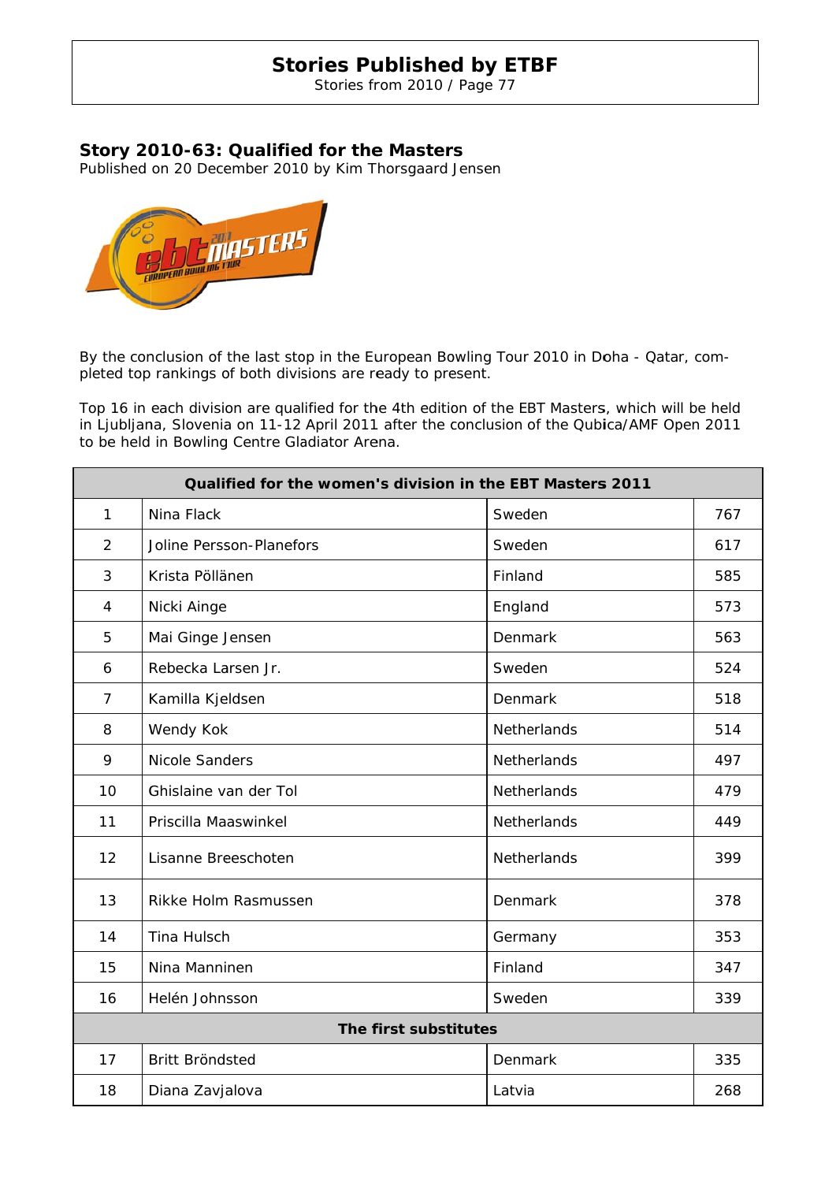## Story 2010-63: Qualified for the Masters

Published on 20 December 2010 by Kim Thorsgaard Jensen

By the conclusion of the last stop in the European Bowling Tour 2010 in Doha - Qatar, completed top rankings of both divisions are ready to present.

Top 16 in each division are qualified for the 4th edition of the EBT Masters, which will be held in Ljubljana, Slovenia on 11-12 April 2011 after the conclusion of the Qubica/AMF Open 2011 to be held in Bowling Centre Gladiator Arena.

| Qualified for the women's division in the EBT Masters 2011 | | | |
|---|---|---|---|
| 1 | Nina Flack | Sweden | 767 |
| 2 | Joline Persson-Planefors | Sweden | 617 |
| 3 | Krista Pöllänen | Finland | 585 |
| 4 | Nicki Ainge | England | 573 |
| 5 | Mai Ginge Jensen | Denmark | 563 |
| 6 | Rebecka Larsen Jr. | Sweden | 524 |
| 7 | Kamilla Kjeldsen | Denmark | 518 |
| 8 | Wendy Kok | Netherlands | 514 |
| 9 | Nicole Sanders | Netherlands | 497 |
| 10 | Ghislaine van der Tol | Netherlands | 479 |
| 11 | Priscilla Maaswinkel | Netherlands | 449 |
| 12 | Lisanne Breeschoten | Netherlands | 399 |
| 13 | Rikke Holm Rasmussen | Denmark | 378 |
| 14 | Tina Hulsch | Germany | 353 |
| 15 | Nina Manninen | Finland | 347 |
| 16 | Helén Johnsson | Sweden | 339 |
| **The first substitutes** | | | |
| 17 | Britt Bröndsted | Denmark | 335 |
| 18 | Diana Zavjalova | Latvia | 268 |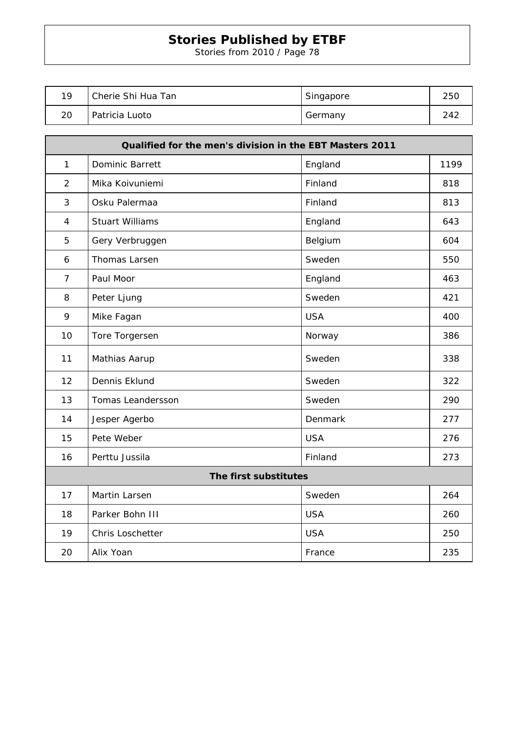| | | | |
|---|---|---|---|
| 19 | Cherie Shi Hua Tan | Singapore | 250 |
| 20 | Patricia Luoto | Germany | 242 |

| **Qualified for the men's division in the EBT Masters 2011** | | | |
|---|---|---|---|
| 1 | Dominic Barrett | England | 1199 |
| 2 | Mika Koivuniemi | Finland | 818 |
| 3 | Osku Palermaa | Finland | 813 |
| 4 | Stuart Williams | England | 643 |
| 5 | Gery Verbruggen | Belgium | 604 |
| 6 | Thomas Larsen | Sweden | 550 |
| 7 | Paul Moor | England | 463 |
| 8 | Peter Ljung | Sweden | 421 |
| 9 | Mike Fagan | USA | 400 |
| 10 | Tore Torgersen | Norway | 386 |
| 11 | Mathias Aarup | Sweden | 338 |
| 12 | Dennis Eklund | Sweden | 322 |
| 13 | Tomas Leandersson | Sweden | 290 |
| 14 | Jesper Agerbo | Denmark | 277 |
| 15 | Pete Weber | USA | 276 |
| 16 | Perttu Jussila | Finland | 273 |
| **The first substitutes** | | | |
| 17 | Martin Larsen | Sweden | 264 |
| 18 | Parker Bohn III | USA | 260 |
| 19 | Chris Loschetter | USA | 250 |
| 20 | Alix Yoan | France | 235 |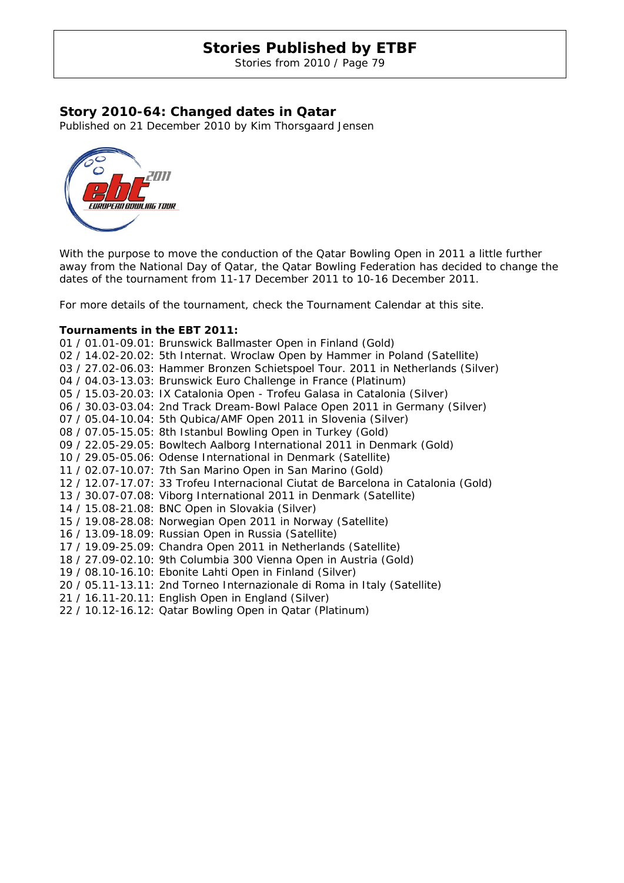## Story 2010-64: Changed dates in Qatar

Published on 21 December 2010 by Kim Thorsgaard Jensen

With the purpose to move the conduction of the Qatar Bowling Open in 2011 a little further away from the National Day of Qatar, the Qatar Bowling Federation has decided to change the dates of the tournament from 11-17 December 2011 to 10-16 December 2011.

For more details of the tournament, check the Tournament Calendar at this site.

**Tournaments in the EBT 2011:**

01 / 01.01-09.01: Brunswick Ballmaster Open in Finland (Gold)
02 / 14.02-20.02: 5th Internat. Wroclaw Open by Hammer in Poland (Satellite)
03 / 27.02-06.03: Hammer Bronzen Schietspoel Tour. 2011 in Netherlands (Silver)
04 / 04.03-13.03: Brunswick Euro Challenge in France (Platinum)
05 / 15.03-20.03: IX Catalonia Open - Trofeu Galasa in Catalonia (Silver)
06 / 30.03-03.04: 2nd Track Dream-Bowl Palace Open 2011 in Germany (Silver)
07 / 05.04-10.04: 5th Qubica/AMF Open 2011 in Slovenia (Silver)
08 / 07.05-15.05: 8th Istanbul Bowling Open in Turkey (Gold)
09 / 22.05-29.05: Bowltech Aalborg International 2011 in Denmark (Gold)
10 / 29.05-05.06: Odense International in Denmark (Satellite)
11 / 02.07-10.07: 7th San Marino Open in San Marino (Gold)
12 / 12.07-17.07: 33 Trofeu Internacional Ciutat de Barcelona in Catalonia (Gold)
13 / 30.07-07.08: Viborg International 2011 in Denmark (Satellite)
14 / 15.08-21.08: BNC Open in Slovakia (Silver)
15 / 19.08-28.08: Norwegian Open 2011 in Norway (Satellite)
16 / 13.09-18.09: Russian Open in Russia (Satellite)
17 / 19.09-25.09: Chandra Open 2011 in Netherlands (Satellite)
18 / 27.09-02.10: 9th Columbia 300 Vienna Open in Austria (Gold)
19 / 08.10-16.10: Ebonite Lahti Open in Finland (Silver)
20 / 05.11-13.11: 2nd Torneo Internazionale di Roma in Italy (Satellite)
21 / 16.11-20.11: English Open in England (Silver)
22 / 10.12-16.12: Qatar Bowling Open in Qatar (Platinum)